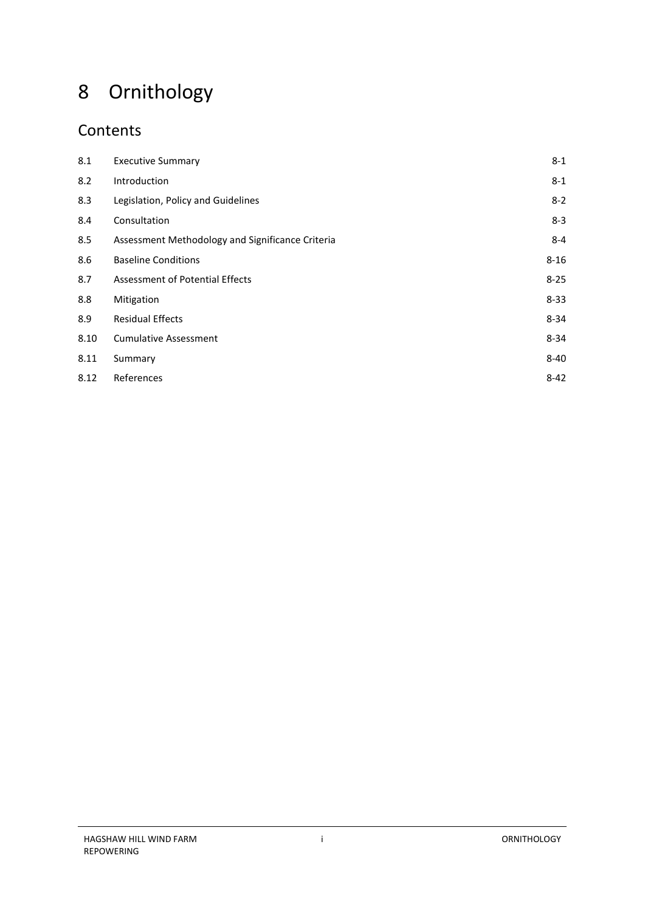# 8 Ornithology

## Contents

| | | |
|---|---|---|
| 8.1 | Executive Summary | 8-1 |
| 8.2 | Introduction | 8-1 |
| 8.3 | Legislation, Policy and Guidelines | 8-2 |
| 8.4 | Consultation | 8-3 |
| 8.5 | Assessment Methodology and Significance Criteria | 8-4 |
| 8.6 | Baseline Conditions | 8-16 |
| 8.7 | Assessment of Potential Effects | 8-25 |
| 8.8 | Mitigation | 8-33 |
| 8.9 | Residual Effects | 8-34 |
| 8.10 | Cumulative Assessment | 8-34 |
| 8.11 | Summary | 8-40 |
| 8.12 | References | 8-42 |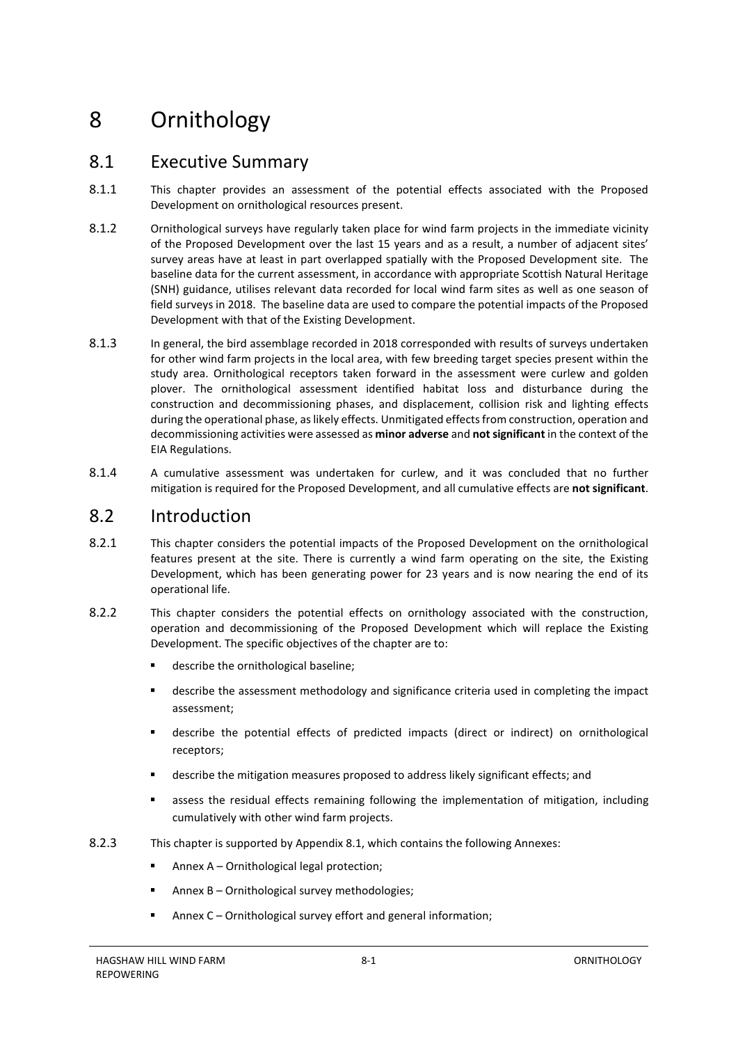# 8 Ornithology

## 8.1 Executive Summary

8.1.1 This chapter provides an assessment of the potential effects associated with the Proposed Development on ornithological resources present.

8.1.2 Ornithological surveys have regularly taken place for wind farm projects in the immediate vicinity of the Proposed Development over the last 15 years and as a result, a number of adjacent sites' survey areas have at least in part overlapped spatially with the Proposed Development site. The baseline data for the current assessment, in accordance with appropriate Scottish Natural Heritage (SNH) guidance, utilises relevant data recorded for local wind farm sites as well as one season of field surveys in 2018. The baseline data are used to compare the potential impacts of the Proposed Development with that of the Existing Development.

8.1.3 In general, the bird assemblage recorded in 2018 corresponded with results of surveys undertaken for other wind farm projects in the local area, with few breeding target species present within the study area. Ornithological receptors taken forward in the assessment were curlew and golden plover. The ornithological assessment identified habitat loss and disturbance during the construction and decommissioning phases, and displacement, collision risk and lighting effects during the operational phase, as likely effects. Unmitigated effects from construction, operation and decommissioning activities were assessed as **minor adverse** and **not significant** in the context of the EIA Regulations.

8.1.4 A cumulative assessment was undertaken for curlew, and it was concluded that no further mitigation is required for the Proposed Development, and all cumulative effects are **not significant**.

## 8.2 Introduction

8.2.1 This chapter considers the potential impacts of the Proposed Development on the ornithological features present at the site. There is currently a wind farm operating on the site, the Existing Development, which has been generating power for 23 years and is now nearing the end of its operational life.

8.2.2 This chapter considers the potential effects on ornithology associated with the construction, operation and decommissioning of the Proposed Development which will replace the Existing Development. The specific objectives of the chapter are to:

- describe the ornithological baseline;
- describe the assessment methodology and significance criteria used in completing the impact assessment;
- describe the potential effects of predicted impacts (direct or indirect) on ornithological receptors;
- describe the mitigation measures proposed to address likely significant effects; and
- assess the residual effects remaining following the implementation of mitigation, including cumulatively with other wind farm projects.

8.2.3 This chapter is supported by Appendix 8.1, which contains the following Annexes:

- Annex A – Ornithological legal protection;
- Annex B – Ornithological survey methodologies;
- Annex C – Ornithological survey effort and general information;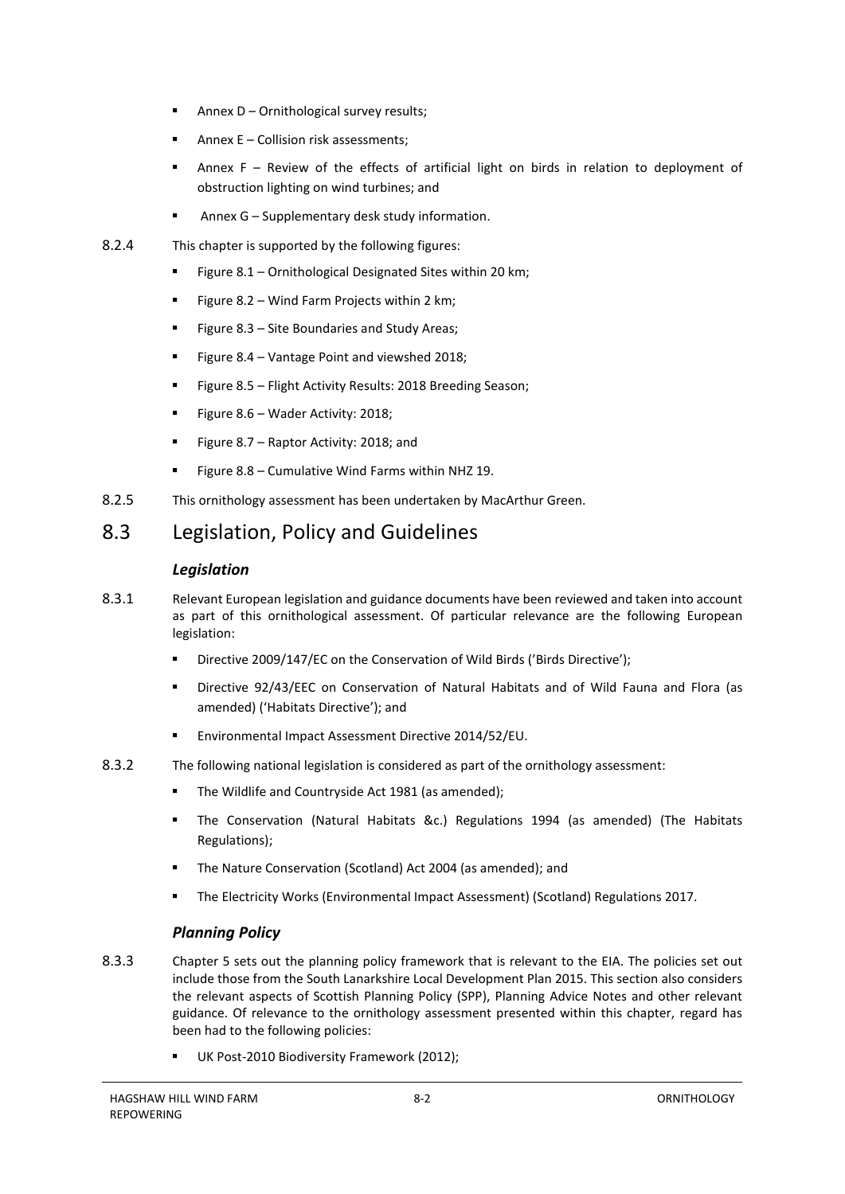- Annex D – Ornithological survey results;
- Annex E – Collision risk assessments;
- Annex F – Review of the effects of artificial light on birds in relation to deployment of obstruction lighting on wind turbines; and
- Annex G – Supplementary desk study information.

8.2.4 This chapter is supported by the following figures:

- Figure 8.1 – Ornithological Designated Sites within 20 km;
- Figure 8.2 – Wind Farm Projects within 2 km;
- Figure 8.3 – Site Boundaries and Study Areas;
- Figure 8.4 – Vantage Point and viewshed 2018;
- Figure 8.5 – Flight Activity Results: 2018 Breeding Season;
- Figure 8.6 – Wader Activity: 2018;
- Figure 8.7 – Raptor Activity: 2018; and
- Figure 8.8 – Cumulative Wind Farms within NHZ 19.

8.2.5 This ornithology assessment has been undertaken by MacArthur Green.

## 8.3 Legislation, Policy and Guidelines

### *Legislation*

8.3.1 Relevant European legislation and guidance documents have been reviewed and taken into account as part of this ornithological assessment. Of particular relevance are the following European legislation:

- Directive 2009/147/EC on the Conservation of Wild Birds ('Birds Directive');
- Directive 92/43/EEC on Conservation of Natural Habitats and of Wild Fauna and Flora (as amended) ('Habitats Directive'); and
- Environmental Impact Assessment Directive 2014/52/EU.

8.3.2 The following national legislation is considered as part of the ornithology assessment:

- The Wildlife and Countryside Act 1981 (as amended);
- The Conservation (Natural Habitats &c.) Regulations 1994 (as amended) (The Habitats Regulations);
- The Nature Conservation (Scotland) Act 2004 (as amended); and
- The Electricity Works (Environmental Impact Assessment) (Scotland) Regulations 2017.

### *Planning Policy*

8.3.3 Chapter 5 sets out the planning policy framework that is relevant to the EIA. The policies set out include those from the South Lanarkshire Local Development Plan 2015. This section also considers the relevant aspects of Scottish Planning Policy (SPP), Planning Advice Notes and other relevant guidance. Of relevance to the ornithology assessment presented within this chapter, regard has been had to the following policies:

- UK Post-2010 Biodiversity Framework (2012);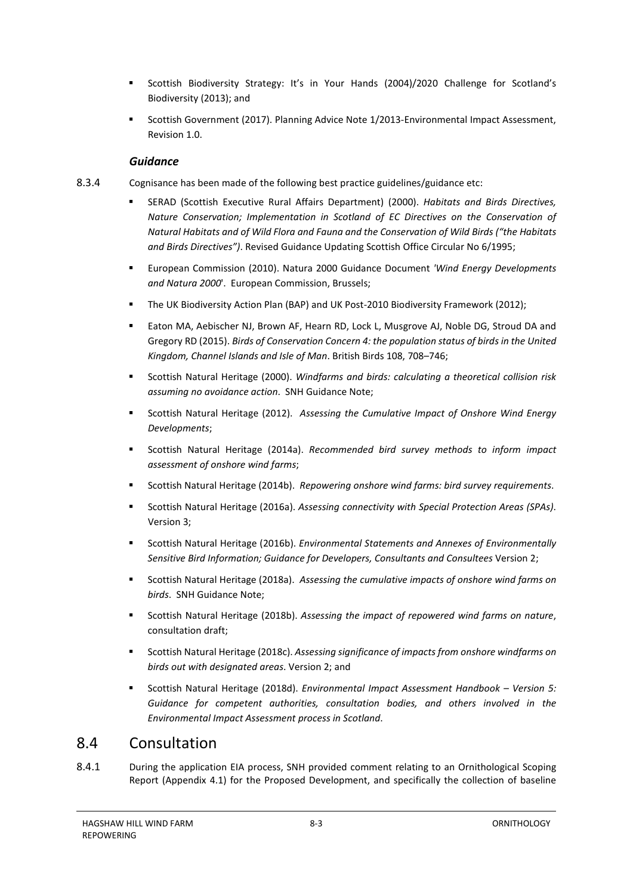- Scottish Biodiversity Strategy: It's in Your Hands (2004)/2020 Challenge for Scotland's Biodiversity (2013); and
- Scottish Government (2017). Planning Advice Note 1/2013-Environmental Impact Assessment, Revision 1.0.

### *Guidance*

8.3.4 Cognisance has been made of the following best practice guidelines/guidance etc:

- SERAD (Scottish Executive Rural Affairs Department) (2000). *Habitats and Birds Directives, Nature Conservation; Implementation in Scotland of EC Directives on the Conservation of Natural Habitats and of Wild Flora and Fauna and the Conservation of Wild Birds ("the Habitats and Birds Directives")*. Revised Guidance Updating Scottish Office Circular No 6/1995;
- European Commission (2010). Natura 2000 Guidance Document *'Wind Energy Developments and Natura 2000*'. European Commission, Brussels;
- The UK Biodiversity Action Plan (BAP) and UK Post-2010 Biodiversity Framework (2012);
- Eaton MA, Aebischer NJ, Brown AF, Hearn RD, Lock L, Musgrove AJ, Noble DG, Stroud DA and Gregory RD (2015). *Birds of Conservation Concern 4: the population status of birds in the United Kingdom, Channel Islands and Isle of Man*. British Birds 108, 708–746;
- Scottish Natural Heritage (2000). *Windfarms and birds: calculating a theoretical collision risk assuming no avoidance action*. SNH Guidance Note;
- Scottish Natural Heritage (2012). *Assessing the Cumulative Impact of Onshore Wind Energy Developments*;
- Scottish Natural Heritage (2014a). *Recommended bird survey methods to inform impact assessment of onshore wind farms*;
- Scottish Natural Heritage (2014b). *Repowering onshore wind farms: bird survey requirements*.
- Scottish Natural Heritage (2016a). *Assessing connectivity with Special Protection Areas (SPAs)*. Version 3;
- Scottish Natural Heritage (2016b). *Environmental Statements and Annexes of Environmentally Sensitive Bird Information; Guidance for Developers, Consultants and Consultees* Version 2;
- Scottish Natural Heritage (2018a). *Assessing the cumulative impacts of onshore wind farms on birds*. SNH Guidance Note;
- Scottish Natural Heritage (2018b). *Assessing the impact of repowered wind farms on nature*, consultation draft;
- Scottish Natural Heritage (2018c). *Assessing significance of impacts from onshore windfarms on birds out with designated areas*. Version 2; and
- Scottish Natural Heritage (2018d). *Environmental Impact Assessment Handbook – Version 5: Guidance for competent authorities, consultation bodies, and others involved in the Environmental Impact Assessment process in Scotland*.

## 8.4 Consultation

8.4.1 During the application EIA process, SNH provided comment relating to an Ornithological Scoping Report (Appendix 4.1) for the Proposed Development, and specifically the collection of baseline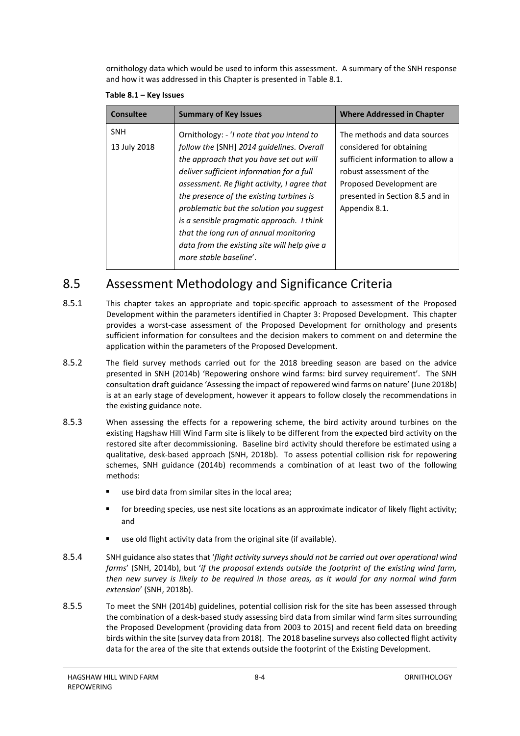ornithology data which would be used to inform this assessment. A summary of the SNH response and how it was addressed in this Chapter is presented in Table 8.1.

**Table 8.1 – Key Issues**

| Consultee | Summary of Key Issues | Where Addressed in Chapter |
|---|---|---|
| SNH<br>13 July 2018 | Ornithology: - '*I note that you intend to follow the* [SNH] *2014 guidelines. Overall the approach that you have set out will deliver sufficient information for a full assessment. Re flight activity, I agree that the presence of the existing turbines is problematic but the solution you suggest is a sensible pragmatic approach. I think that the long run of annual monitoring data from the existing site will help give a more stable baseline*'. | The methods and data sources considered for obtaining sufficient information to allow a robust assessment of the Proposed Development are presented in Section 8.5 and in Appendix 8.1. |

## 8.5 Assessment Methodology and Significance Criteria

8.5.1 This chapter takes an appropriate and topic-specific approach to assessment of the Proposed Development within the parameters identified in Chapter 3: Proposed Development. This chapter provides a worst-case assessment of the Proposed Development for ornithology and presents sufficient information for consultees and the decision makers to comment on and determine the application within the parameters of the Proposed Development.

8.5.2 The field survey methods carried out for the 2018 breeding season are based on the advice presented in SNH (2014b) 'Repowering onshore wind farms: bird survey requirement'. The SNH consultation draft guidance 'Assessing the impact of repowered wind farms on nature' (June 2018b) is at an early stage of development, however it appears to follow closely the recommendations in the existing guidance note.

8.5.3 When assessing the effects for a repowering scheme, the bird activity around turbines on the existing Hagshaw Hill Wind Farm site is likely to be different from the expected bird activity on the restored site after decommissioning. Baseline bird activity should therefore be estimated using a qualitative, desk-based approach (SNH, 2018b). To assess potential collision risk for repowering schemes, SNH guidance (2014b) recommends a combination of at least two of the following methods:

- use bird data from similar sites in the local area;
- for breeding species, use nest site locations as an approximate indicator of likely flight activity; and
- use old flight activity data from the original site (if available).

8.5.4 SNH guidance also states that '*flight activity surveys should not be carried out over operational wind farms*' (SNH, 2014b), but '*if the proposal extends outside the footprint of the existing wind farm, then new survey is likely to be required in those areas, as it would for any normal wind farm extension*' (SNH, 2018b).

8.5.5 To meet the SNH (2014b) guidelines, potential collision risk for the site has been assessed through the combination of a desk-based study assessing bird data from similar wind farm sites surrounding the Proposed Development (providing data from 2003 to 2015) and recent field data on breeding birds within the site (survey data from 2018). The 2018 baseline surveys also collected flight activity data for the area of the site that extends outside the footprint of the Existing Development.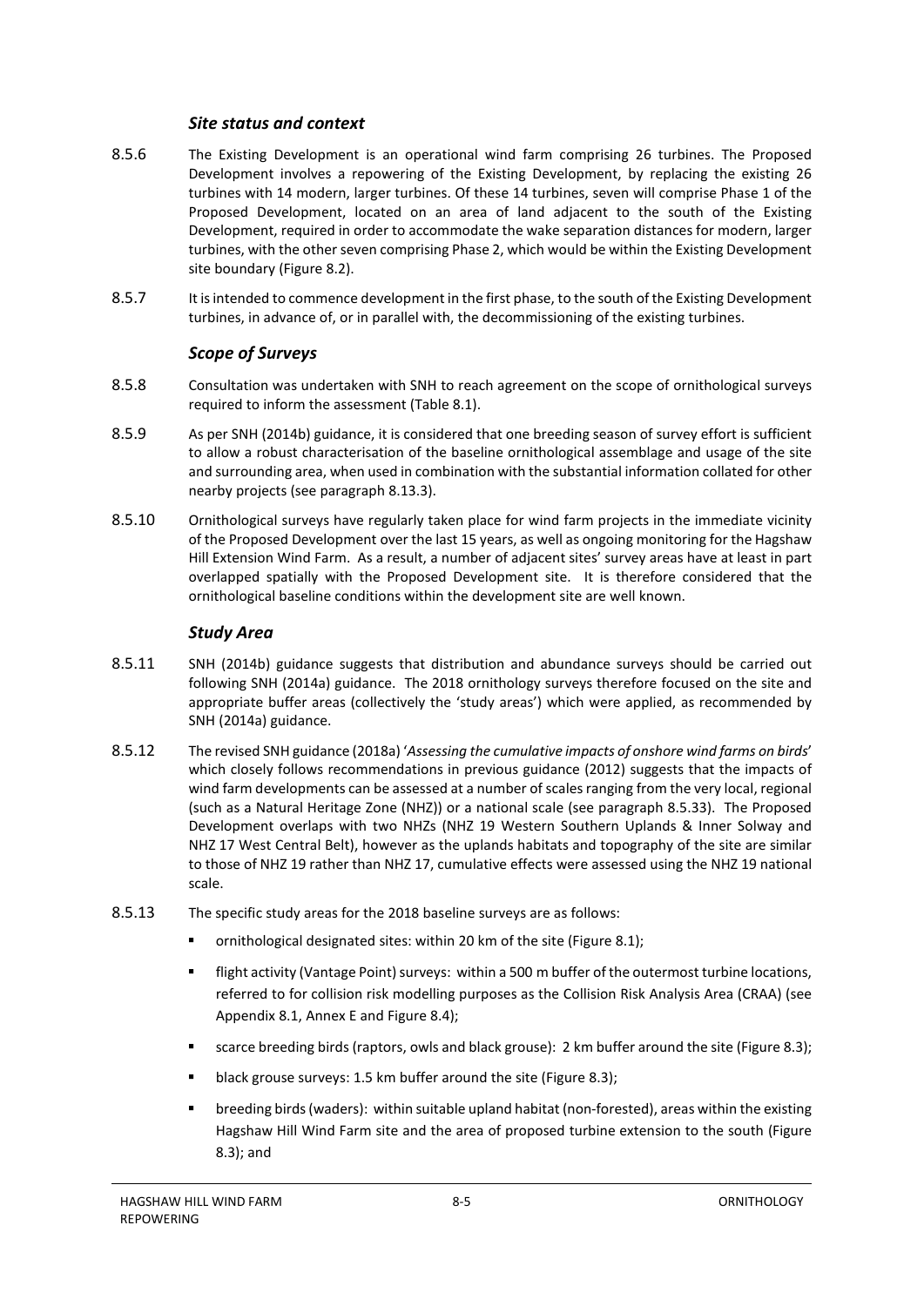### *Site status and context*

8.5.6 The Existing Development is an operational wind farm comprising 26 turbines. The Proposed Development involves a repowering of the Existing Development, by replacing the existing 26 turbines with 14 modern, larger turbines. Of these 14 turbines, seven will comprise Phase 1 of the Proposed Development, located on an area of land adjacent to the south of the Existing Development, required in order to accommodate the wake separation distances for modern, larger turbines, with the other seven comprising Phase 2, which would be within the Existing Development site boundary (Figure 8.2).

8.5.7 It is intended to commence development in the first phase, to the south of the Existing Development turbines, in advance of, or in parallel with, the decommissioning of the existing turbines.

### *Scope of Surveys*

8.5.8 Consultation was undertaken with SNH to reach agreement on the scope of ornithological surveys required to inform the assessment (Table 8.1).

8.5.9 As per SNH (2014b) guidance, it is considered that one breeding season of survey effort is sufficient to allow a robust characterisation of the baseline ornithological assemblage and usage of the site and surrounding area, when used in combination with the substantial information collated for other nearby projects (see paragraph 8.13.3).

8.5.10 Ornithological surveys have regularly taken place for wind farm projects in the immediate vicinity of the Proposed Development over the last 15 years, as well as ongoing monitoring for the Hagshaw Hill Extension Wind Farm. As a result, a number of adjacent sites' survey areas have at least in part overlapped spatially with the Proposed Development site. It is therefore considered that the ornithological baseline conditions within the development site are well known.

### *Study Area*

8.5.11 SNH (2014b) guidance suggests that distribution and abundance surveys should be carried out following SNH (2014a) guidance. The 2018 ornithology surveys therefore focused on the site and appropriate buffer areas (collectively the 'study areas') which were applied, as recommended by SNH (2014a) guidance.

8.5.12 The revised SNH guidance (2018a) '*Assessing the cumulative impacts of onshore wind farms on birds*' which closely follows recommendations in previous guidance (2012) suggests that the impacts of wind farm developments can be assessed at a number of scales ranging from the very local, regional (such as a Natural Heritage Zone (NHZ)) or a national scale (see paragraph 8.5.33). The Proposed Development overlaps with two NHZs (NHZ 19 Western Southern Uplands & Inner Solway and NHZ 17 West Central Belt), however as the uplands habitats and topography of the site are similar to those of NHZ 19 rather than NHZ 17, cumulative effects were assessed using the NHZ 19 national scale.

8.5.13 The specific study areas for the 2018 baseline surveys are as follows:

- ornithological designated sites: within 20 km of the site (Figure 8.1);
- flight activity (Vantage Point) surveys: within a 500 m buffer of the outermost turbine locations, referred to for collision risk modelling purposes as the Collision Risk Analysis Area (CRAA) (see Appendix 8.1, Annex E and Figure 8.4);
- scarce breeding birds (raptors, owls and black grouse): 2 km buffer around the site (Figure 8.3);
- black grouse surveys: 1.5 km buffer around the site (Figure 8.3);
- breeding birds (waders): within suitable upland habitat (non-forested), areas within the existing Hagshaw Hill Wind Farm site and the area of proposed turbine extension to the south (Figure 8.3); and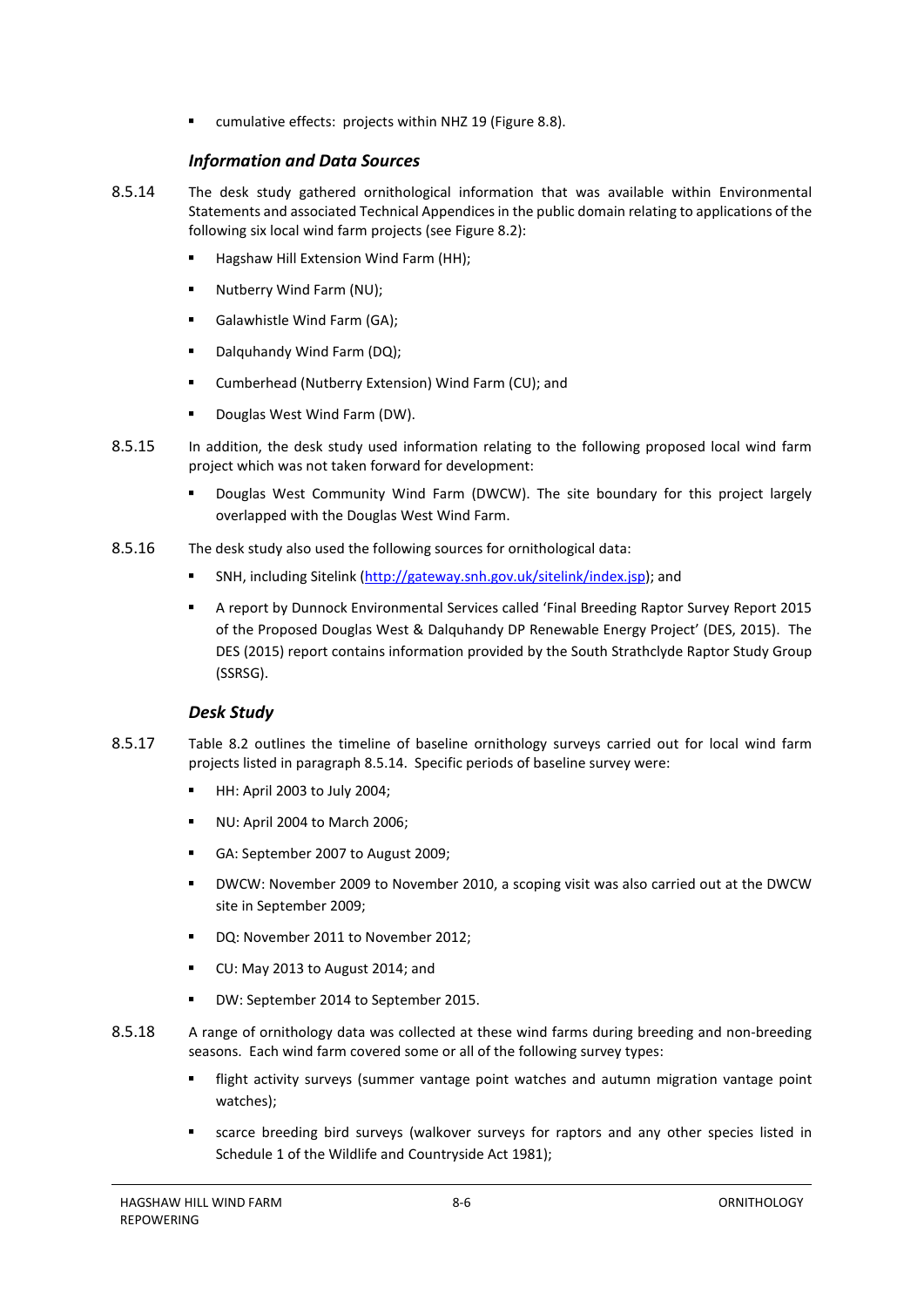- cumulative effects: projects within NHZ 19 (Figure 8.8).

### *Information and Data Sources*

8.5.14 The desk study gathered ornithological information that was available within Environmental Statements and associated Technical Appendices in the public domain relating to applications of the following six local wind farm projects (see Figure 8.2):

- Hagshaw Hill Extension Wind Farm (HH);
- Nutberry Wind Farm (NU);
- Galawhistle Wind Farm (GA);
- Dalquhandy Wind Farm (DQ);
- Cumberhead (Nutberry Extension) Wind Farm (CU); and
- Douglas West Wind Farm (DW).

8.5.15 In addition, the desk study used information relating to the following proposed local wind farm project which was not taken forward for development:

- Douglas West Community Wind Farm (DWCW). The site boundary for this project largely overlapped with the Douglas West Wind Farm.

8.5.16 The desk study also used the following sources for ornithological data:

- SNH, including Sitelink (http://gateway.snh.gov.uk/sitelink/index.jsp); and
- A report by Dunnock Environmental Services called 'Final Breeding Raptor Survey Report 2015 of the Proposed Douglas West & Dalquhandy DP Renewable Energy Project' (DES, 2015). The DES (2015) report contains information provided by the South Strathclyde Raptor Study Group (SSRSG).

### *Desk Study*

8.5.17 Table 8.2 outlines the timeline of baseline ornithology surveys carried out for local wind farm projects listed in paragraph 8.5.14. Specific periods of baseline survey were:

- HH: April 2003 to July 2004;
- NU: April 2004 to March 2006;
- GA: September 2007 to August 2009;
- DWCW: November 2009 to November 2010, a scoping visit was also carried out at the DWCW site in September 2009;
- DQ: November 2011 to November 2012;
- CU: May 2013 to August 2014; and
- DW: September 2014 to September 2015.

8.5.18 A range of ornithology data was collected at these wind farms during breeding and non-breeding seasons. Each wind farm covered some or all of the following survey types:

- flight activity surveys (summer vantage point watches and autumn migration vantage point watches);
- scarce breeding bird surveys (walkover surveys for raptors and any other species listed in Schedule 1 of the Wildlife and Countryside Act 1981);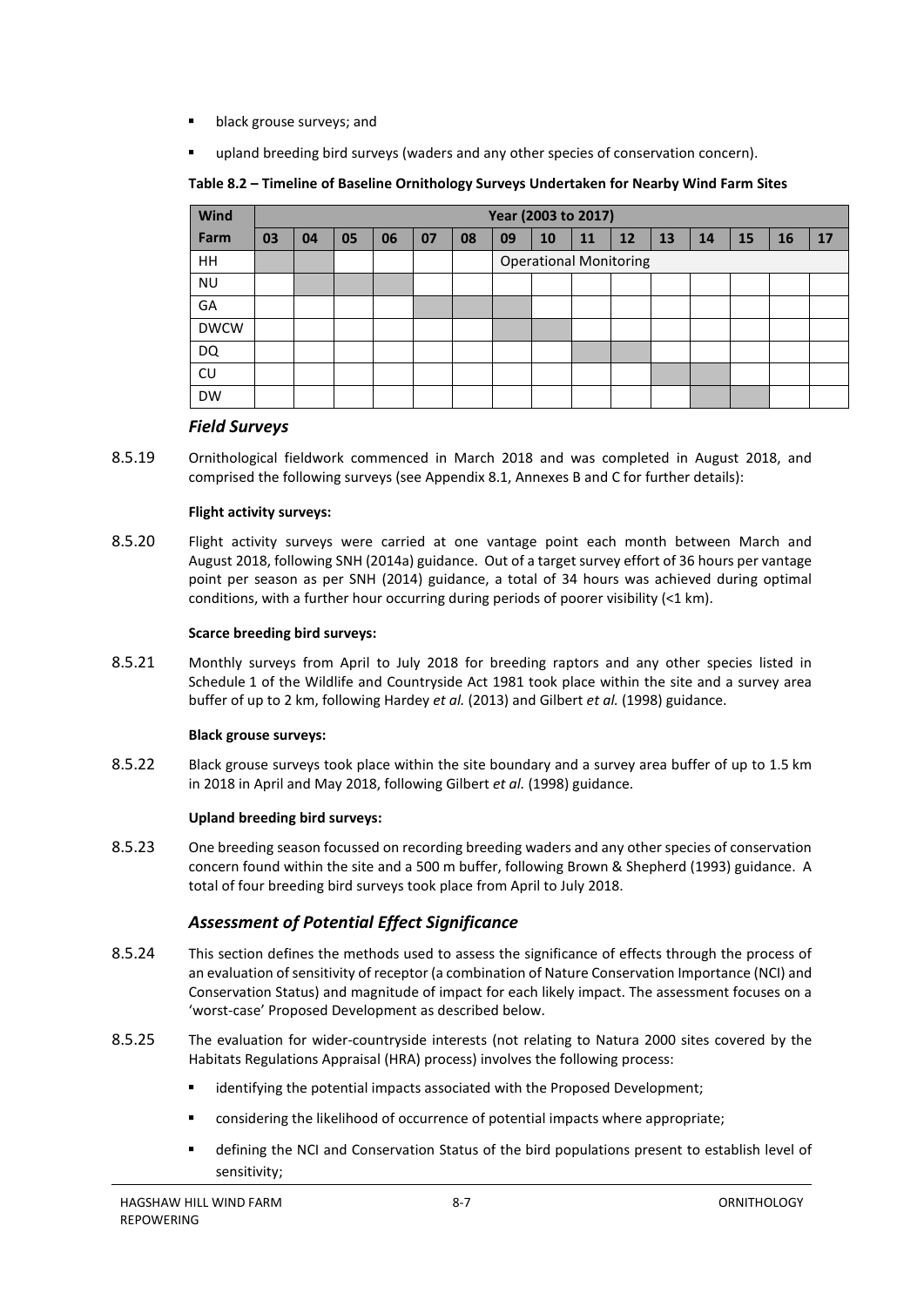- black grouse surveys; and
- upland breeding bird surveys (waders and any other species of conservation concern).

**Table 8.2 – Timeline of Baseline Ornithology Surveys Undertaken for Nearby Wind Farm Sites**

Shaded cells in the source table are shown as ■.

| Wind Farm | Year (2003 to 2017) | | | | | | | | | | | | | | |
|---|---|---|---|---|---|---|---|---|---|---|---|---|---|---|---|
| | **03** | **04** | **05** | **06** | **07** | **08** | **09** | **10** | **11** | **12** | **13** | **14** | **15** | **16** | **17** |
| HH | ■ | ■ | | | | | Operational Monitoring | | | | | | | | |
| NU | | ■ | ■ | ■ | | | | | | | | | | | |
| GA | | | | | ■ | ■ | ■ | | | | | | | | |
| DWCW | | | | | | | ■ | ■ | | | | | | | |
| DQ | | | | | | | | | ■ | ■ | | | | | |
| CU | | | | | | | | | | | ■ | ■ | | | |
| DW | | | | | | | | | | | | ■ | ■ | | |

### *Field Surveys*

8.5.19 Ornithological fieldwork commenced in March 2018 and was completed in August 2018, and comprised the following surveys (see Appendix 8.1, Annexes B and C for further details):

**Flight activity surveys:**

8.5.20 Flight activity surveys were carried at one vantage point each month between March and August 2018, following SNH (2014a) guidance. Out of a target survey effort of 36 hours per vantage point per season as per SNH (2014) guidance, a total of 34 hours was achieved during optimal conditions, with a further hour occurring during periods of poorer visibility (<1 km).

**Scarce breeding bird surveys:**

8.5.21 Monthly surveys from April to July 2018 for breeding raptors and any other species listed in Schedule 1 of the Wildlife and Countryside Act 1981 took place within the site and a survey area buffer of up to 2 km, following Hardey *et al.* (2013) and Gilbert *et al.* (1998) guidance.

**Black grouse surveys:**

8.5.22 Black grouse surveys took place within the site boundary and a survey area buffer of up to 1.5 km in 2018 in April and May 2018, following Gilbert *et al.* (1998) guidance.

**Upland breeding bird surveys:**

8.5.23 One breeding season focussed on recording breeding waders and any other species of conservation concern found within the site and a 500 m buffer, following Brown & Shepherd (1993) guidance. A total of four breeding bird surveys took place from April to July 2018.

### *Assessment of Potential Effect Significance*

8.5.24 This section defines the methods used to assess the significance of effects through the process of an evaluation of sensitivity of receptor (a combination of Nature Conservation Importance (NCI) and Conservation Status) and magnitude of impact for each likely impact. The assessment focuses on a 'worst-case' Proposed Development as described below.

8.5.25 The evaluation for wider-countryside interests (not relating to Natura 2000 sites covered by the Habitats Regulations Appraisal (HRA) process) involves the following process:

- identifying the potential impacts associated with the Proposed Development;
- considering the likelihood of occurrence of potential impacts where appropriate;
- defining the NCI and Conservation Status of the bird populations present to establish level of sensitivity;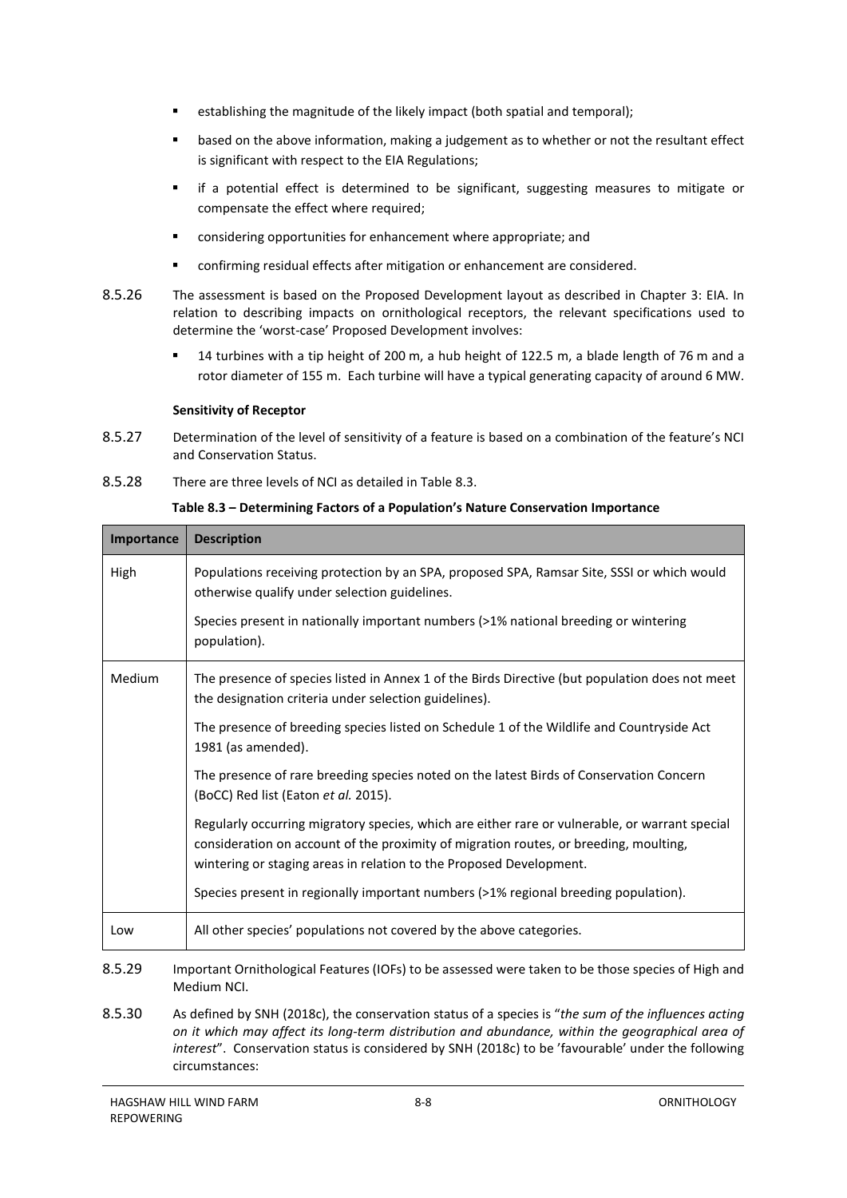- establishing the magnitude of the likely impact (both spatial and temporal);
- based on the above information, making a judgement as to whether or not the resultant effect is significant with respect to the EIA Regulations;
- if a potential effect is determined to be significant, suggesting measures to mitigate or compensate the effect where required;
- considering opportunities for enhancement where appropriate; and
- confirming residual effects after mitigation or enhancement are considered.

8.5.26 The assessment is based on the Proposed Development layout as described in Chapter 3: EIA. In relation to describing impacts on ornithological receptors, the relevant specifications used to determine the 'worst-case' Proposed Development involves:

- 14 turbines with a tip height of 200 m, a hub height of 122.5 m, a blade length of 76 m and a rotor diameter of 155 m. Each turbine will have a typical generating capacity of around 6 MW.

**Sensitivity of Receptor**

8.5.27 Determination of the level of sensitivity of a feature is based on a combination of the feature's NCI and Conservation Status.

8.5.28 There are three levels of NCI as detailed in Table 8.3.

**Table 8.3 – Determining Factors of a Population's Nature Conservation Importance**

| Importance | Description |
|---|---|
| High | Populations receiving protection by an SPA, proposed SPA, Ramsar Site, SSSI or which would otherwise qualify under selection guidelines.<br><br>Species present in nationally important numbers (>1% national breeding or wintering population). |
| Medium | The presence of species listed in Annex 1 of the Birds Directive (but population does not meet the designation criteria under selection guidelines).<br><br>The presence of breeding species listed on Schedule 1 of the Wildlife and Countryside Act 1981 (as amended).<br><br>The presence of rare breeding species noted on the latest Birds of Conservation Concern (BoCC) Red list (Eaton *et al.* 2015).<br><br>Regularly occurring migratory species, which are either rare or vulnerable, or warrant special consideration on account of the proximity of migration routes, or breeding, moulting, wintering or staging areas in relation to the Proposed Development.<br><br>Species present in regionally important numbers (>1% regional breeding population). |
| Low | All other species' populations not covered by the above categories. |

8.5.29 Important Ornithological Features (IOFs) to be assessed were taken to be those species of High and Medium NCI.

8.5.30 As defined by SNH (2018c), the conservation status of a species is "*the sum of the influences acting on it which may affect its long-term distribution and abundance, within the geographical area of interest*". Conservation status is considered by SNH (2018c) to be 'favourable' under the following circumstances: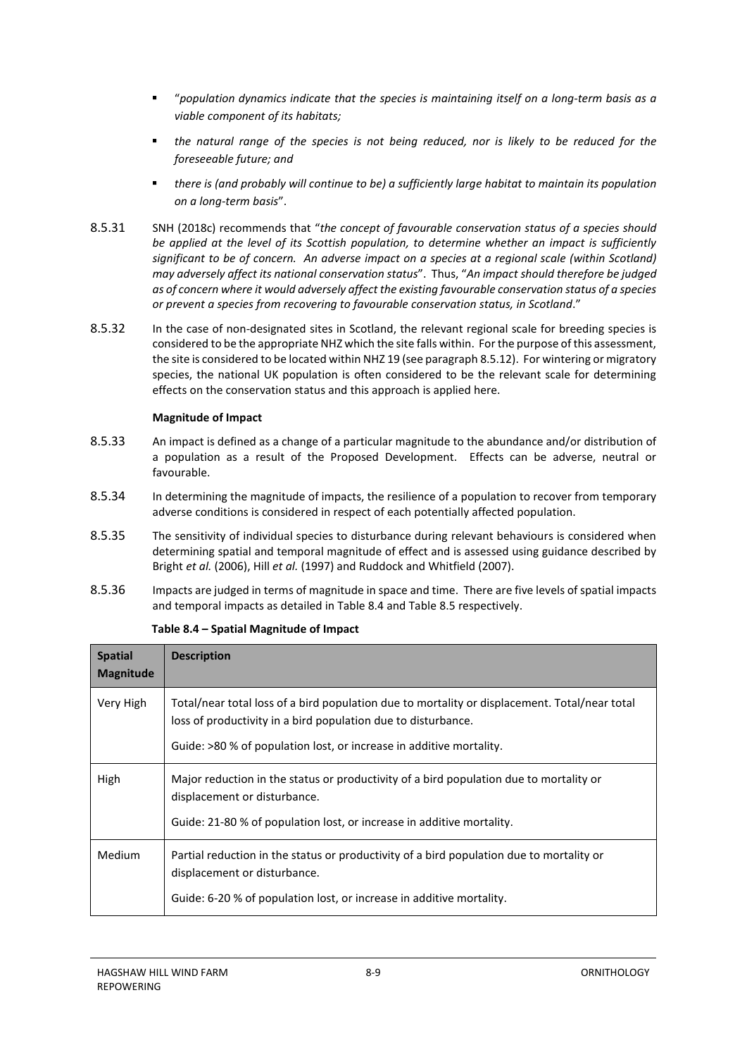- "*population dynamics indicate that the species is maintaining itself on a long-term basis as a viable component of its habitats;*
- *the natural range of the species is not being reduced, nor is likely to be reduced for the foreseeable future; and*
- *there is (and probably will continue to be) a sufficiently large habitat to maintain its population on a long-term basis*".

8.5.31 SNH (2018c) recommends that "*the concept of favourable conservation status of a species should be applied at the level of its Scottish population, to determine whether an impact is sufficiently significant to be of concern. An adverse impact on a species at a regional scale (within Scotland) may adversely affect its national conservation status*". Thus, "*An impact should therefore be judged as of concern where it would adversely affect the existing favourable conservation status of a species or prevent a species from recovering to favourable conservation status, in Scotland*."

8.5.32 In the case of non-designated sites in Scotland, the relevant regional scale for breeding species is considered to be the appropriate NHZ which the site falls within. For the purpose of this assessment, the site is considered to be located within NHZ 19 (see paragraph 8.5.12). For wintering or migratory species, the national UK population is often considered to be the relevant scale for determining effects on the conservation status and this approach is applied here.

**Magnitude of Impact**

8.5.33 An impact is defined as a change of a particular magnitude to the abundance and/or distribution of a population as a result of the Proposed Development. Effects can be adverse, neutral or favourable.

8.5.34 In determining the magnitude of impacts, the resilience of a population to recover from temporary adverse conditions is considered in respect of each potentially affected population.

8.5.35 The sensitivity of individual species to disturbance during relevant behaviours is considered when determining spatial and temporal magnitude of effect and is assessed using guidance described by Bright *et al.* (2006), Hill *et al.* (1997) and Ruddock and Whitfield (2007).

8.5.36 Impacts are judged in terms of magnitude in space and time. There are five levels of spatial impacts and temporal impacts as detailed in Table 8.4 and Table 8.5 respectively.

**Table 8.4 – Spatial Magnitude of Impact**

| Spatial Magnitude | Description |
|---|---|
| Very High | Total/near total loss of a bird population due to mortality or displacement. Total/near total loss of productivity in a bird population due to disturbance.<br><br>Guide: >80 % of population lost, or increase in additive mortality. |
| High | Major reduction in the status or productivity of a bird population due to mortality or displacement or disturbance.<br><br>Guide: 21-80 % of population lost, or increase in additive mortality. |
| Medium | Partial reduction in the status or productivity of a bird population due to mortality or displacement or disturbance.<br><br>Guide: 6-20 % of population lost, or increase in additive mortality. |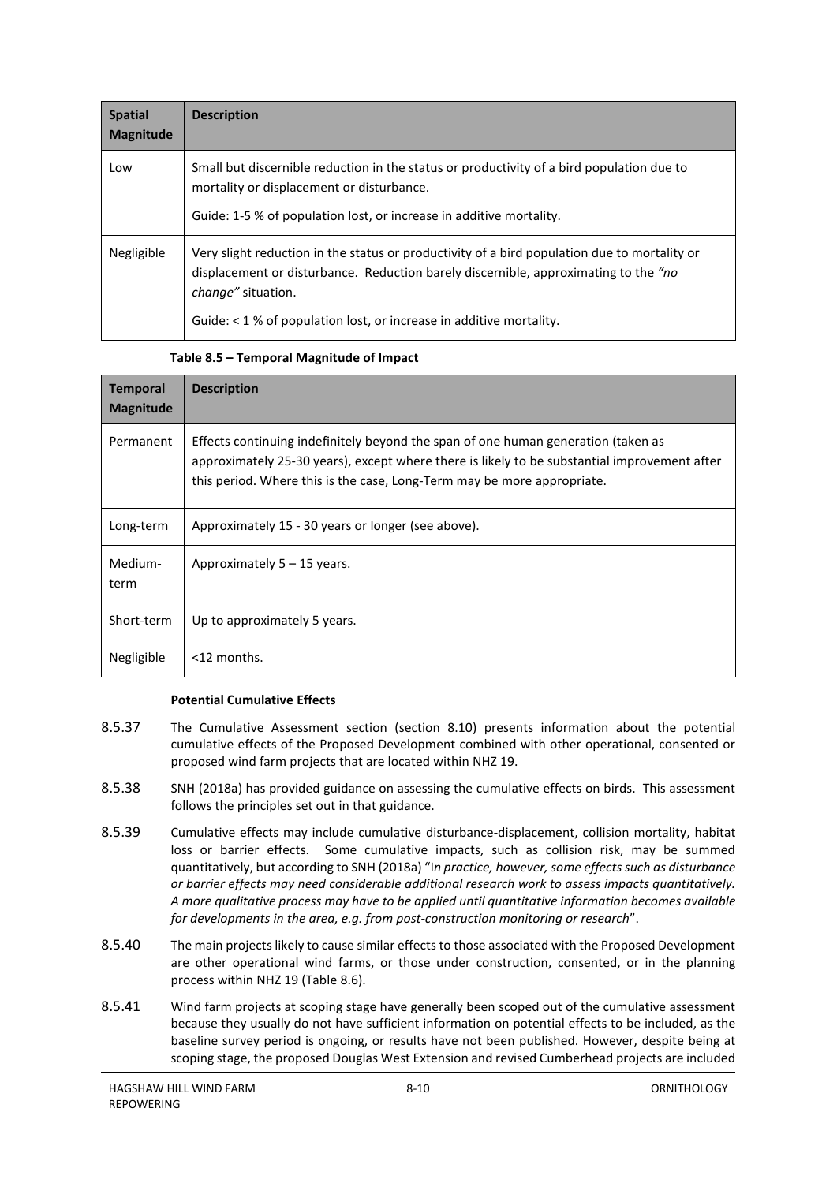| Spatial Magnitude | Description |
|---|---|
| Low | Small but discernible reduction in the status or productivity of a bird population due to mortality or displacement or disturbance.<br><br>Guide: 1-5 % of population lost, or increase in additive mortality. |
| Negligible | Very slight reduction in the status or productivity of a bird population due to mortality or displacement or disturbance. Reduction barely discernible, approximating to the *"no change"* situation.<br><br>Guide: < 1 % of population lost, or increase in additive mortality. |

**Table 8.5 – Temporal Magnitude of Impact**

| Temporal Magnitude | Description |
|---|---|
| Permanent | Effects continuing indefinitely beyond the span of one human generation (taken as approximately 25-30 years), except where there is likely to be substantial improvement after this period. Where this is the case, Long-Term may be more appropriate. |
| Long-term | Approximately 15 - 30 years or longer (see above). |
| Medium-term | Approximately 5 – 15 years. |
| Short-term | Up to approximately 5 years. |
| Negligible | <12 months. |

**Potential Cumulative Effects**

8.5.37 The Cumulative Assessment section (section 8.10) presents information about the potential cumulative effects of the Proposed Development combined with other operational, consented or proposed wind farm projects that are located within NHZ 19.

8.5.38 SNH (2018a) has provided guidance on assessing the cumulative effects on birds. This assessment follows the principles set out in that guidance.

8.5.39 Cumulative effects may include cumulative disturbance-displacement, collision mortality, habitat loss or barrier effects. Some cumulative impacts, such as collision risk, may be summed quantitatively, but according to SNH (2018a) "I*n practice, however, some effects such as disturbance or barrier effects may need considerable additional research work to assess impacts quantitatively. A more qualitative process may have to be applied until quantitative information becomes available for developments in the area, e.g. from post-construction monitoring or research*".

8.5.40 The main projects likely to cause similar effects to those associated with the Proposed Development are other operational wind farms, or those under construction, consented, or in the planning process within NHZ 19 (Table 8.6).

8.5.41 Wind farm projects at scoping stage have generally been scoped out of the cumulative assessment because they usually do not have sufficient information on potential effects to be included, as the baseline survey period is ongoing, or results have not been published. However, despite being at scoping stage, the proposed Douglas West Extension and revised Cumberhead projects are included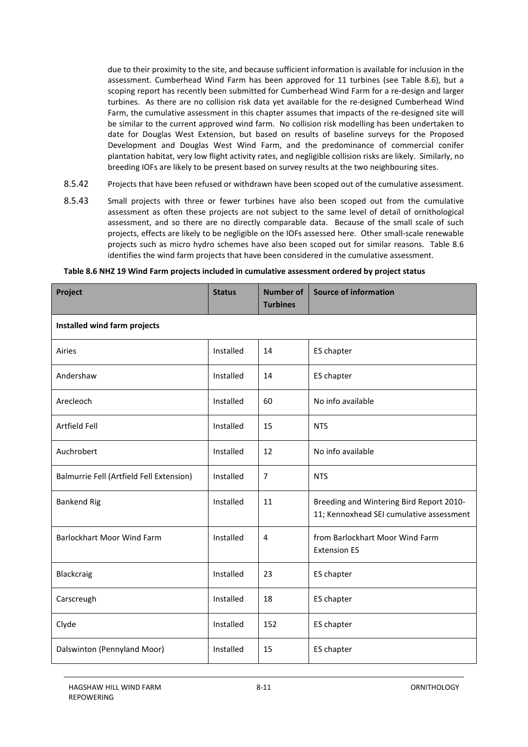due to their proximity to the site, and because sufficient information is available for inclusion in the assessment. Cumberhead Wind Farm has been approved for 11 turbines (see Table 8.6), but a scoping report has recently been submitted for Cumberhead Wind Farm for a re-design and larger turbines. As there are no collision risk data yet available for the re-designed Cumberhead Wind Farm, the cumulative assessment in this chapter assumes that impacts of the re-designed site will be similar to the current approved wind farm. No collision risk modelling has been undertaken to date for Douglas West Extension, but based on results of baseline surveys for the Proposed Development and Douglas West Wind Farm, and the predominance of commercial conifer plantation habitat, very low flight activity rates, and negligible collision risks are likely. Similarly, no breeding IOFs are likely to be present based on survey results at the two neighbouring sites.

8.5.42 Projects that have been refused or withdrawn have been scoped out of the cumulative assessment.

8.5.43 Small projects with three or fewer turbines have also been scoped out from the cumulative assessment as often these projects are not subject to the same level of detail of ornithological assessment, and so there are no directly comparable data. Because of the small scale of such projects, effects are likely to be negligible on the IOFs assessed here. Other small-scale renewable projects such as micro hydro schemes have also been scoped out for similar reasons. Table 8.6 identifies the wind farm projects that have been considered in the cumulative assessment.

**Table 8.6 NHZ 19 Wind Farm projects included in cumulative assessment ordered by project status**

| Project | Status | Number of Turbines | Source of information |
|---|---|---|---|
| **Installed wind farm projects** | | | |
| Airies | Installed | 14 | ES chapter |
| Andershaw | Installed | 14 | ES chapter |
| Arecleoch | Installed | 60 | No info available |
| Artfield Fell | Installed | 15 | NTS |
| Auchrobert | Installed | 12 | No info available |
| Balmurrie Fell (Artfield Fell Extension) | Installed | 7 | NTS |
| Bankend Rig | Installed | 11 | Breeding and Wintering Bird Report 2010-11; Kennoxhead SEI cumulative assessment |
| Barlockhart Moor Wind Farm | Installed | 4 | from Barlockhart Moor Wind Farm Extension ES |
| Blackcraig | Installed | 23 | ES chapter |
| Carscreugh | Installed | 18 | ES chapter |
| Clyde | Installed | 152 | ES chapter |
| Dalswinton (Pennyland Moor) | Installed | 15 | ES chapter |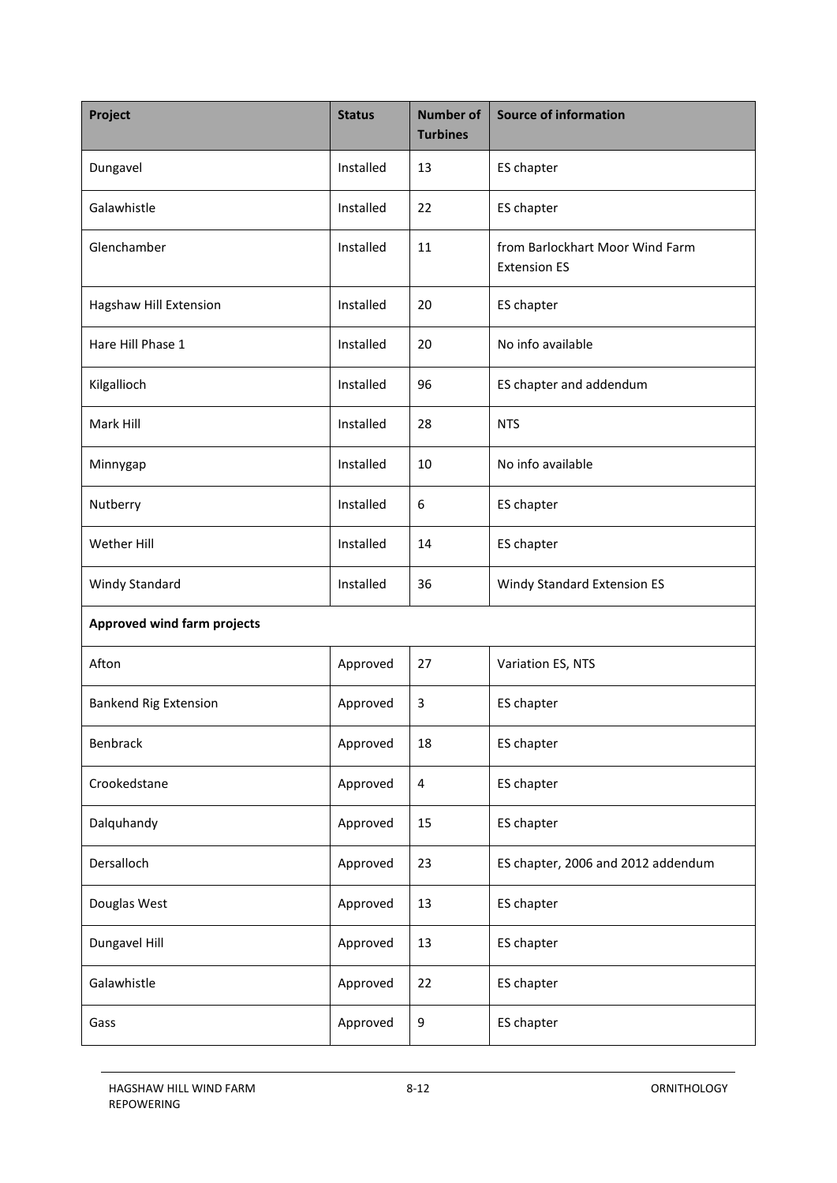| Project | Status | Number of Turbines | Source of information |
|---|---|---|---|
| Dungavel | Installed | 13 | ES chapter |
| Galawhistle | Installed | 22 | ES chapter |
| Glenchamber | Installed | 11 | from Barlockhart Moor Wind Farm Extension ES |
| Hagshaw Hill Extension | Installed | 20 | ES chapter |
| Hare Hill Phase 1 | Installed | 20 | No info available |
| Kilgallioch | Installed | 96 | ES chapter and addendum |
| Mark Hill | Installed | 28 | NTS |
| Minnygap | Installed | 10 | No info available |
| Nutberry | Installed | 6 | ES chapter |
| Wether Hill | Installed | 14 | ES chapter |
| Windy Standard | Installed | 36 | Windy Standard Extension ES |
| **Approved wind farm projects** | | | |
| Afton | Approved | 27 | Variation ES, NTS |
| Bankend Rig Extension | Approved | 3 | ES chapter |
| Benbrack | Approved | 18 | ES chapter |
| Crookedstane | Approved | 4 | ES chapter |
| Dalquhandy | Approved | 15 | ES chapter |
| Dersalloch | Approved | 23 | ES chapter, 2006 and 2012 addendum |
| Douglas West | Approved | 13 | ES chapter |
| Dungavel Hill | Approved | 13 | ES chapter |
| Galawhistle | Approved | 22 | ES chapter |
| Gass | Approved | 9 | ES chapter |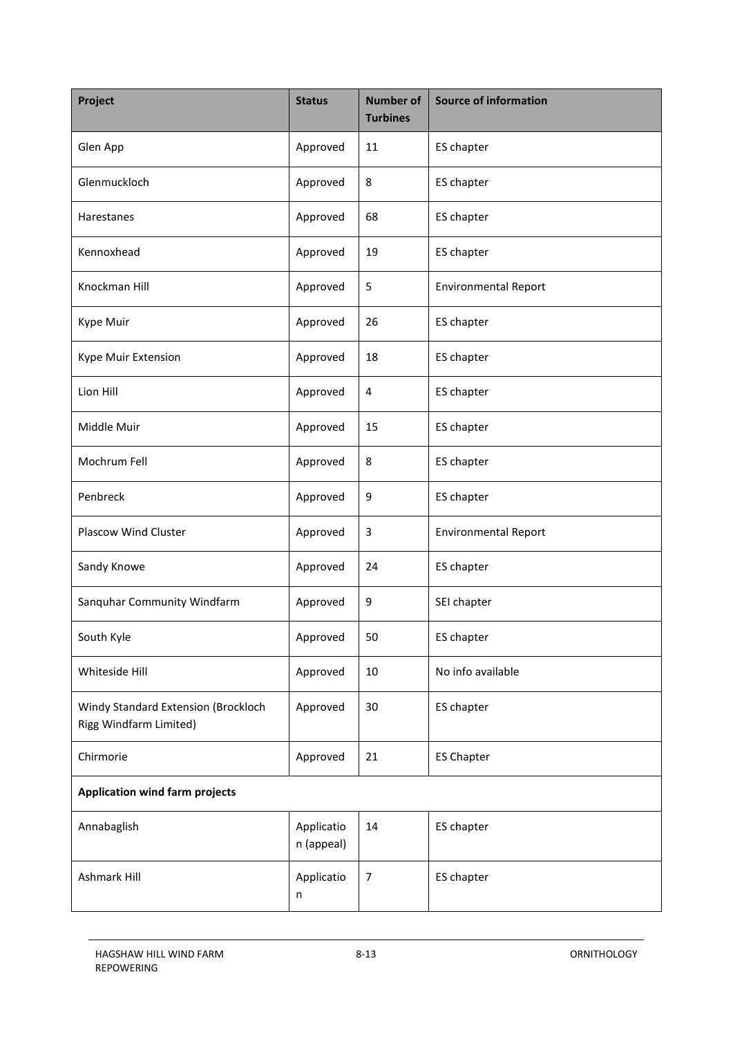| Project | Status | Number of Turbines | Source of information |
|---|---|---|---|
| Glen App | Approved | 11 | ES chapter |
| Glenmuckloch | Approved | 8 | ES chapter |
| Harestanes | Approved | 68 | ES chapter |
| Kennoxhead | Approved | 19 | ES chapter |
| Knockman Hill | Approved | 5 | Environmental Report |
| Kype Muir | Approved | 26 | ES chapter |
| Kype Muir Extension | Approved | 18 | ES chapter |
| Lion Hill | Approved | 4 | ES chapter |
| Middle Muir | Approved | 15 | ES chapter |
| Mochrum Fell | Approved | 8 | ES chapter |
| Penbreck | Approved | 9 | ES chapter |
| Plascow Wind Cluster | Approved | 3 | Environmental Report |
| Sandy Knowe | Approved | 24 | ES chapter |
| Sanquhar Community Windfarm | Approved | 9 | SEI chapter |
| South Kyle | Approved | 50 | ES chapter |
| Whiteside Hill | Approved | 10 | No info available |
| Windy Standard Extension (Brockloch Rigg Windfarm Limited) | Approved | 30 | ES chapter |
| Chirmorie | Approved | 21 | ES Chapter |
| **Application wind farm projects** | | | |
| Annabaglish | Application (appeal) | 14 | ES chapter |
| Ashmark Hill | Application | 7 | ES chapter |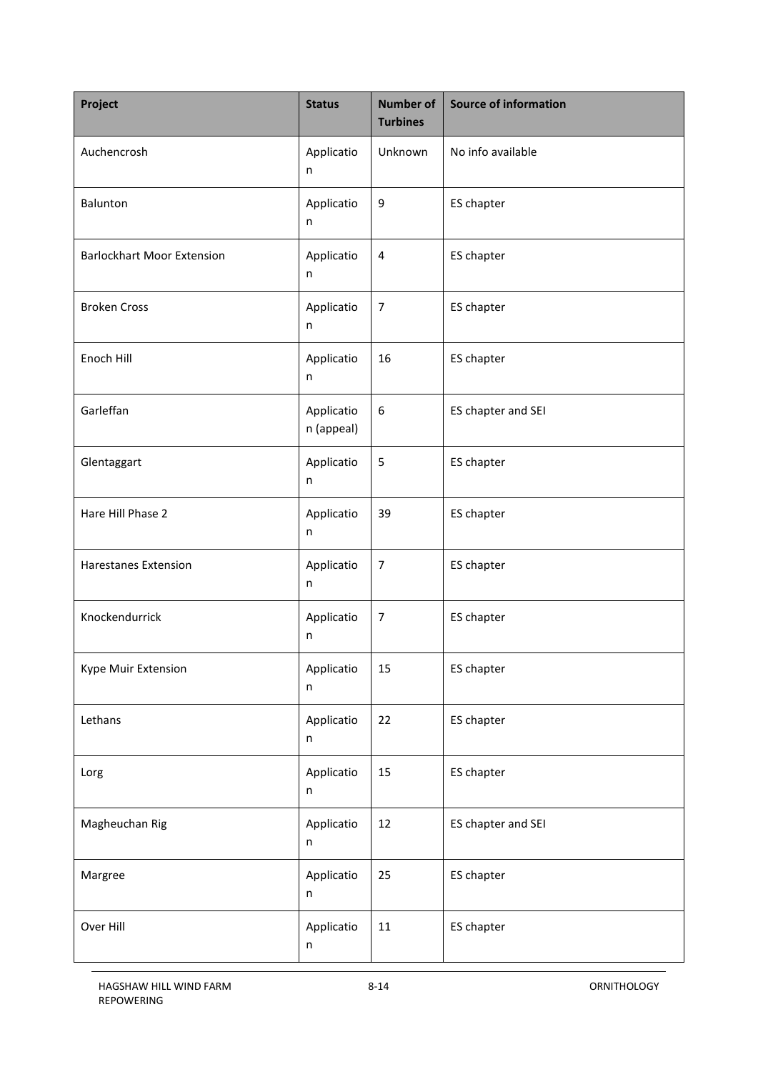| Project | Status | Number of Turbines | Source of information |
| --- | --- | --- | --- |
| Auchencrosh | Application | Unknown | No info available |
| Balunton | Application | 9 | ES chapter |
| Barlockhart Moor Extension | Application | 4 | ES chapter |
| Broken Cross | Application | 7 | ES chapter |
| Enoch Hill | Application | 16 | ES chapter |
| Garleffan | Application (appeal) | 6 | ES chapter and SEI |
| Glentaggart | Application | 5 | ES chapter |
| Hare Hill Phase 2 | Application | 39 | ES chapter |
| Harestanes Extension | Application | 7 | ES chapter |
| Knockendurrick | Application | 7 | ES chapter |
| Kype Muir Extension | Application | 15 | ES chapter |
| Lethans | Application | 22 | ES chapter |
| Lorg | Application | 15 | ES chapter |
| Magheuchan Rig | Application | 12 | ES chapter and SEI |
| Margree | Application | 25 | ES chapter |
| Over Hill | Application | 11 | ES chapter |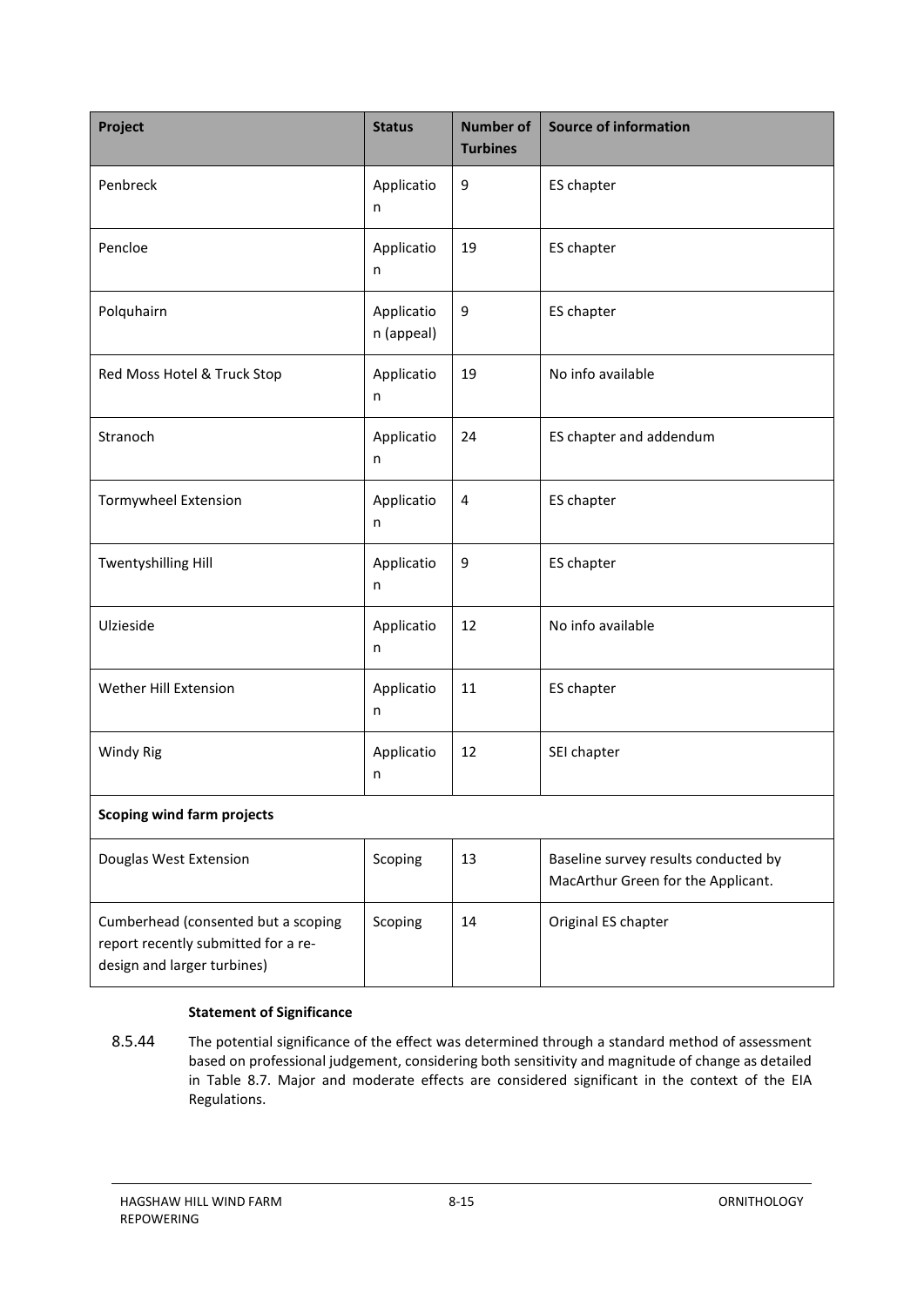| Project | Status | Number of Turbines | Source of information |
|---|---|---|---|
| Penbreck | Application | 9 | ES chapter |
| Pencloe | Application | 19 | ES chapter |
| Polquhairn | Application (appeal) | 9 | ES chapter |
| Red Moss Hotel & Truck Stop | Application | 19 | No info available |
| Stranoch | Application | 24 | ES chapter and addendum |
| Tormywheel Extension | Application | 4 | ES chapter |
| Twentyshilling Hill | Application | 9 | ES chapter |
| Ulzieside | Application | 12 | No info available |
| Wether Hill Extension | Application | 11 | ES chapter |
| Windy Rig | Application | 12 | SEI chapter |
| **Scoping wind farm projects** | | | |
| Douglas West Extension | Scoping | 13 | Baseline survey results conducted by MacArthur Green for the Applicant. |
| Cumberhead (consented but a scoping report recently submitted for a re-design and larger turbines) | Scoping | 14 | Original ES chapter |

**Statement of Significance**

8.5.44 The potential significance of the effect was determined through a standard method of assessment based on professional judgement, considering both sensitivity and magnitude of change as detailed in Table 8.7. Major and moderate effects are considered significant in the context of the EIA Regulations.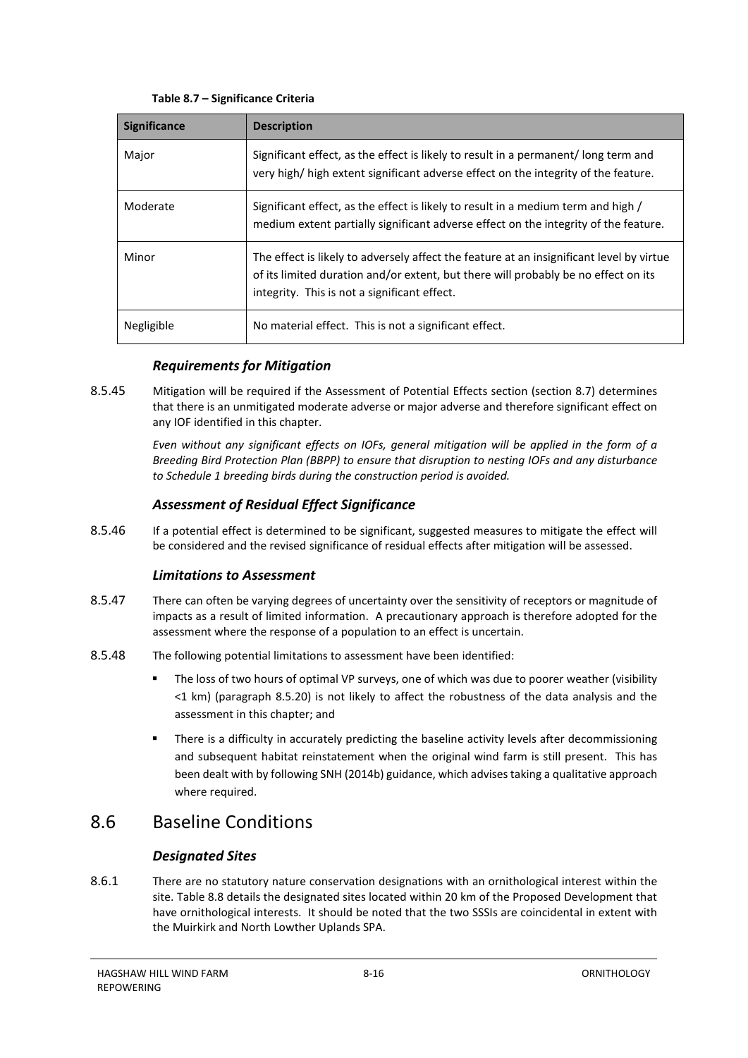**Table 8.7 – Significance Criteria**

| Significance | Description |
|---|---|
| Major | Significant effect, as the effect is likely to result in a permanent/ long term and very high/ high extent significant adverse effect on the integrity of the feature. |
| Moderate | Significant effect, as the effect is likely to result in a medium term and high / medium extent partially significant adverse effect on the integrity of the feature. |
| Minor | The effect is likely to adversely affect the feature at an insignificant level by virtue of its limited duration and/or extent, but there will probably be no effect on its integrity. This is not a significant effect. |
| Negligible | No material effect. This is not a significant effect. |

### *Requirements for Mitigation*

8.5.45 Mitigation will be required if the Assessment of Potential Effects section (section 8.7) determines that there is an unmitigated moderate adverse or major adverse and therefore significant effect on any IOF identified in this chapter.

*Even without any significant effects on IOFs, general mitigation will be applied in the form of a Breeding Bird Protection Plan (BBPP) to ensure that disruption to nesting IOFs and any disturbance to Schedule 1 breeding birds during the construction period is avoided.*

### *Assessment of Residual Effect Significance*

8.5.46 If a potential effect is determined to be significant, suggested measures to mitigate the effect will be considered and the revised significance of residual effects after mitigation will be assessed.

### *Limitations to Assessment*

8.5.47 There can often be varying degrees of uncertainty over the sensitivity of receptors or magnitude of impacts as a result of limited information. A precautionary approach is therefore adopted for the assessment where the response of a population to an effect is uncertain.

8.5.48 The following potential limitations to assessment have been identified:

- The loss of two hours of optimal VP surveys, one of which was due to poorer weather (visibility <1 km) (paragraph 8.5.20) is not likely to affect the robustness of the data analysis and the assessment in this chapter; and
- There is a difficulty in accurately predicting the baseline activity levels after decommissioning and subsequent habitat reinstatement when the original wind farm is still present. This has been dealt with by following SNH (2014b) guidance, which advises taking a qualitative approach where required.

## 8.6 Baseline Conditions

### *Designated Sites*

8.6.1 There are no statutory nature conservation designations with an ornithological interest within the site. Table 8.8 details the designated sites located within 20 km of the Proposed Development that have ornithological interests. It should be noted that the two SSSIs are coincidental in extent with the Muirkirk and North Lowther Uplands SPA.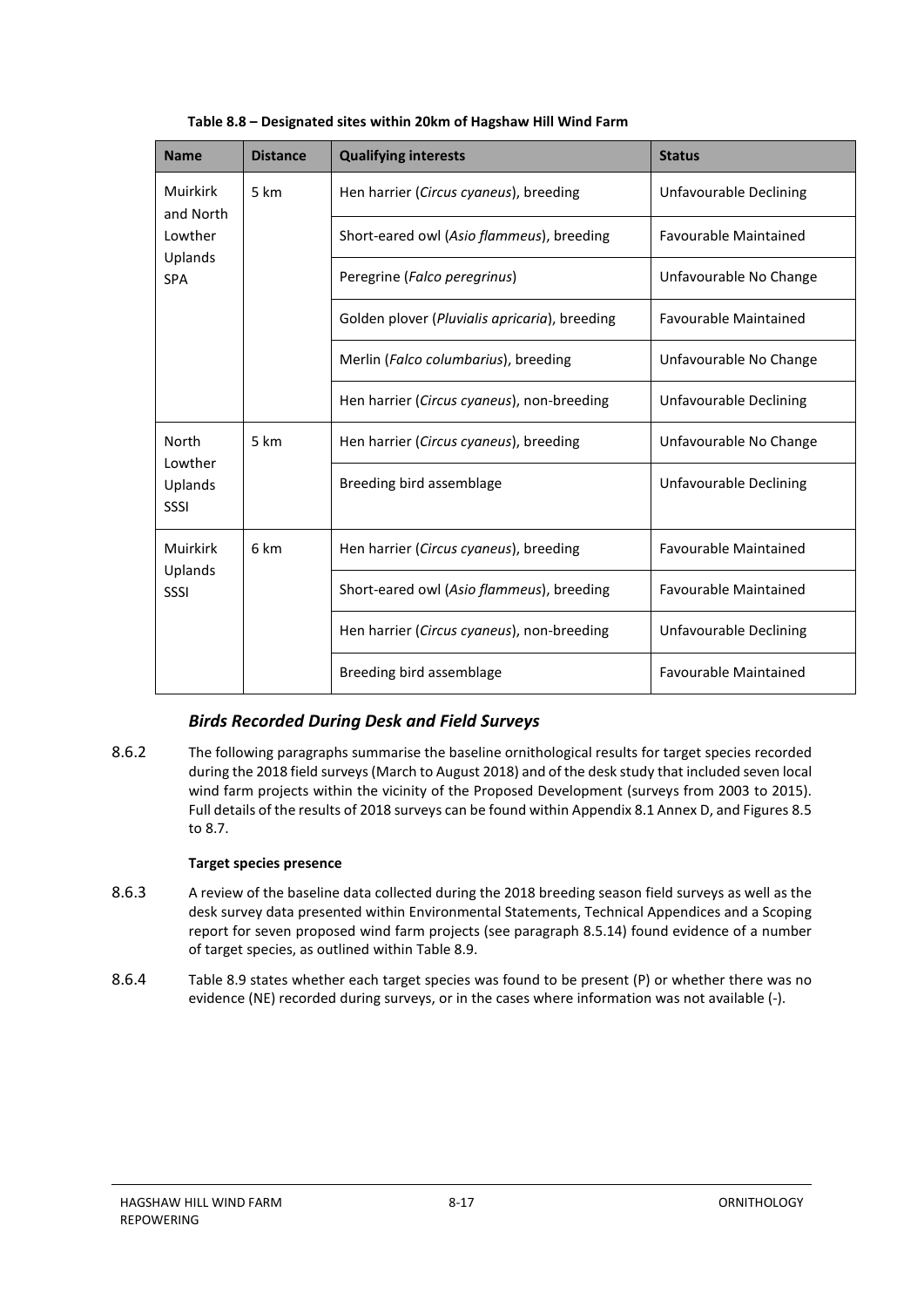**Table 8.8 – Designated sites within 20km of Hagshaw Hill Wind Farm**

| Name | Distance | Qualifying interests | Status |
|---|---|---|---|
| Muirkirk and North Lowther Uplands SPA | 5 km | Hen harrier (*Circus cyaneus*), breeding | Unfavourable Declining |
| | | Short-eared owl (*Asio flammeus*), breeding | Favourable Maintained |
| | | Peregrine (*Falco peregrinus*) | Unfavourable No Change |
| | | Golden plover (*Pluvialis apricaria*), breeding | Favourable Maintained |
| | | Merlin (*Falco columbarius*), breeding | Unfavourable No Change |
| | | Hen harrier (*Circus cyaneus*), non-breeding | Unfavourable Declining |
| North Lowther Uplands SSSI | 5 km | Hen harrier (*Circus cyaneus*), breeding | Unfavourable No Change |
| | | Breeding bird assemblage | Unfavourable Declining |
| Muirkirk Uplands SSSI | 6 km | Hen harrier (*Circus cyaneus*), breeding | Favourable Maintained |
| | | Short-eared owl (*Asio flammeus*), breeding | Favourable Maintained |
| | | Hen harrier (*Circus cyaneus*), non-breeding | Unfavourable Declining |
| | | Breeding bird assemblage | Favourable Maintained |

### *Birds Recorded During Desk and Field Surveys*

8.6.2 The following paragraphs summarise the baseline ornithological results for target species recorded during the 2018 field surveys (March to August 2018) and of the desk study that included seven local wind farm projects within the vicinity of the Proposed Development (surveys from 2003 to 2015). Full details of the results of 2018 surveys can be found within Appendix 8.1 Annex D, and Figures 8.5 to 8.7.

**Target species presence**

8.6.3 A review of the baseline data collected during the 2018 breeding season field surveys as well as the desk survey data presented within Environmental Statements, Technical Appendices and a Scoping report for seven proposed wind farm projects (see paragraph 8.5.14) found evidence of a number of target species, as outlined within Table 8.9.

8.6.4 Table 8.9 states whether each target species was found to be present (P) or whether there was no evidence (NE) recorded during surveys, or in the cases where information was not available (-).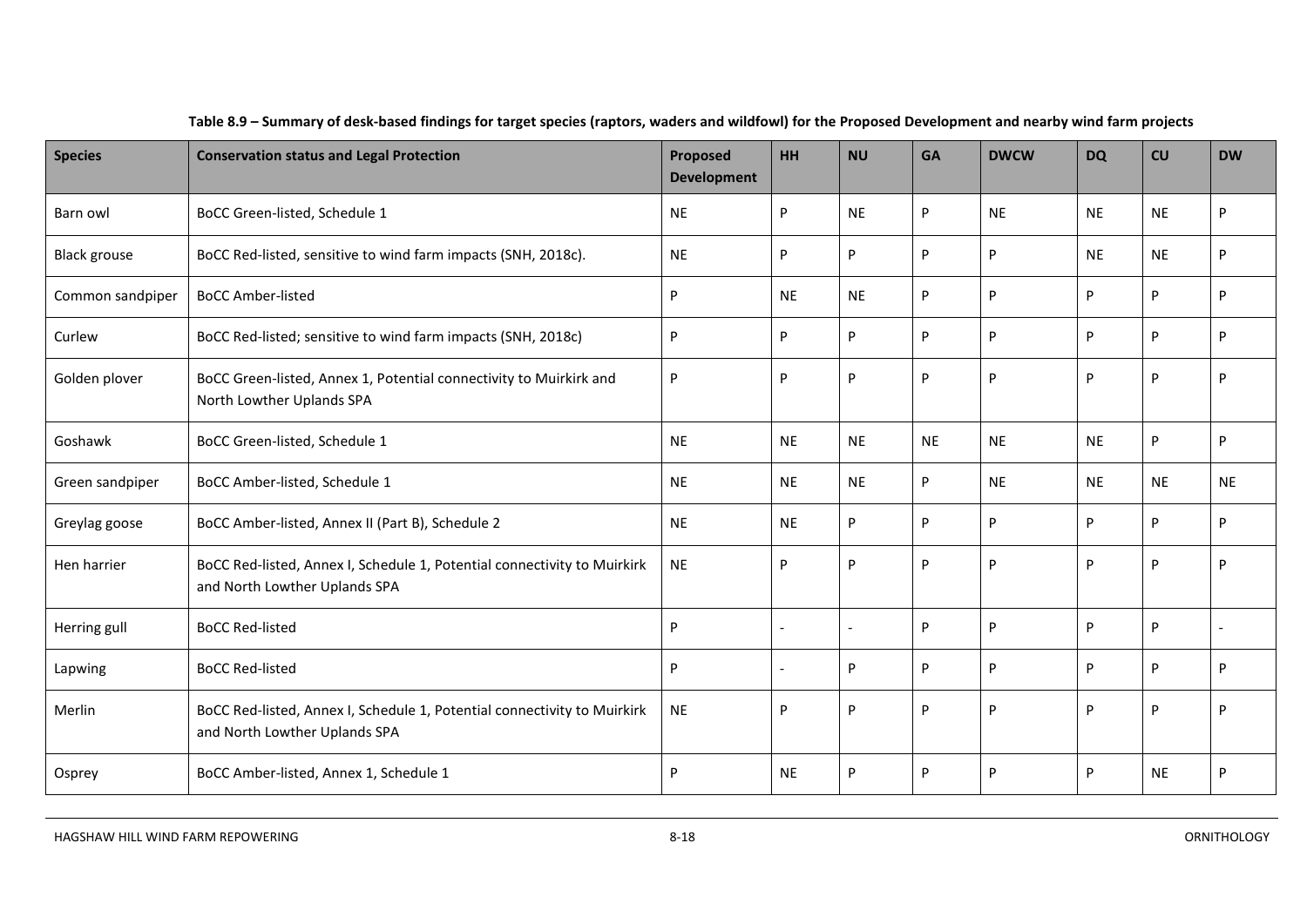**Table 8.9 – Summary of desk-based findings for target species (raptors, waders and wildfowl) for the Proposed Development and nearby wind farm projects**

| Species | Conservation status and Legal Protection | Proposed Development | HH | NU | GA | DWCW | DQ | CU | DW |
|---|---|---|---|---|---|---|---|---|---|
| Barn owl | BoCC Green-listed, Schedule 1 | NE | P | NE | P | NE | NE | NE | P |
| Black grouse | BoCC Red-listed, sensitive to wind farm impacts (SNH, 2018c). | NE | P | P | P | P | NE | NE | P |
| Common sandpiper | BoCC Amber-listed | P | NE | NE | P | P | P | P | P |
| Curlew | BoCC Red-listed; sensitive to wind farm impacts (SNH, 2018c) | P | P | P | P | P | P | P | P |
| Golden plover | BoCC Green-listed, Annex 1, Potential connectivity to Muirkirk and North Lowther Uplands SPA | P | P | P | P | P | P | P | P |
| Goshawk | BoCC Green-listed, Schedule 1 | NE | NE | NE | NE | NE | NE | P | P |
| Green sandpiper | BoCC Amber-listed, Schedule 1 | NE | NE | NE | P | NE | NE | NE | NE |
| Greylag goose | BoCC Amber-listed, Annex II (Part B), Schedule 2 | NE | NE | P | P | P | P | P | P |
| Hen harrier | BoCC Red-listed, Annex I, Schedule 1, Potential connectivity to Muirkirk and North Lowther Uplands SPA | NE | P | P | P | P | P | P | P |
| Herring gull | BoCC Red-listed | P | - | - | P | P | P | P | - |
| Lapwing | BoCC Red-listed | P | - | P | P | P | P | P | P |
| Merlin | BoCC Red-listed, Annex I, Schedule 1, Potential connectivity to Muirkirk and North Lowther Uplands SPA | NE | P | P | P | P | P | P | P |
| Osprey | BoCC Amber-listed, Annex 1, Schedule 1 | P | NE | P | P | P | P | NE | P |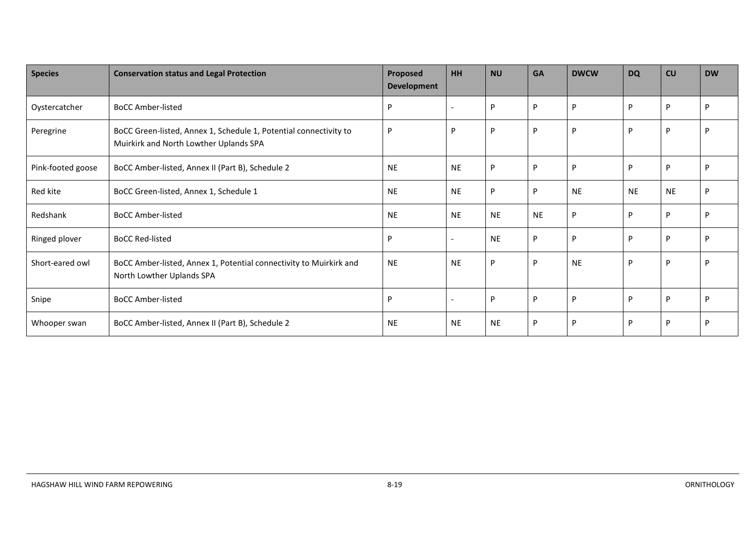| Species | Conservation status and Legal Protection | Proposed Development | HH | NU | GA | DWCW | DQ | CU | DW |
|---|---|---|---|---|---|---|---|---|---|
| Oystercatcher | BoCC Amber-listed | P | - | P | P | P | P | P | P |
| Peregrine | BoCC Green-listed, Annex 1, Schedule 1, Potential connectivity to Muirkirk and North Lowther Uplands SPA | P | P | P | P | P | P | P | P |
| Pink-footed goose | BoCC Amber-listed, Annex II (Part B), Schedule 2 | NE | NE | P | P | P | P | P | P |
| Red kite | BoCC Green-listed, Annex 1, Schedule 1 | NE | NE | P | P | NE | NE | NE | P |
| Redshank | BoCC Amber-listed | NE | NE | NE | NE | P | P | P | P |
| Ringed plover | BoCC Red-listed | P | - | NE | P | P | P | P | P |
| Short-eared owl | BoCC Amber-listed, Annex 1, Potential connectivity to Muirkirk and North Lowther Uplands SPA | NE | NE | P | P | NE | P | P | P |
| Snipe | BoCC Amber-listed | P | - | P | P | P | P | P | P |
| Whooper swan | BoCC Amber-listed, Annex II (Part B), Schedule 2 | NE | NE | NE | P | P | P | P | P |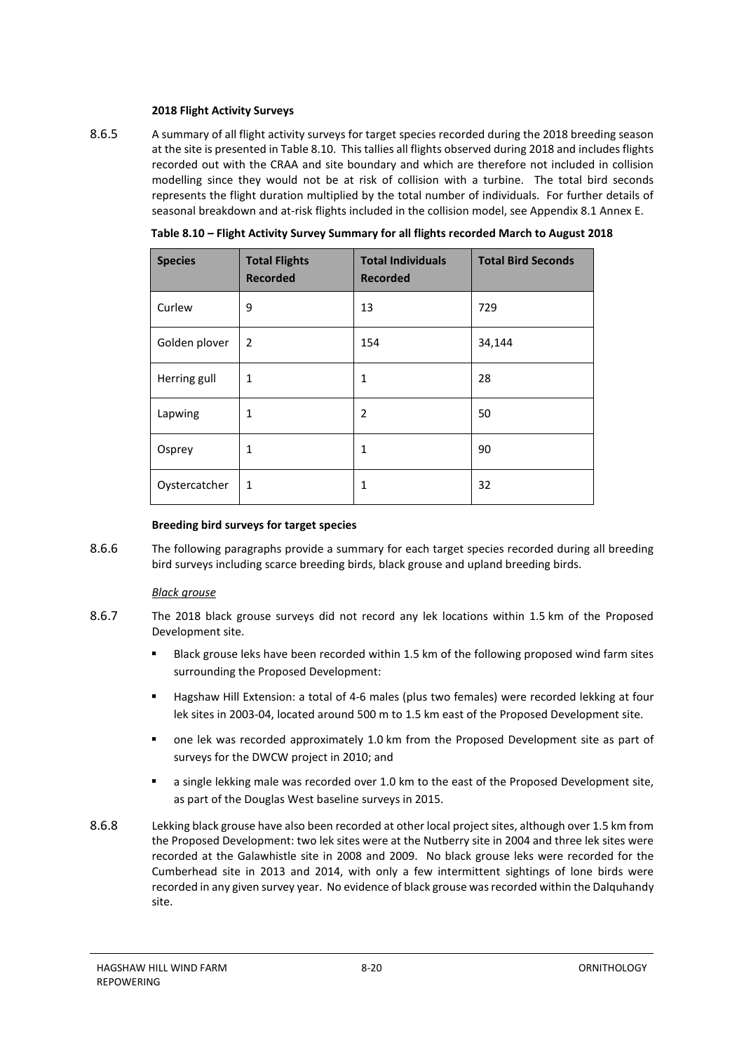**2018 Flight Activity Surveys**

8.6.5 A summary of all flight activity surveys for target species recorded during the 2018 breeding season at the site is presented in Table 8.10. This tallies all flights observed during 2018 and includes flights recorded out with the CRAA and site boundary and which are therefore not included in collision modelling since they would not be at risk of collision with a turbine. The total bird seconds represents the flight duration multiplied by the total number of individuals. For further details of seasonal breakdown and at-risk flights included in the collision model, see Appendix 8.1 Annex E.

**Table 8.10 – Flight Activity Survey Summary for all flights recorded March to August 2018**

| Species | Total Flights Recorded | Total Individuals Recorded | Total Bird Seconds |
|---|---|---|---|
| Curlew | 9 | 13 | 729 |
| Golden plover | 2 | 154 | 34,144 |
| Herring gull | 1 | 1 | 28 |
| Lapwing | 1 | 2 | 50 |
| Osprey | 1 | 1 | 90 |
| Oystercatcher | 1 | 1 | 32 |

**Breeding bird surveys for target species**

8.6.6 The following paragraphs provide a summary for each target species recorded during all breeding bird surveys including scarce breeding birds, black grouse and upland breeding birds.

*Black grouse*

8.6.7 The 2018 black grouse surveys did not record any lek locations within 1.5 km of the Proposed Development site.

- Black grouse leks have been recorded within 1.5 km of the following proposed wind farm sites surrounding the Proposed Development:
- Hagshaw Hill Extension: a total of 4-6 males (plus two females) were recorded lekking at four lek sites in 2003-04, located around 500 m to 1.5 km east of the Proposed Development site.
- one lek was recorded approximately 1.0 km from the Proposed Development site as part of surveys for the DWCW project in 2010; and
- a single lekking male was recorded over 1.0 km to the east of the Proposed Development site, as part of the Douglas West baseline surveys in 2015.

8.6.8 Lekking black grouse have also been recorded at other local project sites, although over 1.5 km from the Proposed Development: two lek sites were at the Nutberry site in 2004 and three lek sites were recorded at the Galawhistle site in 2008 and 2009. No black grouse leks were recorded for the Cumberhead site in 2013 and 2014, with only a few intermittent sightings of lone birds were recorded in any given survey year. No evidence of black grouse was recorded within the Dalquhandy site.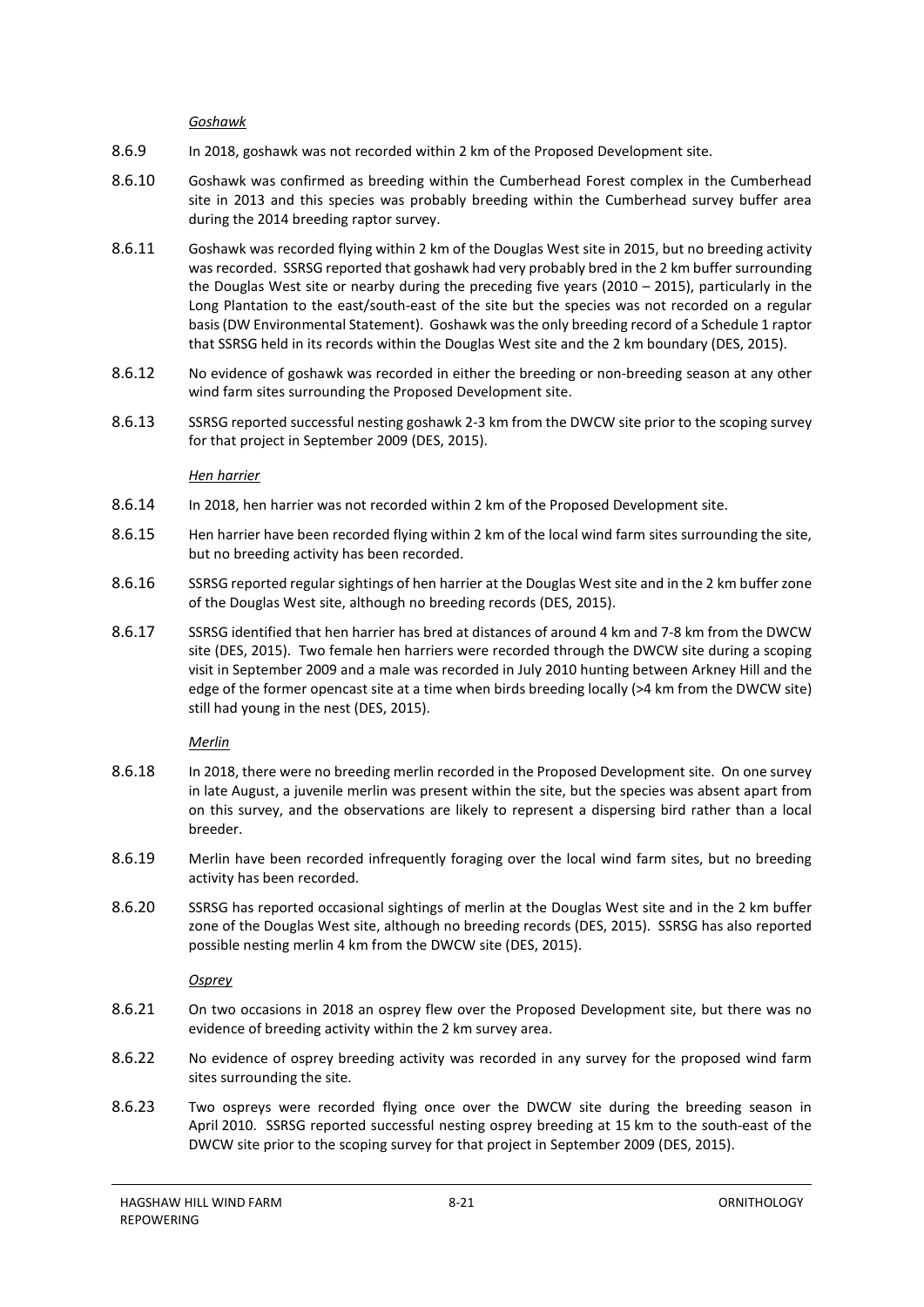*Goshawk*

8.6.9 In 2018, goshawk was not recorded within 2 km of the Proposed Development site.

8.6.10 Goshawk was confirmed as breeding within the Cumberhead Forest complex in the Cumberhead site in 2013 and this species was probably breeding within the Cumberhead survey buffer area during the 2014 breeding raptor survey.

8.6.11 Goshawk was recorded flying within 2 km of the Douglas West site in 2015, but no breeding activity was recorded. SSRSG reported that goshawk had very probably bred in the 2 km buffer surrounding the Douglas West site or nearby during the preceding five years (2010 – 2015), particularly in the Long Plantation to the east/south-east of the site but the species was not recorded on a regular basis (DW Environmental Statement). Goshawk was the only breeding record of a Schedule 1 raptor that SSRSG held in its records within the Douglas West site and the 2 km boundary (DES, 2015).

8.6.12 No evidence of goshawk was recorded in either the breeding or non-breeding season at any other wind farm sites surrounding the Proposed Development site.

8.6.13 SSRSG reported successful nesting goshawk 2-3 km from the DWCW site prior to the scoping survey for that project in September 2009 (DES, 2015).

*Hen harrier*

8.6.14 In 2018, hen harrier was not recorded within 2 km of the Proposed Development site.

8.6.15 Hen harrier have been recorded flying within 2 km of the local wind farm sites surrounding the site, but no breeding activity has been recorded.

8.6.16 SSRSG reported regular sightings of hen harrier at the Douglas West site and in the 2 km buffer zone of the Douglas West site, although no breeding records (DES, 2015).

8.6.17 SSRSG identified that hen harrier has bred at distances of around 4 km and 7-8 km from the DWCW site (DES, 2015). Two female hen harriers were recorded through the DWCW site during a scoping visit in September 2009 and a male was recorded in July 2010 hunting between Arkney Hill and the edge of the former opencast site at a time when birds breeding locally (>4 km from the DWCW site) still had young in the nest (DES, 2015).

*Merlin*

8.6.18 In 2018, there were no breeding merlin recorded in the Proposed Development site. On one survey in late August, a juvenile merlin was present within the site, but the species was absent apart from on this survey, and the observations are likely to represent a dispersing bird rather than a local breeder.

8.6.19 Merlin have been recorded infrequently foraging over the local wind farm sites, but no breeding activity has been recorded.

8.6.20 SSRSG has reported occasional sightings of merlin at the Douglas West site and in the 2 km buffer zone of the Douglas West site, although no breeding records (DES, 2015). SSRSG has also reported possible nesting merlin 4 km from the DWCW site (DES, 2015).

*Osprey*

8.6.21 On two occasions in 2018 an osprey flew over the Proposed Development site, but there was no evidence of breeding activity within the 2 km survey area.

8.6.22 No evidence of osprey breeding activity was recorded in any survey for the proposed wind farm sites surrounding the site.

8.6.23 Two ospreys were recorded flying once over the DWCW site during the breeding season in April 2010. SSRSG reported successful nesting osprey breeding at 15 km to the south-east of the DWCW site prior to the scoping survey for that project in September 2009 (DES, 2015).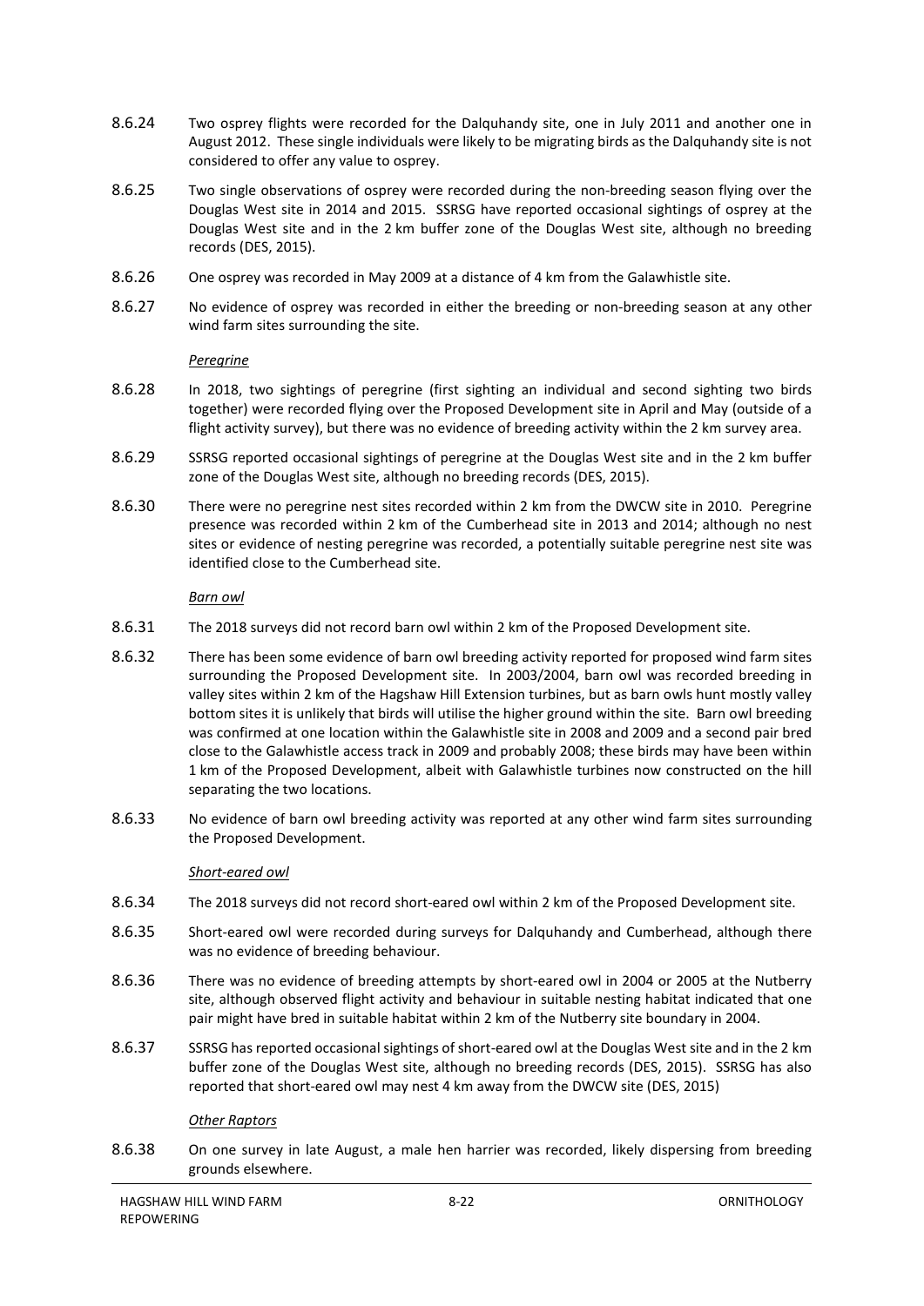8.6.24 Two osprey flights were recorded for the Dalquhandy site, one in July 2011 and another one in August 2012. These single individuals were likely to be migrating birds as the Dalquhandy site is not considered to offer any value to osprey.

8.6.25 Two single observations of osprey were recorded during the non-breeding season flying over the Douglas West site in 2014 and 2015. SSRSG have reported occasional sightings of osprey at the Douglas West site and in the 2 km buffer zone of the Douglas West site, although no breeding records (DES, 2015).

8.6.26 One osprey was recorded in May 2009 at a distance of 4 km from the Galawhistle site.

8.6.27 No evidence of osprey was recorded in either the breeding or non-breeding season at any other wind farm sites surrounding the site.

*Peregrine*

8.6.28 In 2018, two sightings of peregrine (first sighting an individual and second sighting two birds together) were recorded flying over the Proposed Development site in April and May (outside of a flight activity survey), but there was no evidence of breeding activity within the 2 km survey area.

8.6.29 SSRSG reported occasional sightings of peregrine at the Douglas West site and in the 2 km buffer zone of the Douglas West site, although no breeding records (DES, 2015).

8.6.30 There were no peregrine nest sites recorded within 2 km from the DWCW site in 2010. Peregrine presence was recorded within 2 km of the Cumberhead site in 2013 and 2014; although no nest sites or evidence of nesting peregrine was recorded, a potentially suitable peregrine nest site was identified close to the Cumberhead site.

*Barn owl*

8.6.31 The 2018 surveys did not record barn owl within 2 km of the Proposed Development site.

8.6.32 There has been some evidence of barn owl breeding activity reported for proposed wind farm sites surrounding the Proposed Development site. In 2003/2004, barn owl was recorded breeding in valley sites within 2 km of the Hagshaw Hill Extension turbines, but as barn owls hunt mostly valley bottom sites it is unlikely that birds will utilise the higher ground within the site. Barn owl breeding was confirmed at one location within the Galawhistle site in 2008 and 2009 and a second pair bred close to the Galawhistle access track in 2009 and probably 2008; these birds may have been within 1 km of the Proposed Development, albeit with Galawhistle turbines now constructed on the hill separating the two locations.

8.6.33 No evidence of barn owl breeding activity was reported at any other wind farm sites surrounding the Proposed Development.

*Short-eared owl*

8.6.34 The 2018 surveys did not record short-eared owl within 2 km of the Proposed Development site.

8.6.35 Short-eared owl were recorded during surveys for Dalquhandy and Cumberhead, although there was no evidence of breeding behaviour.

8.6.36 There was no evidence of breeding attempts by short-eared owl in 2004 or 2005 at the Nutberry site, although observed flight activity and behaviour in suitable nesting habitat indicated that one pair might have bred in suitable habitat within 2 km of the Nutberry site boundary in 2004.

8.6.37 SSRSG has reported occasional sightings of short-eared owl at the Douglas West site and in the 2 km buffer zone of the Douglas West site, although no breeding records (DES, 2015). SSRSG has also reported that short-eared owl may nest 4 km away from the DWCW site (DES, 2015)

*Other Raptors*

8.6.38 On one survey in late August, a male hen harrier was recorded, likely dispersing from breeding grounds elsewhere.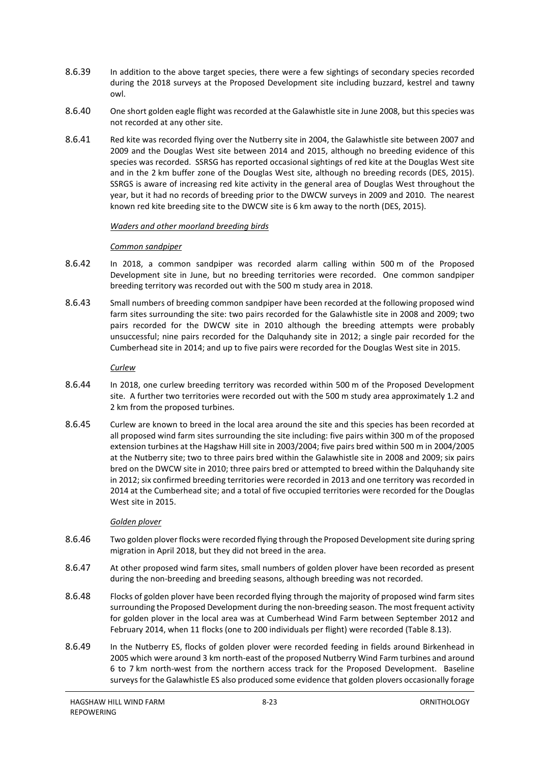8.6.39 In addition to the above target species, there were a few sightings of secondary species recorded during the 2018 surveys at the Proposed Development site including buzzard, kestrel and tawny owl.

8.6.40 One short golden eagle flight was recorded at the Galawhistle site in June 2008, but this species was not recorded at any other site.

8.6.41 Red kite was recorded flying over the Nutberry site in 2004, the Galawhistle site between 2007 and 2009 and the Douglas West site between 2014 and 2015, although no breeding evidence of this species was recorded. SSRSG has reported occasional sightings of red kite at the Douglas West site and in the 2 km buffer zone of the Douglas West site, although no breeding records (DES, 2015). SSRGS is aware of increasing red kite activity in the general area of Douglas West throughout the year, but it had no records of breeding prior to the DWCW surveys in 2009 and 2010. The nearest known red kite breeding site to the DWCW site is 6 km away to the north (DES, 2015).

*Waders and other moorland breeding birds*

*Common sandpiper*

8.6.42 In 2018, a common sandpiper was recorded alarm calling within 500 m of the Proposed Development site in June, but no breeding territories were recorded. One common sandpiper breeding territory was recorded out with the 500 m study area in 2018.

8.6.43 Small numbers of breeding common sandpiper have been recorded at the following proposed wind farm sites surrounding the site: two pairs recorded for the Galawhistle site in 2008 and 2009; two pairs recorded for the DWCW site in 2010 although the breeding attempts were probably unsuccessful; nine pairs recorded for the Dalquhandy site in 2012; a single pair recorded for the Cumberhead site in 2014; and up to five pairs were recorded for the Douglas West site in 2015.

*Curlew*

8.6.44 In 2018, one curlew breeding territory was recorded within 500 m of the Proposed Development site. A further two territories were recorded out with the 500 m study area approximately 1.2 and 2 km from the proposed turbines.

8.6.45 Curlew are known to breed in the local area around the site and this species has been recorded at all proposed wind farm sites surrounding the site including: five pairs within 300 m of the proposed extension turbines at the Hagshaw Hill site in 2003/2004; five pairs bred within 500 m in 2004/2005 at the Nutberry site; two to three pairs bred within the Galawhistle site in 2008 and 2009; six pairs bred on the DWCW site in 2010; three pairs bred or attempted to breed within the Dalquhandy site in 2012; six confirmed breeding territories were recorded in 2013 and one territory was recorded in 2014 at the Cumberhead site; and a total of five occupied territories were recorded for the Douglas West site in 2015.

*Golden plover*

8.6.46 Two golden plover flocks were recorded flying through the Proposed Development site during spring migration in April 2018, but they did not breed in the area.

8.6.47 At other proposed wind farm sites, small numbers of golden plover have been recorded as present during the non-breeding and breeding seasons, although breeding was not recorded.

8.6.48 Flocks of golden plover have been recorded flying through the majority of proposed wind farm sites surrounding the Proposed Development during the non-breeding season. The most frequent activity for golden plover in the local area was at Cumberhead Wind Farm between September 2012 and February 2014, when 11 flocks (one to 200 individuals per flight) were recorded (Table 8.13).

8.6.49 In the Nutberry ES, flocks of golden plover were recorded feeding in fields around Birkenhead in 2005 which were around 3 km north-east of the proposed Nutberry Wind Farm turbines and around 6 to 7 km north-west from the northern access track for the Proposed Development. Baseline surveys for the Galawhistle ES also produced some evidence that golden plovers occasionally forage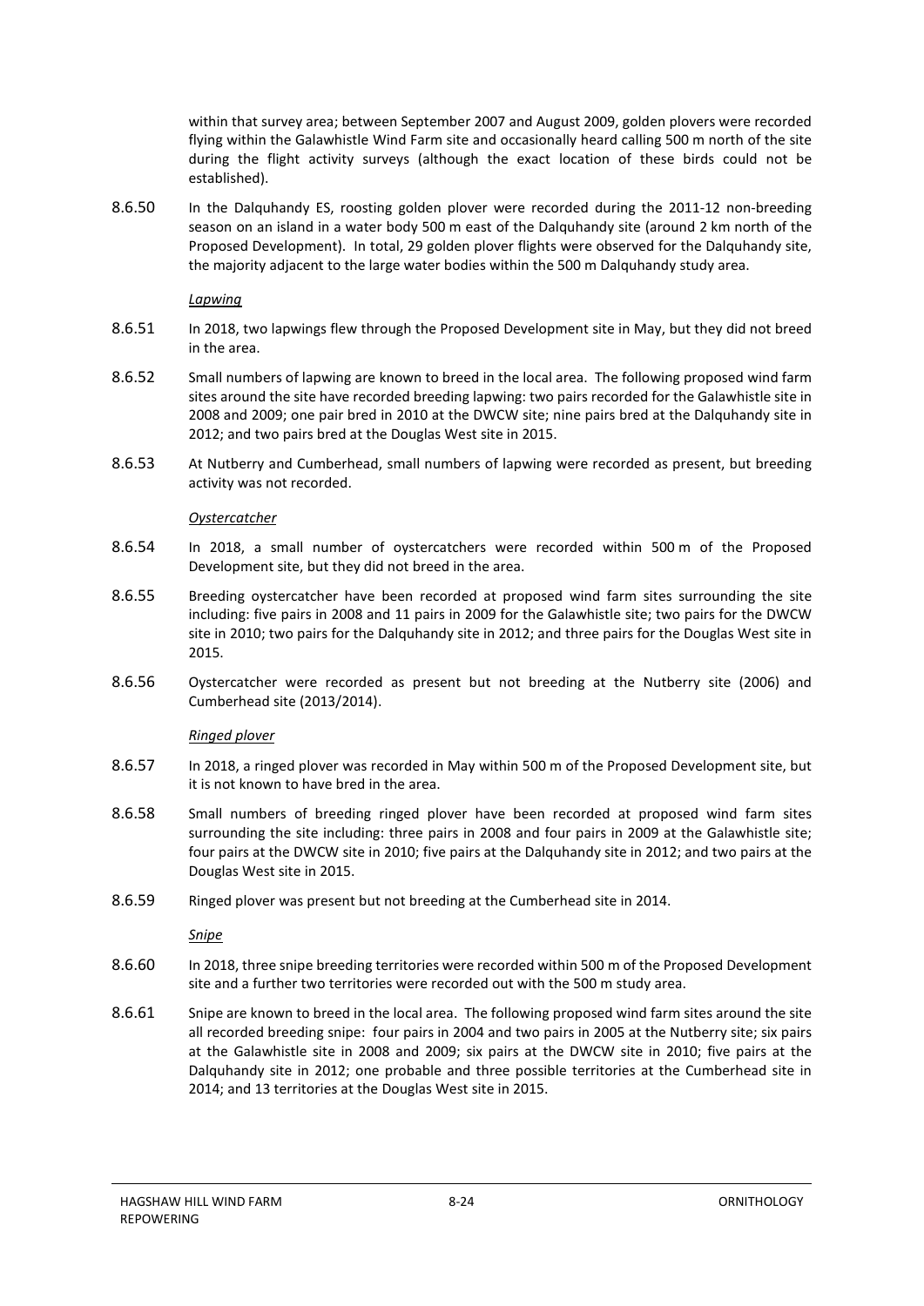within that survey area; between September 2007 and August 2009, golden plovers were recorded flying within the Galawhistle Wind Farm site and occasionally heard calling 500 m north of the site during the flight activity surveys (although the exact location of these birds could not be established).

8.6.50 In the Dalquhandy ES, roosting golden plover were recorded during the 2011-12 non-breeding season on an island in a water body 500 m east of the Dalquhandy site (around 2 km north of the Proposed Development). In total, 29 golden plover flights were observed for the Dalquhandy site, the majority adjacent to the large water bodies within the 500 m Dalquhandy study area.

*Lapwing*

8.6.51 In 2018, two lapwings flew through the Proposed Development site in May, but they did not breed in the area.

8.6.52 Small numbers of lapwing are known to breed in the local area. The following proposed wind farm sites around the site have recorded breeding lapwing: two pairs recorded for the Galawhistle site in 2008 and 2009; one pair bred in 2010 at the DWCW site; nine pairs bred at the Dalquhandy site in 2012; and two pairs bred at the Douglas West site in 2015.

8.6.53 At Nutberry and Cumberhead, small numbers of lapwing were recorded as present, but breeding activity was not recorded.

*Oystercatcher*

8.6.54 In 2018, a small number of oystercatchers were recorded within 500 m of the Proposed Development site, but they did not breed in the area.

8.6.55 Breeding oystercatcher have been recorded at proposed wind farm sites surrounding the site including: five pairs in 2008 and 11 pairs in 2009 for the Galawhistle site; two pairs for the DWCW site in 2010; two pairs for the Dalquhandy site in 2012; and three pairs for the Douglas West site in 2015.

8.6.56 Oystercatcher were recorded as present but not breeding at the Nutberry site (2006) and Cumberhead site (2013/2014).

*Ringed plover*

8.6.57 In 2018, a ringed plover was recorded in May within 500 m of the Proposed Development site, but it is not known to have bred in the area.

8.6.58 Small numbers of breeding ringed plover have been recorded at proposed wind farm sites surrounding the site including: three pairs in 2008 and four pairs in 2009 at the Galawhistle site; four pairs at the DWCW site in 2010; five pairs at the Dalquhandy site in 2012; and two pairs at the Douglas West site in 2015.

8.6.59 Ringed plover was present but not breeding at the Cumberhead site in 2014.

*Snipe*

8.6.60 In 2018, three snipe breeding territories were recorded within 500 m of the Proposed Development site and a further two territories were recorded out with the 500 m study area.

8.6.61 Snipe are known to breed in the local area. The following proposed wind farm sites around the site all recorded breeding snipe: four pairs in 2004 and two pairs in 2005 at the Nutberry site; six pairs at the Galawhistle site in 2008 and 2009; six pairs at the DWCW site in 2010; five pairs at the Dalquhandy site in 2012; one probable and three possible territories at the Cumberhead site in 2014; and 13 territories at the Douglas West site in 2015.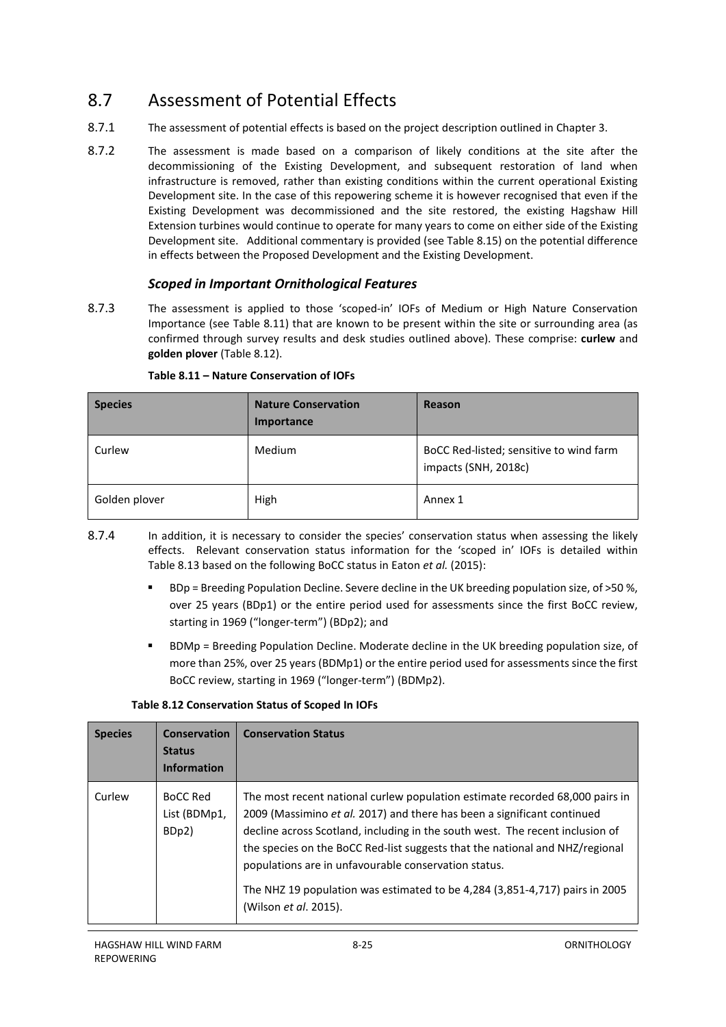## 8.7 Assessment of Potential Effects

8.7.1 The assessment of potential effects is based on the project description outlined in Chapter 3.

8.7.2 The assessment is made based on a comparison of likely conditions at the site after the decommissioning of the Existing Development, and subsequent restoration of land when infrastructure is removed, rather than existing conditions within the current operational Existing Development site. In the case of this repowering scheme it is however recognised that even if the Existing Development was decommissioned and the site restored, the existing Hagshaw Hill Extension turbines would continue to operate for many years to come on either side of the Existing Development site. Additional commentary is provided (see Table 8.15) on the potential difference in effects between the Proposed Development and the Existing Development.

### *Scoped in Important Ornithological Features*

8.7.3 The assessment is applied to those 'scoped-in' IOFs of Medium or High Nature Conservation Importance (see Table 8.11) that are known to be present within the site or surrounding area (as confirmed through survey results and desk studies outlined above). These comprise: **curlew** and **golden plover** (Table 8.12).

**Table 8.11 – Nature Conservation of IOFs**

| Species | Nature Conservation Importance | Reason |
|---|---|---|
| Curlew | Medium | BoCC Red-listed; sensitive to wind farm impacts (SNH, 2018c) |
| Golden plover | High | Annex 1 |

8.7.4 In addition, it is necessary to consider the species' conservation status when assessing the likely effects. Relevant conservation status information for the 'scoped in' IOFs is detailed within Table 8.13 based on the following BoCC status in Eaton *et al.* (2015):

- BDp = Breeding Population Decline. Severe decline in the UK breeding population size, of >50 %, over 25 years (BDp1) or the entire period used for assessments since the first BoCC review, starting in 1969 ("longer-term") (BDp2); and
- BDMp = Breeding Population Decline. Moderate decline in the UK breeding population size, of more than 25%, over 25 years (BDMp1) or the entire period used for assessments since the first BoCC review, starting in 1969 ("longer-term") (BDMp2).

**Table 8.12 Conservation Status of Scoped In IOFs**

| Species | Conservation Status Information | Conservation Status |
|---|---|---|
| Curlew | BoCC Red List (BDMp1, BDp2) | The most recent national curlew population estimate recorded 68,000 pairs in 2009 (Massimino *et al.* 2017) and there has been a significant continued decline across Scotland, including in the south west. The recent inclusion of the species on the BoCC Red-list suggests that the national and NHZ/regional populations are in unfavourable conservation status.<br><br>The NHZ 19 population was estimated to be 4,284 (3,851-4,717) pairs in 2005 (Wilson *et al*. 2015). |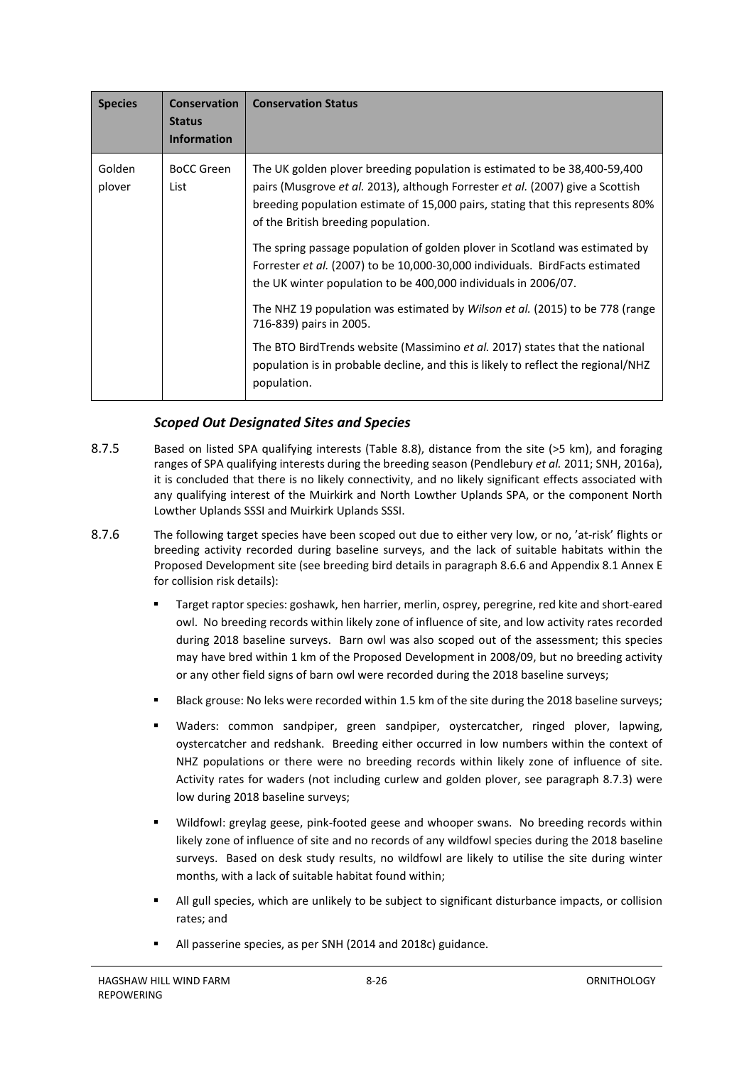| Species | Conservation Status Information | Conservation Status |
|---|---|---|
| Golden plover | BoCC Green List | The UK golden plover breeding population is estimated to be 38,400-59,400 pairs (Musgrove *et al.* 2013), although Forrester *et al.* (2007) give a Scottish breeding population estimate of 15,000 pairs, stating that this represents 80% of the British breeding population.<br><br>The spring passage population of golden plover in Scotland was estimated by Forrester *et al.* (2007) to be 10,000-30,000 individuals. BirdFacts estimated the UK winter population to be 400,000 individuals in 2006/07.<br><br>The NHZ 19 population was estimated by *Wilson et al.* (2015) to be 778 (range 716-839) pairs in 2005.<br><br>The BTO BirdTrends website (Massimino *et al.* 2017) states that the national population is in probable decline, and this is likely to reflect the regional/NHZ population. |

### *Scoped Out Designated Sites and Species*

8.7.5 Based on listed SPA qualifying interests (Table 8.8), distance from the site (>5 km), and foraging ranges of SPA qualifying interests during the breeding season (Pendlebury *et al.* 2011; SNH, 2016a), it is concluded that there is no likely connectivity, and no likely significant effects associated with any qualifying interest of the Muirkirk and North Lowther Uplands SPA, or the component North Lowther Uplands SSSI and Muirkirk Uplands SSSI.

8.7.6 The following target species have been scoped out due to either very low, or no, 'at-risk' flights or breeding activity recorded during baseline surveys, and the lack of suitable habitats within the Proposed Development site (see breeding bird details in paragraph 8.6.6 and Appendix 8.1 Annex E for collision risk details):

- Target raptor species: goshawk, hen harrier, merlin, osprey, peregrine, red kite and short-eared owl. No breeding records within likely zone of influence of site, and low activity rates recorded during 2018 baseline surveys. Barn owl was also scoped out of the assessment; this species may have bred within 1 km of the Proposed Development in 2008/09, but no breeding activity or any other field signs of barn owl were recorded during the 2018 baseline surveys;
- Black grouse: No leks were recorded within 1.5 km of the site during the 2018 baseline surveys;
- Waders: common sandpiper, green sandpiper, oystercatcher, ringed plover, lapwing, oystercatcher and redshank. Breeding either occurred in low numbers within the context of NHZ populations or there were no breeding records within likely zone of influence of site. Activity rates for waders (not including curlew and golden plover, see paragraph 8.7.3) were low during 2018 baseline surveys;
- Wildfowl: greylag geese, pink-footed geese and whooper swans. No breeding records within likely zone of influence of site and no records of any wildfowl species during the 2018 baseline surveys. Based on desk study results, no wildfowl are likely to utilise the site during winter months, with a lack of suitable habitat found within;
- All gull species, which are unlikely to be subject to significant disturbance impacts, or collision rates; and
- All passerine species, as per SNH (2014 and 2018c) guidance.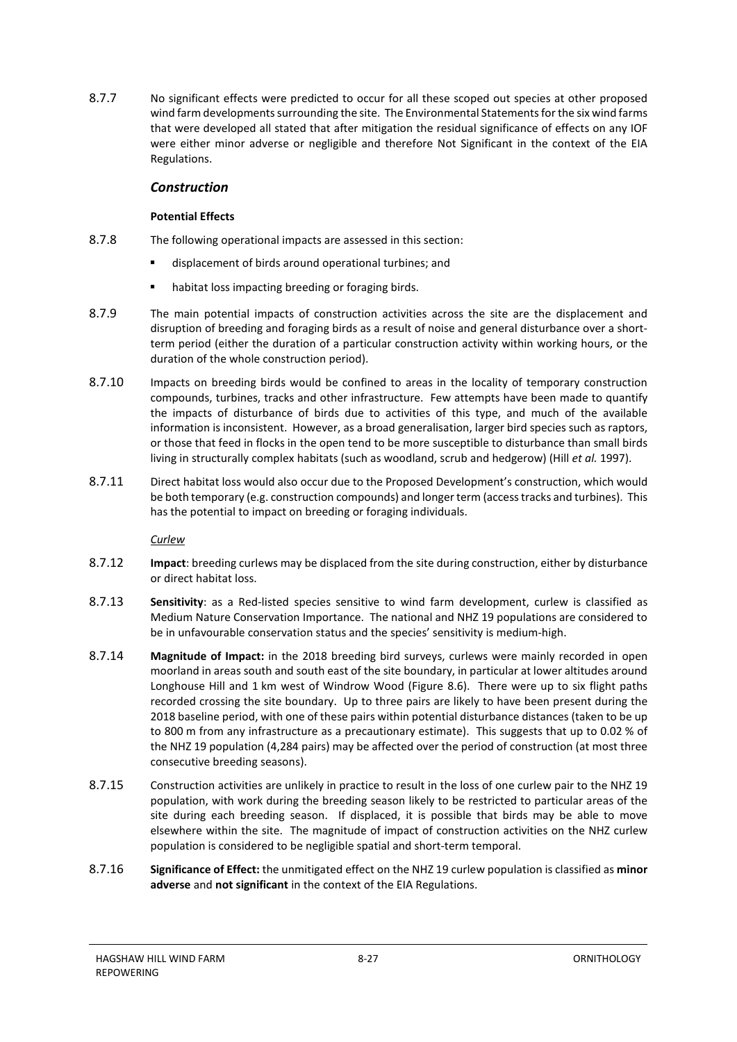8.7.7 No significant effects were predicted to occur for all these scoped out species at other proposed wind farm developments surrounding the site. The Environmental Statements for the six wind farms that were developed all stated that after mitigation the residual significance of effects on any IOF were either minor adverse or negligible and therefore Not Significant in the context of the EIA Regulations.

### *Construction*

#### Potential Effects

8.7.8 The following operational impacts are assessed in this section:

- displacement of birds around operational turbines; and
- habitat loss impacting breeding or foraging birds.

8.7.9 The main potential impacts of construction activities across the site are the displacement and disruption of breeding and foraging birds as a result of noise and general disturbance over a short-term period (either the duration of a particular construction activity within working hours, or the duration of the whole construction period).

8.7.10 Impacts on breeding birds would be confined to areas in the locality of temporary construction compounds, turbines, tracks and other infrastructure. Few attempts have been made to quantify the impacts of disturbance of birds due to activities of this type, and much of the available information is inconsistent. However, as a broad generalisation, larger bird species such as raptors, or those that feed in flocks in the open tend to be more susceptible to disturbance than small birds living in structurally complex habitats (such as woodland, scrub and hedgerow) (Hill *et al.* 1997).

8.7.11 Direct habitat loss would also occur due to the Proposed Development's construction, which would be both temporary (e.g. construction compounds) and longer term (access tracks and turbines). This has the potential to impact on breeding or foraging individuals.

*Curlew*

8.7.12 **Impact**: breeding curlews may be displaced from the site during construction, either by disturbance or direct habitat loss.

8.7.13 **Sensitivity**: as a Red-listed species sensitive to wind farm development, curlew is classified as Medium Nature Conservation Importance. The national and NHZ 19 populations are considered to be in unfavourable conservation status and the species' sensitivity is medium-high.

8.7.14 **Magnitude of Impact:** in the 2018 breeding bird surveys, curlews were mainly recorded in open moorland in areas south and south east of the site boundary, in particular at lower altitudes around Longhouse Hill and 1 km west of Windrow Wood (Figure 8.6). There were up to six flight paths recorded crossing the site boundary. Up to three pairs are likely to have been present during the 2018 baseline period, with one of these pairs within potential disturbance distances (taken to be up to 800 m from any infrastructure as a precautionary estimate). This suggests that up to 0.02 % of the NHZ 19 population (4,284 pairs) may be affected over the period of construction (at most three consecutive breeding seasons).

8.7.15 Construction activities are unlikely in practice to result in the loss of one curlew pair to the NHZ 19 population, with work during the breeding season likely to be restricted to particular areas of the site during each breeding season. If displaced, it is possible that birds may be able to move elsewhere within the site. The magnitude of impact of construction activities on the NHZ curlew population is considered to be negligible spatial and short-term temporal.

8.7.16 **Significance of Effect:** the unmitigated effect on the NHZ 19 curlew population is classified as **minor adverse** and **not significant** in the context of the EIA Regulations.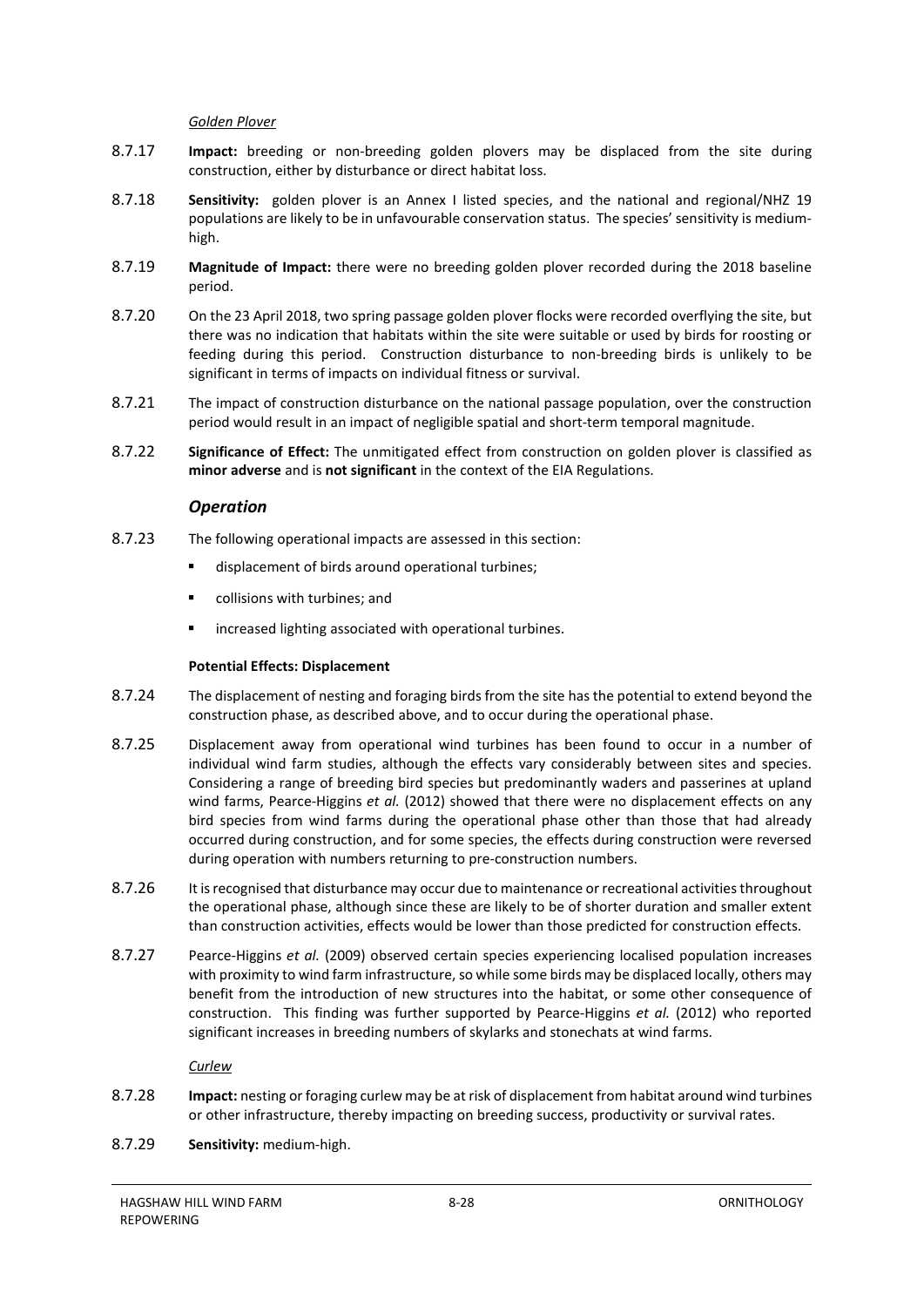*Golden Plover*

8.7.17 **Impact:** breeding or non-breeding golden plovers may be displaced from the site during construction, either by disturbance or direct habitat loss.

8.7.18 **Sensitivity:** golden plover is an Annex I listed species, and the national and regional/NHZ 19 populations are likely to be in unfavourable conservation status. The species' sensitivity is medium-high.

8.7.19 **Magnitude of Impact:** there were no breeding golden plover recorded during the 2018 baseline period.

8.7.20 On the 23 April 2018, two spring passage golden plover flocks were recorded overflying the site, but there was no indication that habitats within the site were suitable or used by birds for roosting or feeding during this period. Construction disturbance to non-breeding birds is unlikely to be significant in terms of impacts on individual fitness or survival.

8.7.21 The impact of construction disturbance on the national passage population, over the construction period would result in an impact of negligible spatial and short-term temporal magnitude.

8.7.22 **Significance of Effect:** The unmitigated effect from construction on golden plover is classified as **minor adverse** and is **not significant** in the context of the EIA Regulations.

### *Operation*

8.7.23 The following operational impacts are assessed in this section:

- displacement of birds around operational turbines;
- collisions with turbines; and
- increased lighting associated with operational turbines.

**Potential Effects: Displacement**

8.7.24 The displacement of nesting and foraging birds from the site has the potential to extend beyond the construction phase, as described above, and to occur during the operational phase.

8.7.25 Displacement away from operational wind turbines has been found to occur in a number of individual wind farm studies, although the effects vary considerably between sites and species. Considering a range of breeding bird species but predominantly waders and passerines at upland wind farms, Pearce-Higgins *et al.* (2012) showed that there were no displacement effects on any bird species from wind farms during the operational phase other than those that had already occurred during construction, and for some species, the effects during construction were reversed during operation with numbers returning to pre-construction numbers.

8.7.26 It is recognised that disturbance may occur due to maintenance or recreational activities throughout the operational phase, although since these are likely to be of shorter duration and smaller extent than construction activities, effects would be lower than those predicted for construction effects.

8.7.27 Pearce-Higgins *et al.* (2009) observed certain species experiencing localised population increases with proximity to wind farm infrastructure, so while some birds may be displaced locally, others may benefit from the introduction of new structures into the habitat, or some other consequence of construction. This finding was further supported by Pearce-Higgins *et al.* (2012) who reported significant increases in breeding numbers of skylarks and stonechats at wind farms.

*Curlew*

8.7.28 **Impact:** nesting or foraging curlew may be at risk of displacement from habitat around wind turbines or other infrastructure, thereby impacting on breeding success, productivity or survival rates.

8.7.29 **Sensitivity:** medium-high.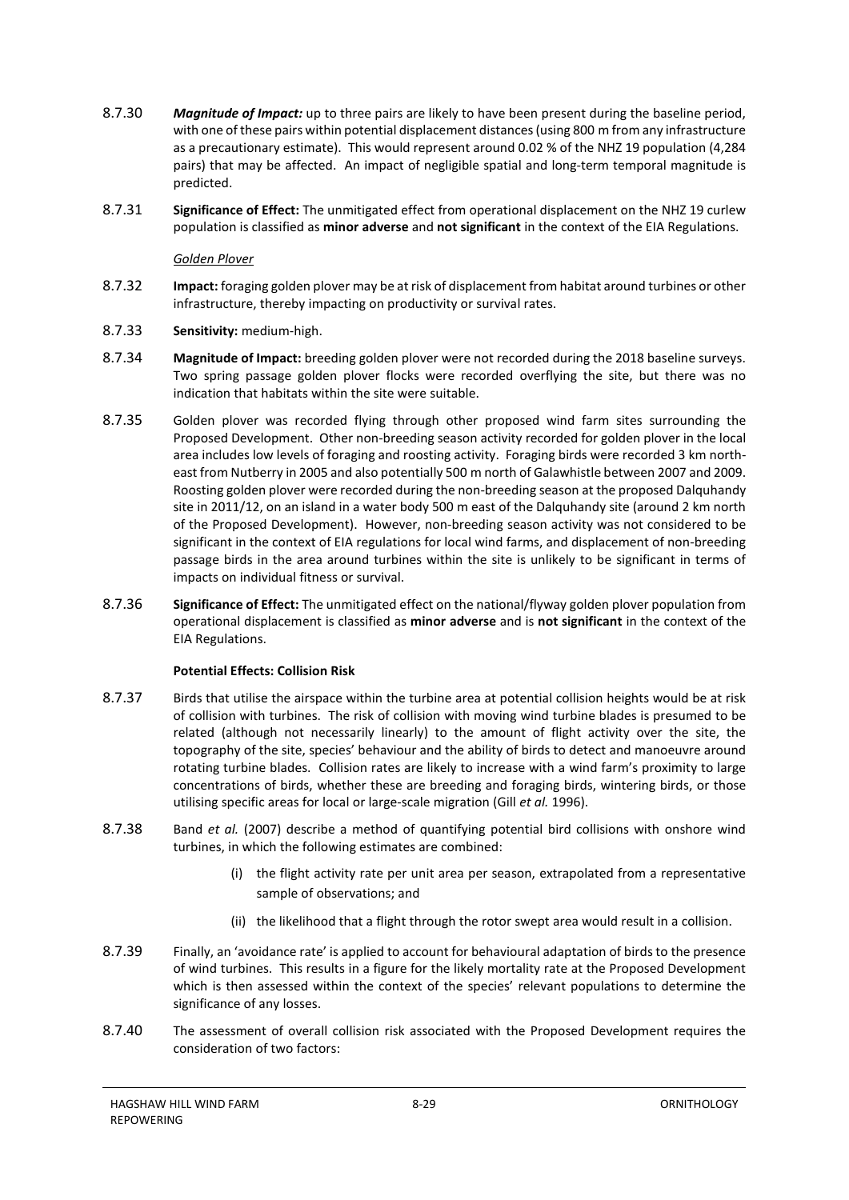8.7.30 ***Magnitude of Impact:*** up to three pairs are likely to have been present during the baseline period, with one of these pairs within potential displacement distances (using 800 m from any infrastructure as a precautionary estimate). This would represent around 0.02 % of the NHZ 19 population (4,284 pairs) that may be affected. An impact of negligible spatial and long-term temporal magnitude is predicted.

8.7.31 **Significance of Effect:** The unmitigated effect from operational displacement on the NHZ 19 curlew population is classified as **minor adverse** and **not significant** in the context of the EIA Regulations.

*Golden Plover*

8.7.32 **Impact:** foraging golden plover may be at risk of displacement from habitat around turbines or other infrastructure, thereby impacting on productivity or survival rates.

8.7.33 **Sensitivity:** medium-high.

8.7.34 **Magnitude of Impact:** breeding golden plover were not recorded during the 2018 baseline surveys. Two spring passage golden plover flocks were recorded overflying the site, but there was no indication that habitats within the site were suitable.

8.7.35 Golden plover was recorded flying through other proposed wind farm sites surrounding the Proposed Development. Other non-breeding season activity recorded for golden plover in the local area includes low levels of foraging and roosting activity. Foraging birds were recorded 3 km north-east from Nutberry in 2005 and also potentially 500 m north of Galawhistle between 2007 and 2009. Roosting golden plover were recorded during the non-breeding season at the proposed Dalquhandy site in 2011/12, on an island in a water body 500 m east of the Dalquhandy site (around 2 km north of the Proposed Development). However, non-breeding season activity was not considered to be significant in the context of EIA regulations for local wind farms, and displacement of non-breeding passage birds in the area around turbines within the site is unlikely to be significant in terms of impacts on individual fitness or survival.

8.7.36 **Significance of Effect:** The unmitigated effect on the national/flyway golden plover population from operational displacement is classified as **minor adverse** and is **not significant** in the context of the EIA Regulations.

**Potential Effects: Collision Risk**

8.7.37 Birds that utilise the airspace within the turbine area at potential collision heights would be at risk of collision with turbines. The risk of collision with moving wind turbine blades is presumed to be related (although not necessarily linearly) to the amount of flight activity over the site, the topography of the site, species' behaviour and the ability of birds to detect and manoeuvre around rotating turbine blades. Collision rates are likely to increase with a wind farm's proximity to large concentrations of birds, whether these are breeding and foraging birds, wintering birds, or those utilising specific areas for local or large-scale migration (Gill *et al.* 1996).

8.7.38 Band *et al.* (2007) describe a method of quantifying potential bird collisions with onshore wind turbines, in which the following estimates are combined:

(i) the flight activity rate per unit area per season, extrapolated from a representative sample of observations; and

(ii) the likelihood that a flight through the rotor swept area would result in a collision.

8.7.39 Finally, an 'avoidance rate' is applied to account for behavioural adaptation of birds to the presence of wind turbines. This results in a figure for the likely mortality rate at the Proposed Development which is then assessed within the context of the species' relevant populations to determine the significance of any losses.

8.7.40 The assessment of overall collision risk associated with the Proposed Development requires the consideration of two factors: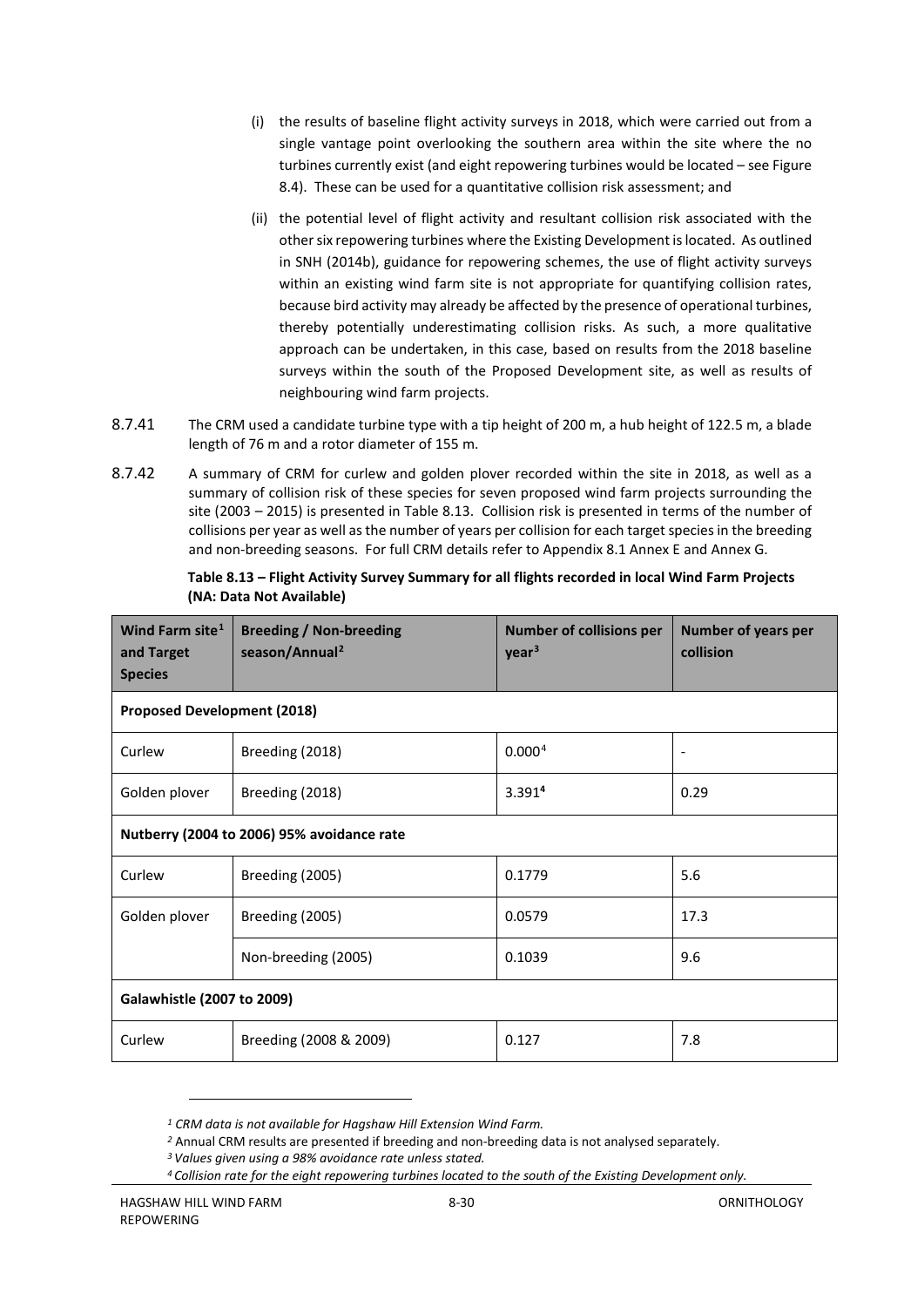(i) the results of baseline flight activity surveys in 2018, which were carried out from a single vantage point overlooking the southern area within the site where the no turbines currently exist (and eight repowering turbines would be located – see Figure 8.4). These can be used for a quantitative collision risk assessment; and

(ii) the potential level of flight activity and resultant collision risk associated with the other six repowering turbines where the Existing Development is located. As outlined in SNH (2014b), guidance for repowering schemes, the use of flight activity surveys within an existing wind farm site is not appropriate for quantifying collision rates, because bird activity may already be affected by the presence of operational turbines, thereby potentially underestimating collision risks. As such, a more qualitative approach can be undertaken, in this case, based on results from the 2018 baseline surveys within the south of the Proposed Development site, as well as results of neighbouring wind farm projects.

8.7.41 The CRM used a candidate turbine type with a tip height of 200 m, a hub height of 122.5 m, a blade length of 76 m and a rotor diameter of 155 m.

8.7.42 A summary of CRM for curlew and golden plover recorded within the site in 2018, as well as a summary of collision risk of these species for seven proposed wind farm projects surrounding the site (2003 – 2015) is presented in Table 8.13. Collision risk is presented in terms of the number of collisions per year as well as the number of years per collision for each target species in the breeding and non-breeding seasons. For full CRM details refer to Appendix 8.1 Annex E and Annex G.

**Table 8.13 – Flight Activity Survey Summary for all flights recorded in local Wind Farm Projects (NA: Data Not Available)**

| Wind Farm site[1] and Target Species | Breeding / Non-breeding season/Annual[2] | Number of collisions per year[3] | Number of years per collision |
|---|---|---|---|
| **Proposed Development (2018)** | | | |
| Curlew | Breeding (2018) | 0.000[4] | - |
| Golden plover | Breeding (2018) | 3.391[4] | 0.29 |
| **Nutberry (2004 to 2006) 95% avoidance rate** | | | |
| Curlew | Breeding (2005) | 0.1779 | 5.6 |
| Golden plover | Breeding (2005) | 0.0579 | 17.3 |
| | Non-breeding (2005) | 0.1039 | 9.6 |
| **Galawhistle (2007 to 2009)** | | | |
| Curlew | Breeding (2008 & 2009) | 0.127 | 7.8 |

*[1] CRM data is not available for Hagshaw Hill Extension Wind Farm.*

*[2] Annual CRM results are presented if breeding and non-breeding data is not analysed separately.*

*[3] Values given using a 98% avoidance rate unless stated.*

*[4] Collision rate for the eight repowering turbines located to the south of the Existing Development only.*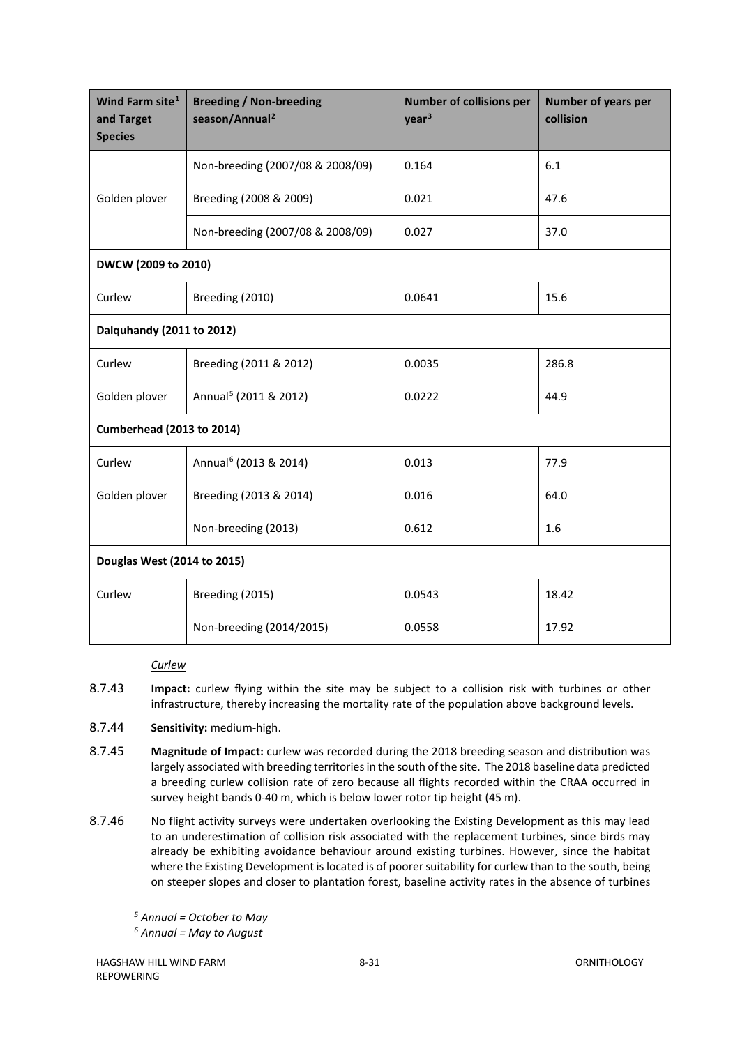| Wind Farm site[1] and Target Species | Breeding / Non-breeding season/Annual[2] | Number of collisions per year[3] | Number of years per collision |
|---|---|---|---|
| | Non-breeding (2007/08 & 2008/09) | 0.164 | 6.1 |
| Golden plover | Breeding (2008 & 2009) | 0.021 | 47.6 |
| | Non-breeding (2007/08 & 2008/09) | 0.027 | 37.0 |
| **DWCW (2009 to 2010)** | | | |
| Curlew | Breeding (2010) | 0.0641 | 15.6 |
| **Dalquhandy (2011 to 2012)** | | | |
| Curlew | Breeding (2011 & 2012) | 0.0035 | 286.8 |
| Golden plover | Annual[5] (2011 & 2012) | 0.0222 | 44.9 |
| **Cumberhead (2013 to 2014)** | | | |
| Curlew | Annual[6] (2013 & 2014) | 0.013 | 77.9 |
| Golden plover | Breeding (2013 & 2014) | 0.016 | 64.0 |
| | Non-breeding (2013) | 0.612 | 1.6 |
| **Douglas West (2014 to 2015)** | | | |
| Curlew | Breeding (2015) | 0.0543 | 18.42 |
| | Non-breeding (2014/2015) | 0.0558 | 17.92 |

*Curlew*

8.7.43 **Impact:** curlew flying within the site may be subject to a collision risk with turbines or other infrastructure, thereby increasing the mortality rate of the population above background levels.

8.7.44 **Sensitivity:** medium-high.

8.7.45 **Magnitude of Impact:** curlew was recorded during the 2018 breeding season and distribution was largely associated with breeding territories in the south of the site. The 2018 baseline data predicted a breeding curlew collision rate of zero because all flights recorded within the CRAA occurred in survey height bands 0-40 m, which is below lower rotor tip height (45 m).

8.7.46 No flight activity surveys were undertaken overlooking the Existing Development as this may lead to an underestimation of collision risk associated with the replacement turbines, since birds may already be exhibiting avoidance behaviour around existing turbines. However, since the habitat where the Existing Development is located is of poorer suitability for curlew than to the south, being on steeper slopes and closer to plantation forest, baseline activity rates in the absence of turbines

[5] *Annual = October to May*

[6] *Annual = May to August*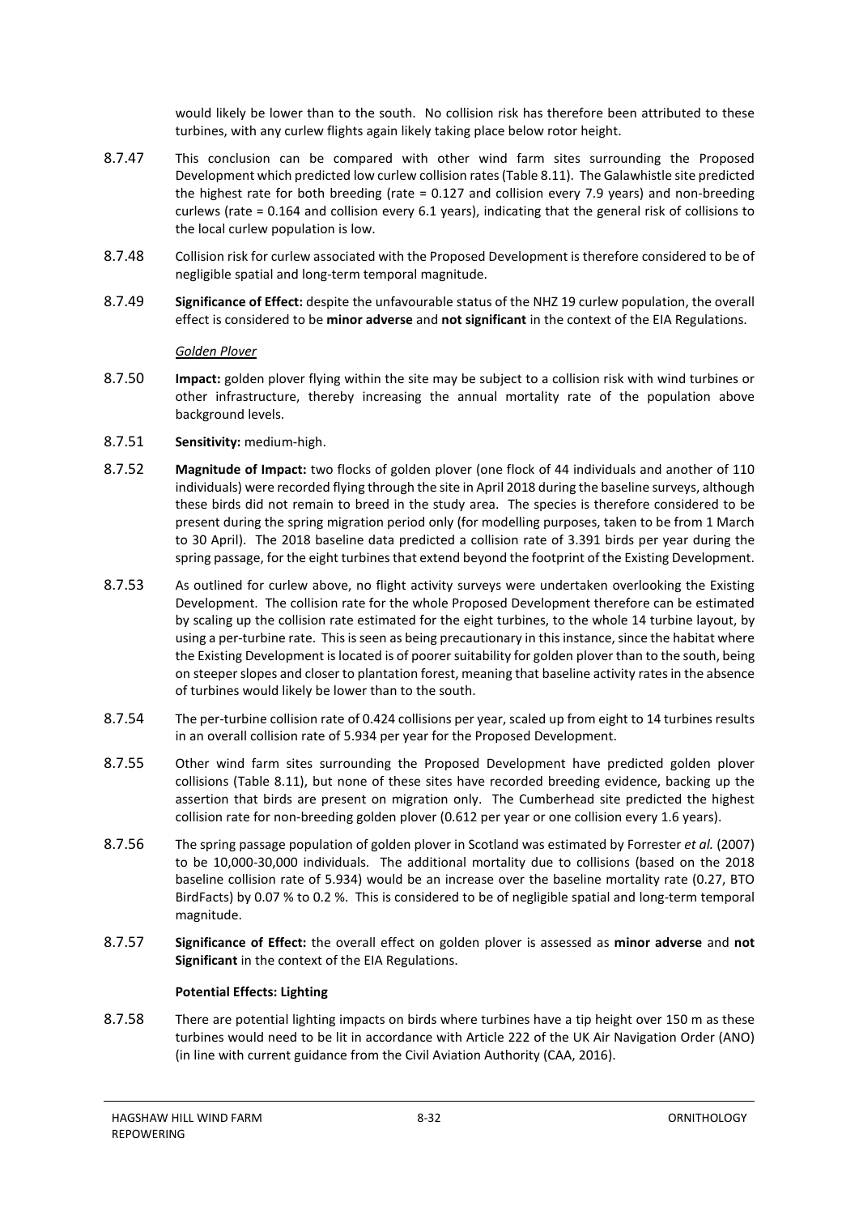would likely be lower than to the south. No collision risk has therefore been attributed to these turbines, with any curlew flights again likely taking place below rotor height.

8.7.47 This conclusion can be compared with other wind farm sites surrounding the Proposed Development which predicted low curlew collision rates (Table 8.11). The Galawhistle site predicted the highest rate for both breeding (rate = 0.127 and collision every 7.9 years) and non-breeding curlews (rate = 0.164 and collision every 6.1 years), indicating that the general risk of collisions to the local curlew population is low.

8.7.48 Collision risk for curlew associated with the Proposed Development is therefore considered to be of negligible spatial and long-term temporal magnitude.

8.7.49 **Significance of Effect:** despite the unfavourable status of the NHZ 19 curlew population, the overall effect is considered to be **minor adverse** and **not significant** in the context of the EIA Regulations.

*Golden Plover*

8.7.50 **Impact:** golden plover flying within the site may be subject to a collision risk with wind turbines or other infrastructure, thereby increasing the annual mortality rate of the population above background levels.

8.7.51 **Sensitivity:** medium-high.

8.7.52 **Magnitude of Impact:** two flocks of golden plover (one flock of 44 individuals and another of 110 individuals) were recorded flying through the site in April 2018 during the baseline surveys, although these birds did not remain to breed in the study area. The species is therefore considered to be present during the spring migration period only (for modelling purposes, taken to be from 1 March to 30 April). The 2018 baseline data predicted a collision rate of 3.391 birds per year during the spring passage, for the eight turbines that extend beyond the footprint of the Existing Development.

8.7.53 As outlined for curlew above, no flight activity surveys were undertaken overlooking the Existing Development. The collision rate for the whole Proposed Development therefore can be estimated by scaling up the collision rate estimated for the eight turbines, to the whole 14 turbine layout, by using a per-turbine rate. This is seen as being precautionary in this instance, since the habitat where the Existing Development is located is of poorer suitability for golden plover than to the south, being on steeper slopes and closer to plantation forest, meaning that baseline activity rates in the absence of turbines would likely be lower than to the south.

8.7.54 The per-turbine collision rate of 0.424 collisions per year, scaled up from eight to 14 turbines results in an overall collision rate of 5.934 per year for the Proposed Development.

8.7.55 Other wind farm sites surrounding the Proposed Development have predicted golden plover collisions (Table 8.11), but none of these sites have recorded breeding evidence, backing up the assertion that birds are present on migration only. The Cumberhead site predicted the highest collision rate for non-breeding golden plover (0.612 per year or one collision every 1.6 years).

8.7.56 The spring passage population of golden plover in Scotland was estimated by Forrester *et al.* (2007) to be 10,000-30,000 individuals. The additional mortality due to collisions (based on the 2018 baseline collision rate of 5.934) would be an increase over the baseline mortality rate (0.27, BTO BirdFacts) by 0.07 % to 0.2 %. This is considered to be of negligible spatial and long-term temporal magnitude.

8.7.57 **Significance of Effect:** the overall effect on golden plover is assessed as **minor adverse** and **not Significant** in the context of the EIA Regulations.

**Potential Effects: Lighting**

8.7.58 There are potential lighting impacts on birds where turbines have a tip height over 150 m as these turbines would need to be lit in accordance with Article 222 of the UK Air Navigation Order (ANO) (in line with current guidance from the Civil Aviation Authority (CAA, 2016).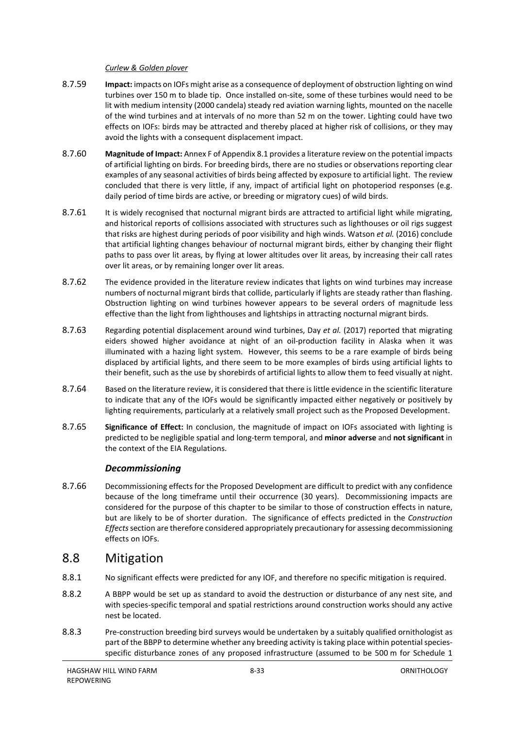*Curlew & Golden plover*

8.7.59 **Impact:** impacts on IOFs might arise as a consequence of deployment of obstruction lighting on wind turbines over 150 m to blade tip. Once installed on-site, some of these turbines would need to be lit with medium intensity (2000 candela) steady red aviation warning lights, mounted on the nacelle of the wind turbines and at intervals of no more than 52 m on the tower. Lighting could have two effects on IOFs: birds may be attracted and thereby placed at higher risk of collisions, or they may avoid the lights with a consequent displacement impact.

8.7.60 **Magnitude of Impact:** Annex F of Appendix 8.1 provides a literature review on the potential impacts of artificial lighting on birds. For breeding birds, there are no studies or observations reporting clear examples of any seasonal activities of birds being affected by exposure to artificial light. The review concluded that there is very little, if any, impact of artificial light on photoperiod responses (e.g. daily period of time birds are active, or breeding or migratory cues) of wild birds.

8.7.61 It is widely recognised that nocturnal migrant birds are attracted to artificial light while migrating, and historical reports of collisions associated with structures such as lighthouses or oil rigs suggest that risks are highest during periods of poor visibility and high winds. Watson *et al.* (2016) conclude that artificial lighting changes behaviour of nocturnal migrant birds, either by changing their flight paths to pass over lit areas, by flying at lower altitudes over lit areas, by increasing their call rates over lit areas, or by remaining longer over lit areas.

8.7.62 The evidence provided in the literature review indicates that lights on wind turbines may increase numbers of nocturnal migrant birds that collide, particularly if lights are steady rather than flashing. Obstruction lighting on wind turbines however appears to be several orders of magnitude less effective than the light from lighthouses and lightships in attracting nocturnal migrant birds.

8.7.63 Regarding potential displacement around wind turbines, Day *et al.* (2017) reported that migrating eiders showed higher avoidance at night of an oil-production facility in Alaska when it was illuminated with a hazing light system. However, this seems to be a rare example of birds being displaced by artificial lights, and there seem to be more examples of birds using artificial lights to their benefit, such as the use by shorebirds of artificial lights to allow them to feed visually at night.

8.7.64 Based on the literature review, it is considered that there is little evidence in the scientific literature to indicate that any of the IOFs would be significantly impacted either negatively or positively by lighting requirements, particularly at a relatively small project such as the Proposed Development.

8.7.65 **Significance of Effect:** In conclusion, the magnitude of impact on IOFs associated with lighting is predicted to be negligible spatial and long-term temporal, and **minor adverse** and **not significant** in the context of the EIA Regulations.

### *Decommissioning*

8.7.66 Decommissioning effects for the Proposed Development are difficult to predict with any confidence because of the long timeframe until their occurrence (30 years). Decommissioning impacts are considered for the purpose of this chapter to be similar to those of construction effects in nature, but are likely to be of shorter duration. The significance of effects predicted in the *Construction Effects* section are therefore considered appropriately precautionary for assessing decommissioning effects on IOFs.

## 8.8 Mitigation

8.8.1 No significant effects were predicted for any IOF, and therefore no specific mitigation is required.

8.8.2 A BBPP would be set up as standard to avoid the destruction or disturbance of any nest site, and with species-specific temporal and spatial restrictions around construction works should any active nest be located.

8.8.3 Pre-construction breeding bird surveys would be undertaken by a suitably qualified ornithologist as part of the BBPP to determine whether any breeding activity is taking place within potential species-specific disturbance zones of any proposed infrastructure (assumed to be 500 m for Schedule 1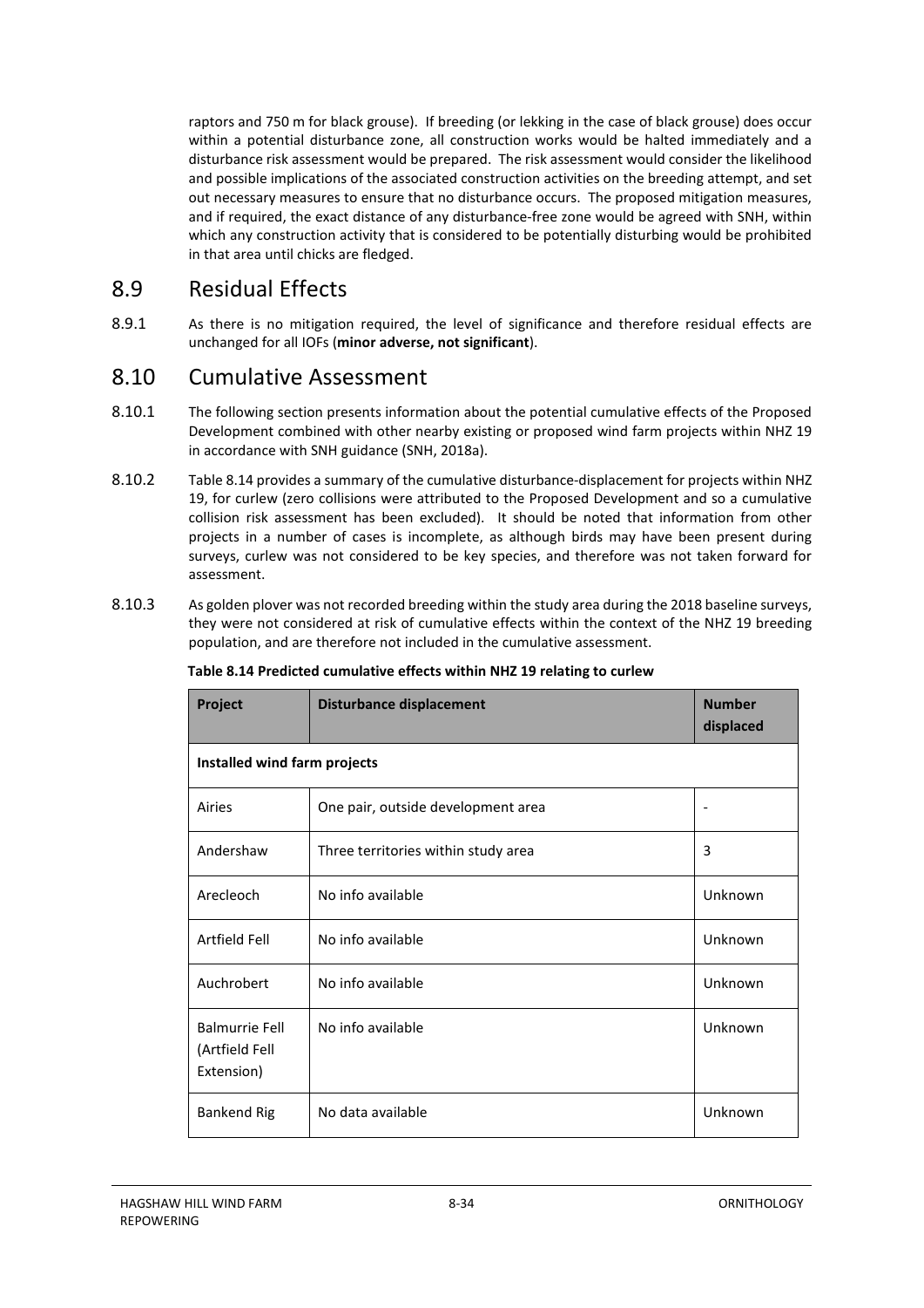raptors and 750 m for black grouse). If breeding (or lekking in the case of black grouse) does occur within a potential disturbance zone, all construction works would be halted immediately and a disturbance risk assessment would be prepared. The risk assessment would consider the likelihood and possible implications of the associated construction activities on the breeding attempt, and set out necessary measures to ensure that no disturbance occurs. The proposed mitigation measures, and if required, the exact distance of any disturbance-free zone would be agreed with SNH, within which any construction activity that is considered to be potentially disturbing would be prohibited in that area until chicks are fledged.

## 8.9 Residual Effects

8.9.1 As there is no mitigation required, the level of significance and therefore residual effects are unchanged for all IOFs (**minor adverse, not significant**).

## 8.10 Cumulative Assessment

8.10.1 The following section presents information about the potential cumulative effects of the Proposed Development combined with other nearby existing or proposed wind farm projects within NHZ 19 in accordance with SNH guidance (SNH, 2018a).

8.10.2 Table 8.14 provides a summary of the cumulative disturbance-displacement for projects within NHZ 19, for curlew (zero collisions were attributed to the Proposed Development and so a cumulative collision risk assessment has been excluded). It should be noted that information from other projects in a number of cases is incomplete, as although birds may have been present during surveys, curlew was not considered to be key species, and therefore was not taken forward for assessment.

8.10.3 As golden plover was not recorded breeding within the study area during the 2018 baseline surveys, they were not considered at risk of cumulative effects within the context of the NHZ 19 breeding population, and are therefore not included in the cumulative assessment.

**Table 8.14 Predicted cumulative effects within NHZ 19 relating to curlew**

| Project | Disturbance displacement | Number displaced |
|---|---|---|
| **Installed wind farm projects** | | |
| Airies | One pair, outside development area | - |
| Andershaw | Three territories within study area | 3 |
| Arecleoch | No info available | Unknown |
| Artfield Fell | No info available | Unknown |
| Auchrobert | No info available | Unknown |
| Balmurrie Fell (Artfield Fell Extension) | No info available | Unknown |
| Bankend Rig | No data available | Unknown |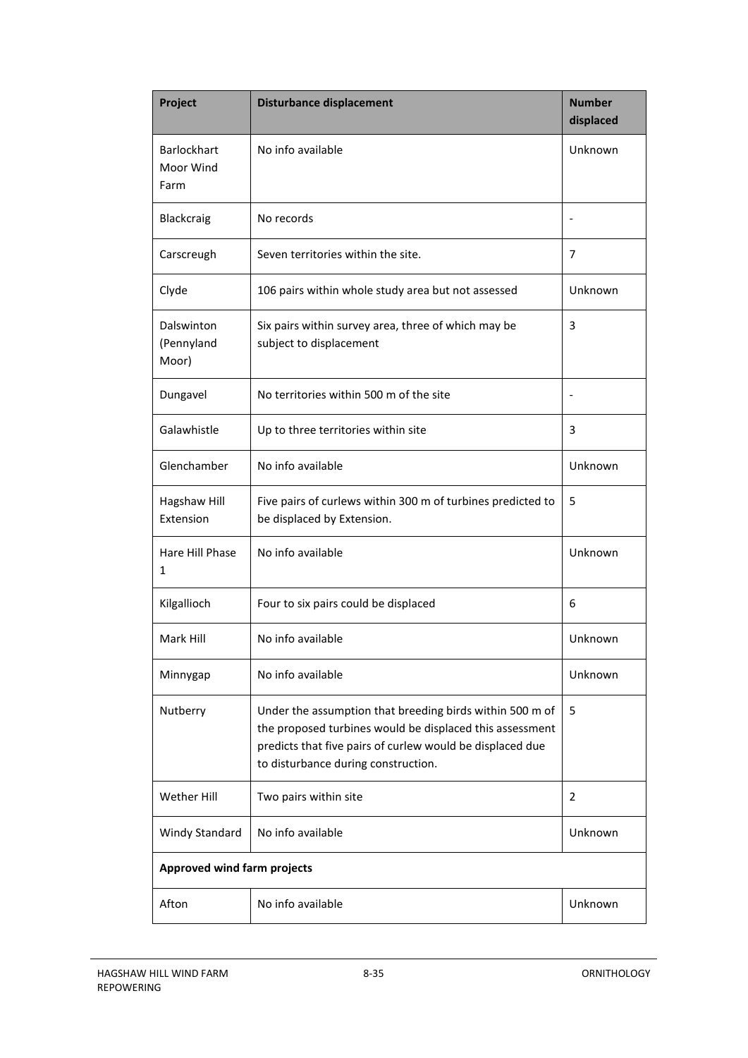| Project | Disturbance displacement | Number displaced |
|---|---|---|
| Barlockhart Moor Wind Farm | No info available | Unknown |
| Blackcraig | No records | - |
| Carscreugh | Seven territories within the site. | 7 |
| Clyde | 106 pairs within whole study area but not assessed | Unknown |
| Dalswinton (Pennyland Moor) | Six pairs within survey area, three of which may be subject to displacement | 3 |
| Dungavel | No territories within 500 m of the site | - |
| Galawhistle | Up to three territories within site | 3 |
| Glenchamber | No info available | Unknown |
| Hagshaw Hill Extension | Five pairs of curlews within 300 m of turbines predicted to be displaced by Extension. | 5 |
| Hare Hill Phase 1 | No info available | Unknown |
| Kilgallioch | Four to six pairs could be displaced | 6 |
| Mark Hill | No info available | Unknown |
| Minnygap | No info available | Unknown |
| Nutberry | Under the assumption that breeding birds within 500 m of the proposed turbines would be displaced this assessment predicts that five pairs of curlew would be displaced due to disturbance during construction. | 5 |
| Wether Hill | Two pairs within site | 2 |
| Windy Standard | No info available | Unknown |
| **Approved wind farm projects** | | |
| Afton | No info available | Unknown |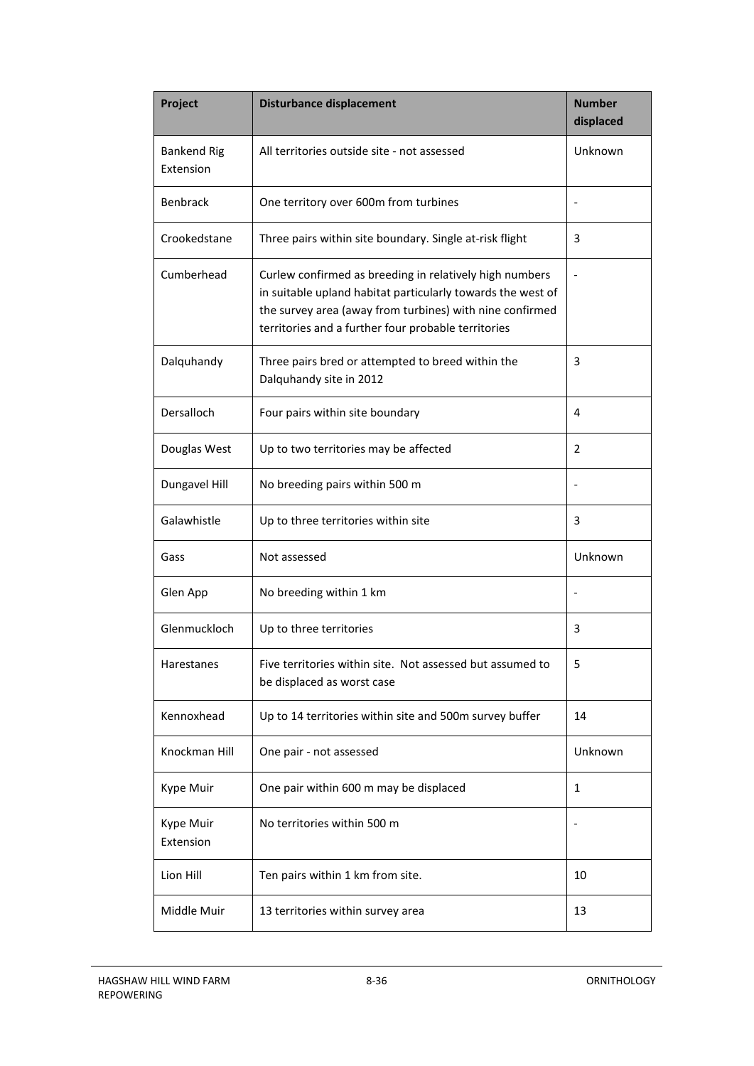| Project | Disturbance displacement | Number displaced |
| --- | --- | --- |
| Bankend Rig Extension | All territories outside site - not assessed | Unknown |
| Benbrack | One territory over 600m from turbines | - |
| Crookedstane | Three pairs within site boundary. Single at-risk flight | 3 |
| Cumberhead | Curlew confirmed as breeding in relatively high numbers in suitable upland habitat particularly towards the west of the survey area (away from turbines) with nine confirmed territories and a further four probable territories | - |
| Dalquhandy | Three pairs bred or attempted to breed within the Dalquhandy site in 2012 | 3 |
| Dersalloch | Four pairs within site boundary | 4 |
| Douglas West | Up to two territories may be affected | 2 |
| Dungavel Hill | No breeding pairs within 500 m | - |
| Galawhistle | Up to three territories within site | 3 |
| Gass | Not assessed | Unknown |
| Glen App | No breeding within 1 km | - |
| Glenmuckloch | Up to three territories | 3 |
| Harestanes | Five territories within site. Not assessed but assumed to be displaced as worst case | 5 |
| Kennoxhead | Up to 14 territories within site and 500m survey buffer | 14 |
| Knockman Hill | One pair - not assessed | Unknown |
| Kype Muir | One pair within 600 m may be displaced | 1 |
| Kype Muir Extension | No territories within 500 m | - |
| Lion Hill | Ten pairs within 1 km from site. | 10 |
| Middle Muir | 13 territories within survey area | 13 |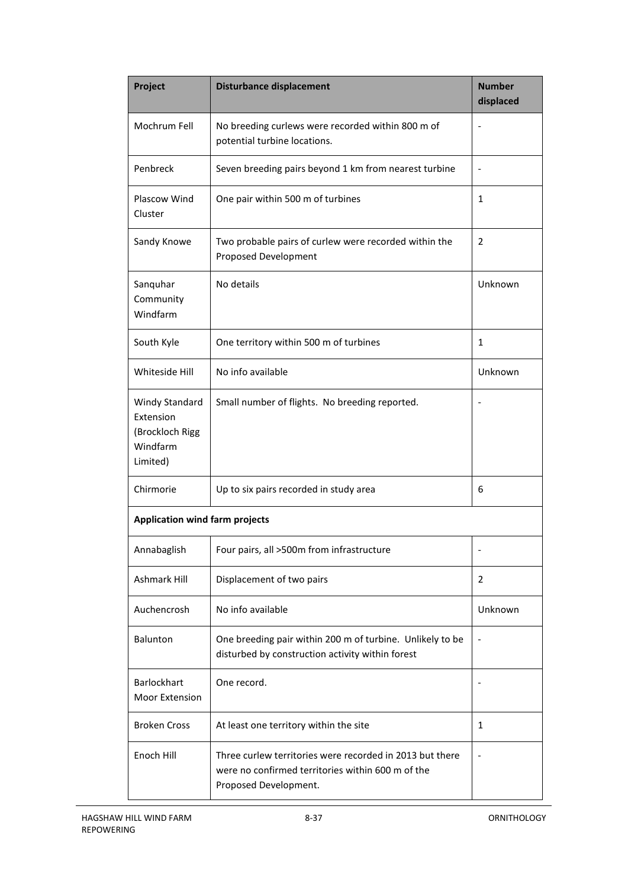| Project | Disturbance displacement | Number displaced |
|---|---|---|
| Mochrum Fell | No breeding curlews were recorded within 800 m of potential turbine locations. | - |
| Penbreck | Seven breeding pairs beyond 1 km from nearest turbine | - |
| Plascow Wind Cluster | One pair within 500 m of turbines | 1 |
| Sandy Knowe | Two probable pairs of curlew were recorded within the Proposed Development | 2 |
| Sanquhar Community Windfarm | No details | Unknown |
| South Kyle | One territory within 500 m of turbines | 1 |
| Whiteside Hill | No info available | Unknown |
| Windy Standard Extension (Brockloch Rigg Windfarm Limited) | Small number of flights. No breeding reported. | - |
| Chirmorie | Up to six pairs recorded in study area | 6 |
| **Application wind farm projects** | | |
| Annabaglish | Four pairs, all >500m from infrastructure | - |
| Ashmark Hill | Displacement of two pairs | 2 |
| Auchencrosh | No info available | Unknown |
| Balunton | One breeding pair within 200 m of turbine. Unlikely to be disturbed by construction activity within forest | - |
| Barlockhart Moor Extension | One record. | - |
| Broken Cross | At least one territory within the site | 1 |
| Enoch Hill | Three curlew territories were recorded in 2013 but there were no confirmed territories within 600 m of the Proposed Development. | - |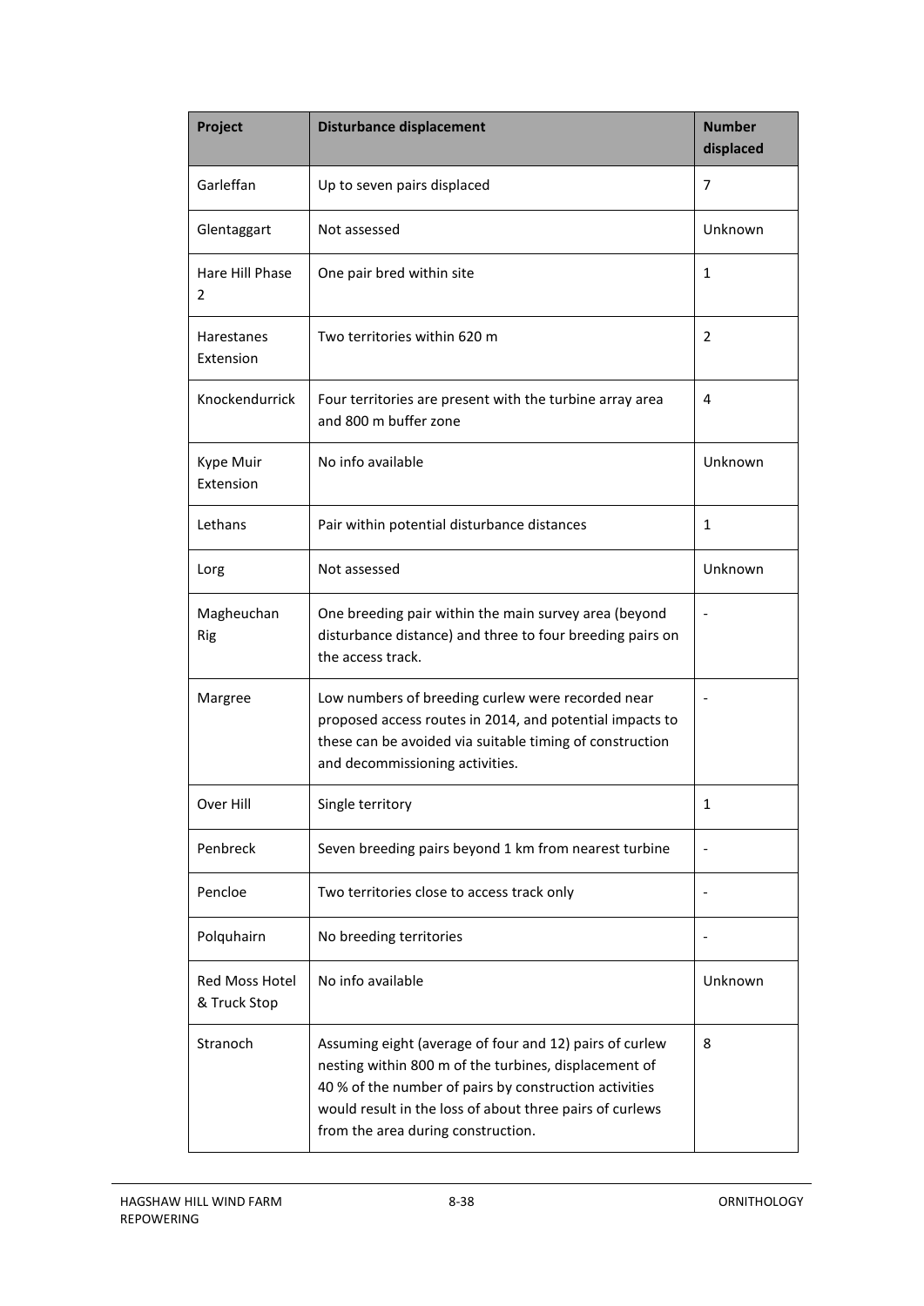| Project | Disturbance displacement | Number displaced |
|---|---|---|
| Garleffan | Up to seven pairs displaced | 7 |
| Glentaggart | Not assessed | Unknown |
| Hare Hill Phase 2 | One pair bred within site | 1 |
| Harestanes Extension | Two territories within 620 m | 2 |
| Knockendurrick | Four territories are present with the turbine array area and 800 m buffer zone | 4 |
| Kype Muir Extension | No info available | Unknown |
| Lethans | Pair within potential disturbance distances | 1 |
| Lorg | Not assessed | Unknown |
| Magheuchan Rig | One breeding pair within the main survey area (beyond disturbance distance) and three to four breeding pairs on the access track. | - |
| Margree | Low numbers of breeding curlew were recorded near proposed access routes in 2014, and potential impacts to these can be avoided via suitable timing of construction and decommissioning activities. | - |
| Over Hill | Single territory | 1 |
| Penbreck | Seven breeding pairs beyond 1 km from nearest turbine | - |
| Pencloe | Two territories close to access track only | - |
| Polquhairn | No breeding territories | - |
| Red Moss Hotel & Truck Stop | No info available | Unknown |
| Stranoch | Assuming eight (average of four and 12) pairs of curlew nesting within 800 m of the turbines, displacement of 40 % of the number of pairs by construction activities would result in the loss of about three pairs of curlews from the area during construction. | 8 |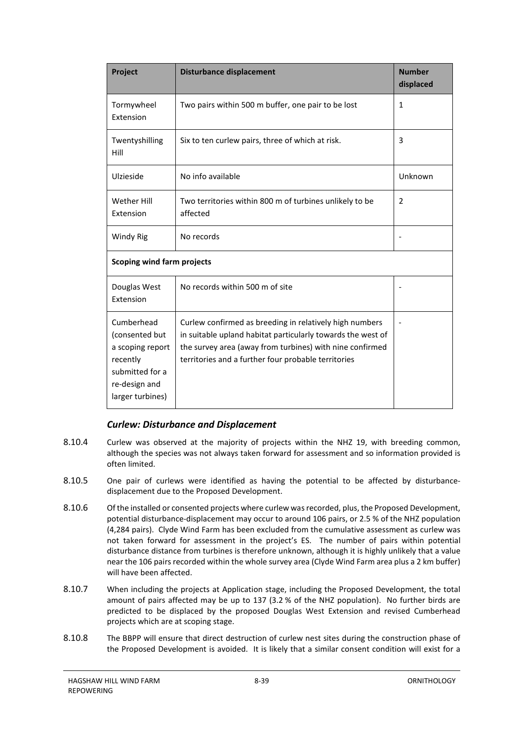| Project | Disturbance displacement | Number displaced |
| --- | --- | --- |
| Tormywheel Extension | Two pairs within 500 m buffer, one pair to be lost | 1 |
| Twentyshilling Hill | Six to ten curlew pairs, three of which at risk. | 3 |
| Ulzieside | No info available | Unknown |
| Wether Hill Extension | Two territories within 800 m of turbines unlikely to be affected | 2 |
| Windy Rig | No records | - |
| **Scoping wind farm projects** | | |
| Douglas West Extension | No records within 500 m of site | - |
| Cumberhead (consented but a scoping report recently submitted for a re-design and larger turbines) | Curlew confirmed as breeding in relatively high numbers in suitable upland habitat particularly towards the west of the survey area (away from turbines) with nine confirmed territories and a further four probable territories | - |

### *Curlew: Disturbance and Displacement*

8.10.4 Curlew was observed at the majority of projects within the NHZ 19, with breeding common, although the species was not always taken forward for assessment and so information provided is often limited.

8.10.5 One pair of curlews were identified as having the potential to be affected by disturbance-displacement due to the Proposed Development.

8.10.6 Of the installed or consented projects where curlew was recorded, plus, the Proposed Development, potential disturbance-displacement may occur to around 106 pairs, or 2.5 % of the NHZ population (4,284 pairs). Clyde Wind Farm has been excluded from the cumulative assessment as curlew was not taken forward for assessment in the project's ES. The number of pairs within potential disturbance distance from turbines is therefore unknown, although it is highly unlikely that a value near the 106 pairs recorded within the whole survey area (Clyde Wind Farm area plus a 2 km buffer) will have been affected.

8.10.7 When including the projects at Application stage, including the Proposed Development, the total amount of pairs affected may be up to 137 (3.2 % of the NHZ population). No further birds are predicted to be displaced by the proposed Douglas West Extension and revised Cumberhead projects which are at scoping stage.

8.10.8 The BBPP will ensure that direct destruction of curlew nest sites during the construction phase of the Proposed Development is avoided. It is likely that a similar consent condition will exist for a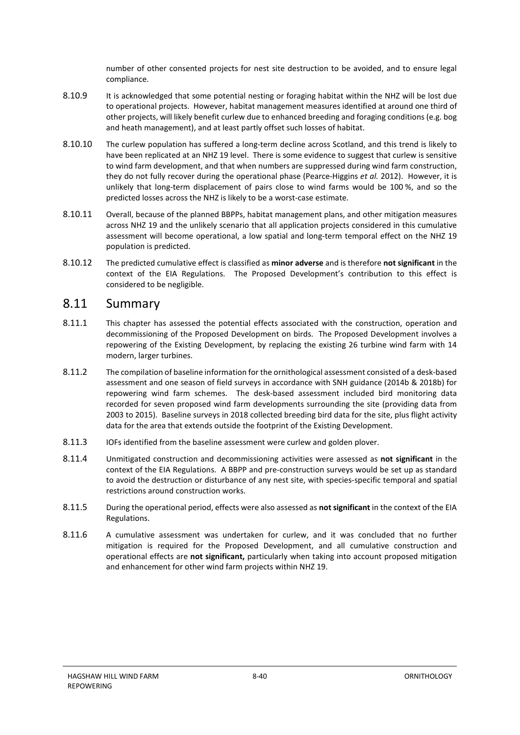number of other consented projects for nest site destruction to be avoided, and to ensure legal compliance.

8.10.9 It is acknowledged that some potential nesting or foraging habitat within the NHZ will be lost due to operational projects. However, habitat management measures identified at around one third of other projects, will likely benefit curlew due to enhanced breeding and foraging conditions (e.g. bog and heath management), and at least partly offset such losses of habitat.

8.10.10 The curlew population has suffered a long-term decline across Scotland, and this trend is likely to have been replicated at an NHZ 19 level. There is some evidence to suggest that curlew is sensitive to wind farm development, and that when numbers are suppressed during wind farm construction, they do not fully recover during the operational phase (Pearce-Higgins *et al.* 2012). However, it is unlikely that long-term displacement of pairs close to wind farms would be 100 %, and so the predicted losses across the NHZ is likely to be a worst-case estimate.

8.10.11 Overall, because of the planned BBPPs, habitat management plans, and other mitigation measures across NHZ 19 and the unlikely scenario that all application projects considered in this cumulative assessment will become operational, a low spatial and long-term temporal effect on the NHZ 19 population is predicted.

8.10.12 The predicted cumulative effect is classified as **minor adverse** and is therefore **not significant** in the context of the EIA Regulations. The Proposed Development's contribution to this effect is considered to be negligible.

## 8.11 Summary

8.11.1 This chapter has assessed the potential effects associated with the construction, operation and decommissioning of the Proposed Development on birds. The Proposed Development involves a repowering of the Existing Development, by replacing the existing 26 turbine wind farm with 14 modern, larger turbines.

8.11.2 The compilation of baseline information for the ornithological assessment consisted of a desk-based assessment and one season of field surveys in accordance with SNH guidance (2014b & 2018b) for repowering wind farm schemes. The desk-based assessment included bird monitoring data recorded for seven proposed wind farm developments surrounding the site (providing data from 2003 to 2015). Baseline surveys in 2018 collected breeding bird data for the site, plus flight activity data for the area that extends outside the footprint of the Existing Development.

8.11.3 IOFs identified from the baseline assessment were curlew and golden plover.

8.11.4 Unmitigated construction and decommissioning activities were assessed as **not significant** in the context of the EIA Regulations. A BBPP and pre-construction surveys would be set up as standard to avoid the destruction or disturbance of any nest site, with species-specific temporal and spatial restrictions around construction works.

8.11.5 During the operational period, effects were also assessed as **not significant** in the context of the EIA Regulations.

8.11.6 A cumulative assessment was undertaken for curlew, and it was concluded that no further mitigation is required for the Proposed Development, and all cumulative construction and operational effects are **not significant,** particularly when taking into account proposed mitigation and enhancement for other wind farm projects within NHZ 19.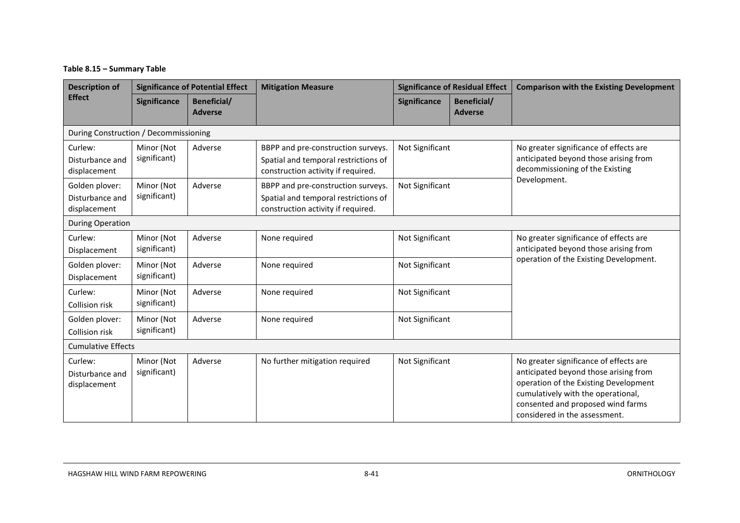**Table 8.15 – Summary Table**

| Description of Effect | Significance of Potential Effect | | Mitigation Measure | Significance of Residual Effect | | Comparison with the Existing Development |
|---|---|---|---|---|---|---|
| | Significance | Beneficial/ Adverse | | Significance | Beneficial/ Adverse | |
| During Construction / Decommissioning | | | | | | |
| Curlew: Disturbance and displacement | Minor (Not significant) | Adverse | BBPP and pre-construction surveys. Spatial and temporal restrictions of construction activity if required. | Not Significant | | No greater significance of effects are anticipated beyond those arising from decommissioning of the Existing Development. |
| Golden plover: Disturbance and displacement | Minor (Not significant) | Adverse | BBPP and pre-construction surveys. Spatial and temporal restrictions of construction activity if required. | Not Significant | | |
| During Operation | | | | | | |
| Curlew: Displacement | Minor (Not significant) | Adverse | None required | Not Significant | | No greater significance of effects are anticipated beyond those arising from operation of the Existing Development. |
| Golden plover: Displacement | Minor (Not significant) | Adverse | None required | Not Significant | | |
| Curlew: Collision risk | Minor (Not significant) | Adverse | None required | Not Significant | | |
| Golden plover: Collision risk | Minor (Not significant) | Adverse | None required | Not Significant | | |
| Cumulative Effects | | | | | | |
| Curlew: Disturbance and displacement | Minor (Not significant) | Adverse | No further mitigation required | Not Significant | | No greater significance of effects are anticipated beyond those arising from operation of the Existing Development cumulatively with the operational, consented and proposed wind farms considered in the assessment. |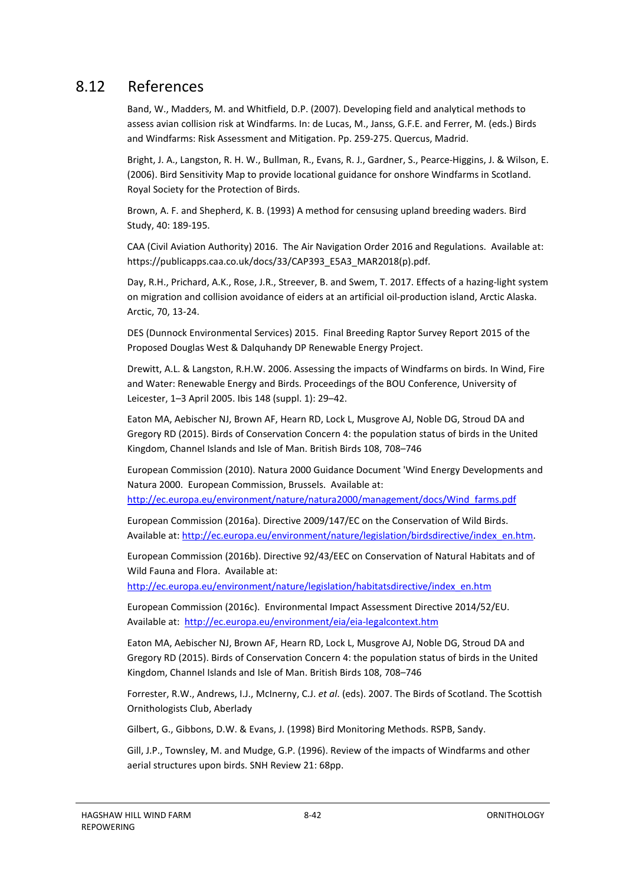## 8.12 References

Band, W., Madders, M. and Whitfield, D.P. (2007). Developing field and analytical methods to assess avian collision risk at Windfarms. In: de Lucas, M., Janss, G.F.E. and Ferrer, M. (eds.) Birds and Windfarms: Risk Assessment and Mitigation. Pp. 259-275. Quercus, Madrid.

Bright, J. A., Langston, R. H. W., Bullman, R., Evans, R. J., Gardner, S., Pearce-Higgins, J. & Wilson, E. (2006). Bird Sensitivity Map to provide locational guidance for onshore Windfarms in Scotland. Royal Society for the Protection of Birds.

Brown, A. F. and Shepherd, K. B. (1993) A method for censusing upland breeding waders. Bird Study, 40: 189-195.

CAA (Civil Aviation Authority) 2016. The Air Navigation Order 2016 and Regulations. Available at: https://publicapps.caa.co.uk/docs/33/CAP393_E5A3_MAR2018(p).pdf.

Day, R.H., Prichard, A.K., Rose, J.R., Streever, B. and Swem, T. 2017. Effects of a hazing-light system on migration and collision avoidance of eiders at an artificial oil-production island, Arctic Alaska. Arctic, 70, 13-24.

DES (Dunnock Environmental Services) 2015. Final Breeding Raptor Survey Report 2015 of the Proposed Douglas West & Dalquhandy DP Renewable Energy Project.

Drewitt, A.L. & Langston, R.H.W. 2006. Assessing the impacts of Windfarms on birds. In Wind, Fire and Water: Renewable Energy and Birds. Proceedings of the BOU Conference, University of Leicester, 1–3 April 2005. Ibis 148 (suppl. 1): 29–42.

Eaton MA, Aebischer NJ, Brown AF, Hearn RD, Lock L, Musgrove AJ, Noble DG, Stroud DA and Gregory RD (2015). Birds of Conservation Concern 4: the population status of birds in the United Kingdom, Channel Islands and Isle of Man. British Birds 108, 708–746

European Commission (2010). Natura 2000 Guidance Document 'Wind Energy Developments and Natura 2000. European Commission, Brussels. Available at: http://ec.europa.eu/environment/nature/natura2000/management/docs/Wind_farms.pdf

European Commission (2016a). Directive 2009/147/EC on the Conservation of Wild Birds. Available at: http://ec.europa.eu/environment/nature/legislation/birdsdirective/index_en.htm.

European Commission (2016b). Directive 92/43/EEC on Conservation of Natural Habitats and of Wild Fauna and Flora. Available at: http://ec.europa.eu/environment/nature/legislation/habitatsdirective/index_en.htm

European Commission (2016c). Environmental Impact Assessment Directive 2014/52/EU. Available at: http://ec.europa.eu/environment/eia/eia-legalcontext.htm

Eaton MA, Aebischer NJ, Brown AF, Hearn RD, Lock L, Musgrove AJ, Noble DG, Stroud DA and Gregory RD (2015). Birds of Conservation Concern 4: the population status of birds in the United Kingdom, Channel Islands and Isle of Man. British Birds 108, 708–746

Forrester, R.W., Andrews, I.J., McInerny, C.J. *et al*. (eds). 2007. The Birds of Scotland. The Scottish Ornithologists Club, Aberlady

Gilbert, G., Gibbons, D.W. & Evans, J. (1998) Bird Monitoring Methods. RSPB, Sandy.

Gill, J.P., Townsley, M. and Mudge, G.P. (1996). Review of the impacts of Windfarms and other aerial structures upon birds. SNH Review 21: 68pp.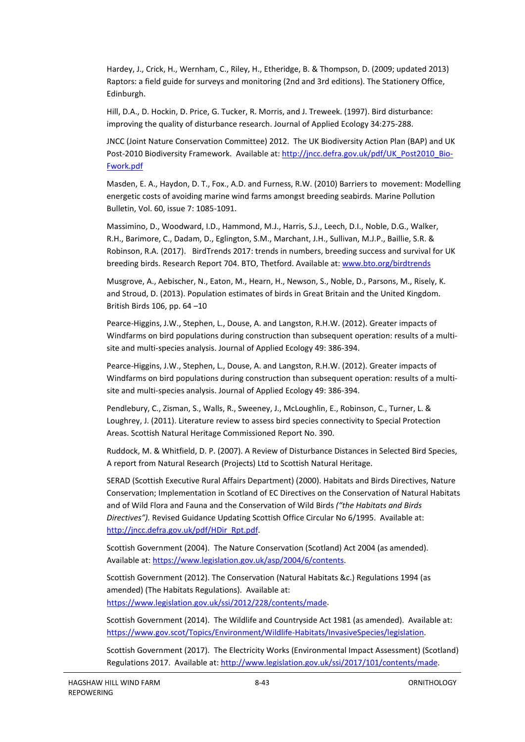Hardey, J., Crick, H., Wernham, C., Riley, H., Etheridge, B. & Thompson, D. (2009; updated 2013) Raptors: a field guide for surveys and monitoring (2nd and 3rd editions). The Stationery Office, Edinburgh.

Hill, D.A., D. Hockin, D. Price, G. Tucker, R. Morris, and J. Treweek. (1997). Bird disturbance: improving the quality of disturbance research. Journal of Applied Ecology 34:275-288.

JNCC (Joint Nature Conservation Committee) 2012. The UK Biodiversity Action Plan (BAP) and UK Post-2010 Biodiversity Framework. Available at: http://jncc.defra.gov.uk/pdf/UK_Post2010_Bio-Fwork.pdf

Masden, E. A., Haydon, D. T., Fox., A.D. and Furness, R.W. (2010) Barriers to movement: Modelling energetic costs of avoiding marine wind farms amongst breeding seabirds. Marine Pollution Bulletin, Vol. 60, issue 7: 1085-1091.

Massimino, D., Woodward, I.D., Hammond, M.J., Harris, S.J., Leech, D.I., Noble, D.G., Walker, R.H., Barimore, C., Dadam, D., Eglington, S.M., Marchant, J.H., Sullivan, M.J.P., Baillie, S.R. & Robinson, R.A. (2017). BirdTrends 2017: trends in numbers, breeding success and survival for UK breeding birds. Research Report 704. BTO, Thetford. Available at: www.bto.org/birdtrends

Musgrove, A., Aebischer, N., Eaton, M., Hearn, H., Newson, S., Noble, D., Parsons, M., Risely, K. and Stroud, D. (2013). Population estimates of birds in Great Britain and the United Kingdom. British Birds 106, pp. 64 –10

Pearce-Higgins, J.W., Stephen, L., Douse, A. and Langston, R.H.W. (2012). Greater impacts of Windfarms on bird populations during construction than subsequent operation: results of a multi-site and multi-species analysis. Journal of Applied Ecology 49: 386-394.

Pearce-Higgins, J.W., Stephen, L., Douse, A. and Langston, R.H.W. (2012). Greater impacts of Windfarms on bird populations during construction than subsequent operation: results of a multi-site and multi-species analysis. Journal of Applied Ecology 49: 386-394.

Pendlebury, C., Zisman, S., Walls, R., Sweeney, J., McLoughlin, E., Robinson, C., Turner, L. & Loughrey, J. (2011). Literature review to assess bird species connectivity to Special Protection Areas. Scottish Natural Heritage Commissioned Report No. 390.

Ruddock, M. & Whitfield, D. P. (2007). A Review of Disturbance Distances in Selected Bird Species, A report from Natural Research (Projects) Ltd to Scottish Natural Heritage.

SERAD (Scottish Executive Rural Affairs Department) (2000). Habitats and Birds Directives, Nature Conservation; Implementation in Scotland of EC Directives on the Conservation of Natural Habitats and of Wild Flora and Fauna and the Conservation of Wild Birds *("the Habitats and Birds Directives").* Revised Guidance Updating Scottish Office Circular No 6/1995. Available at: http://jncc.defra.gov.uk/pdf/HDir_Rpt.pdf.

Scottish Government (2004). The Nature Conservation (Scotland) Act 2004 (as amended). Available at: https://www.legislation.gov.uk/asp/2004/6/contents.

Scottish Government (2012). The Conservation (Natural Habitats &c.) Regulations 1994 (as amended) (The Habitats Regulations). Available at: https://www.legislation.gov.uk/ssi/2012/228/contents/made.

Scottish Government (2014). The Wildlife and Countryside Act 1981 (as amended). Available at: https://www.gov.scot/Topics/Environment/Wildlife-Habitats/InvasiveSpecies/legislation.

Scottish Government (2017). The Electricity Works (Environmental Impact Assessment) (Scotland) Regulations 2017. Available at: http://www.legislation.gov.uk/ssi/2017/101/contents/made.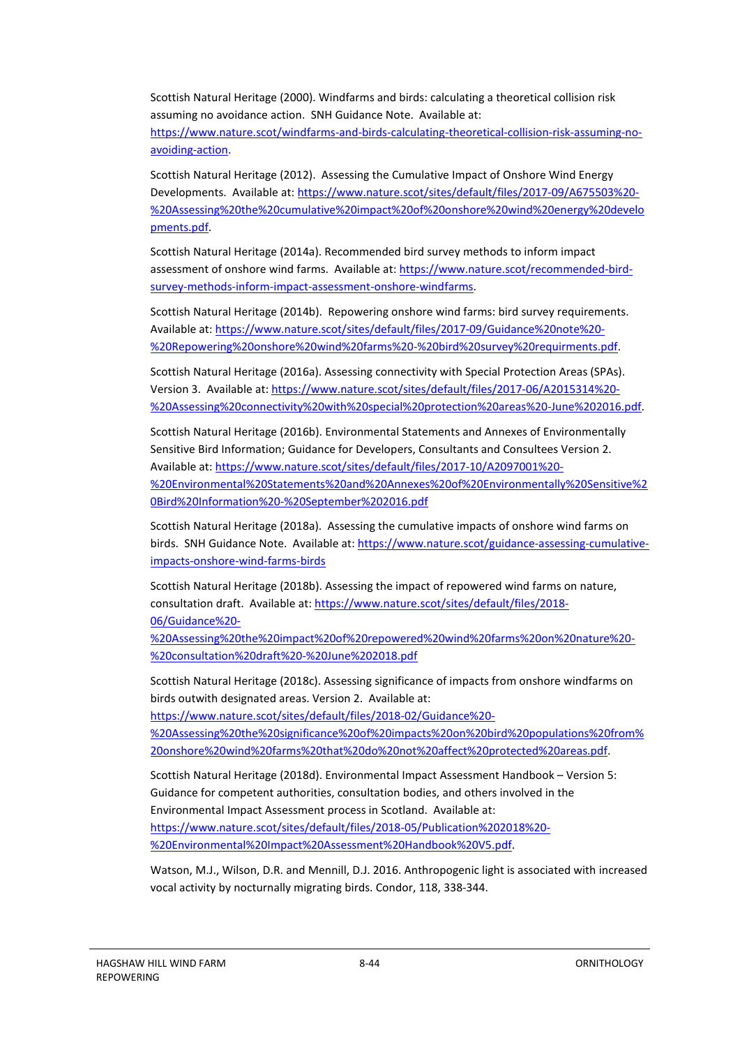Scottish Natural Heritage (2000). Windfarms and birds: calculating a theoretical collision risk assuming no avoidance action. SNH Guidance Note. Available at: https://www.nature.scot/windfarms-and-birds-calculating-theoretical-collision-risk-assuming-no-avoiding-action.

Scottish Natural Heritage (2012). Assessing the Cumulative Impact of Onshore Wind Energy Developments. Available at: https://www.nature.scot/sites/default/files/2017-09/A675503%20-%20Assessing%20the%20cumulative%20impact%20of%20onshore%20wind%20energy%20developments.pdf.

Scottish Natural Heritage (2014a). Recommended bird survey methods to inform impact assessment of onshore wind farms. Available at: https://www.nature.scot/recommended-bird-survey-methods-inform-impact-assessment-onshore-windfarms.

Scottish Natural Heritage (2014b). Repowering onshore wind farms: bird survey requirements. Available at: https://www.nature.scot/sites/default/files/2017-09/Guidance%20note%20-%20Repowering%20onshore%20wind%20farms%20-%20bird%20survey%20requirments.pdf.

Scottish Natural Heritage (2016a). Assessing connectivity with Special Protection Areas (SPAs). Version 3. Available at: https://www.nature.scot/sites/default/files/2017-06/A2015314%20-%20Assessing%20connectivity%20with%20special%20protection%20areas%20-June%202016.pdf.

Scottish Natural Heritage (2016b). Environmental Statements and Annexes of Environmentally Sensitive Bird Information; Guidance for Developers, Consultants and Consultees Version 2. Available at: https://www.nature.scot/sites/default/files/2017-10/A2097001%20-%20Environmental%20Statements%20and%20Annexes%20of%20Environmentally%20Sensitive%20Bird%20Information%20-%20September%202016.pdf

Scottish Natural Heritage (2018a). Assessing the cumulative impacts of onshore wind farms on birds. SNH Guidance Note. Available at: https://www.nature.scot/guidance-assessing-cumulative-impacts-onshore-wind-farms-birds

Scottish Natural Heritage (2018b). Assessing the impact of repowered wind farms on nature, consultation draft. Available at: https://www.nature.scot/sites/default/files/2018-06/Guidance%20-%20Assessing%20the%20impact%20of%20repowered%20wind%20farms%20on%20nature%20-%20consultation%20draft%20-%20June%202018.pdf

Scottish Natural Heritage (2018c). Assessing significance of impacts from onshore windfarms on birds outwith designated areas. Version 2. Available at: https://www.nature.scot/sites/default/files/2018-02/Guidance%20-%20Assessing%20the%20significance%20of%20impacts%20on%20bird%20populations%20from%20onshore%20wind%20farms%20that%20do%20not%20affect%20protected%20areas.pdf.

Scottish Natural Heritage (2018d). Environmental Impact Assessment Handbook – Version 5: Guidance for competent authorities, consultation bodies, and others involved in the Environmental Impact Assessment process in Scotland. Available at: https://www.nature.scot/sites/default/files/2018-05/Publication%202018%20-%20Environmental%20Impact%20Assessment%20Handbook%20V5.pdf.

Watson, M.J., Wilson, D.R. and Mennill, D.J. 2016. Anthropogenic light is associated with increased vocal activity by nocturnally migrating birds. Condor, 118, 338-344.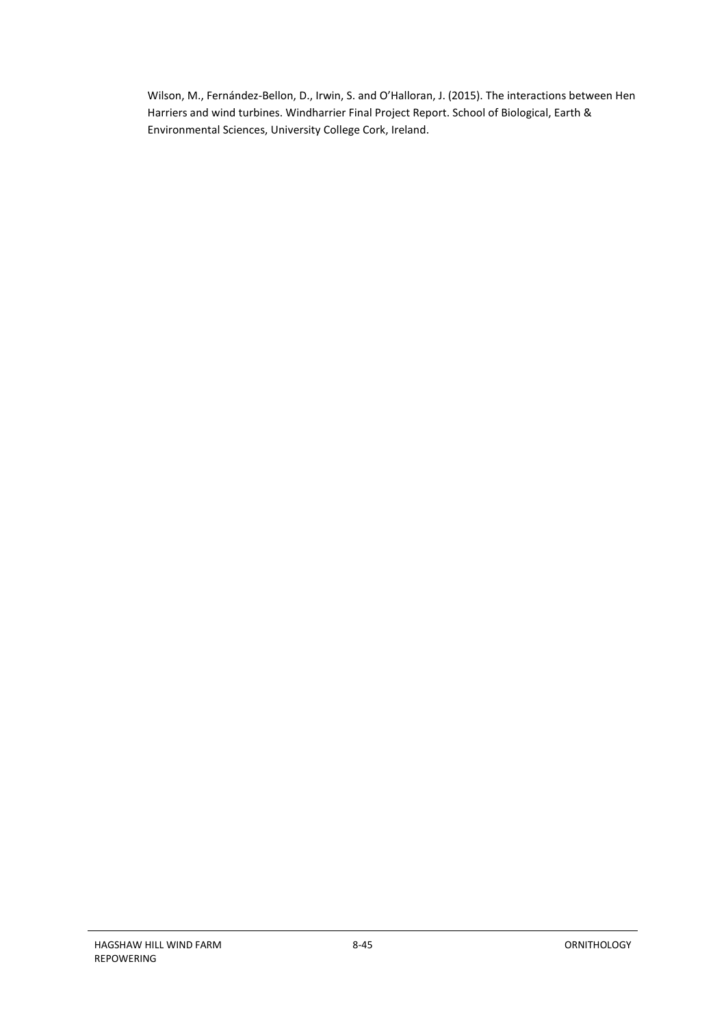Wilson, M., Fernández-Bellon, D., Irwin, S. and O'Halloran, J. (2015). The interactions between Hen Harriers and wind turbines. Windharrier Final Project Report. School of Biological, Earth & Environmental Sciences, University College Cork, Ireland.